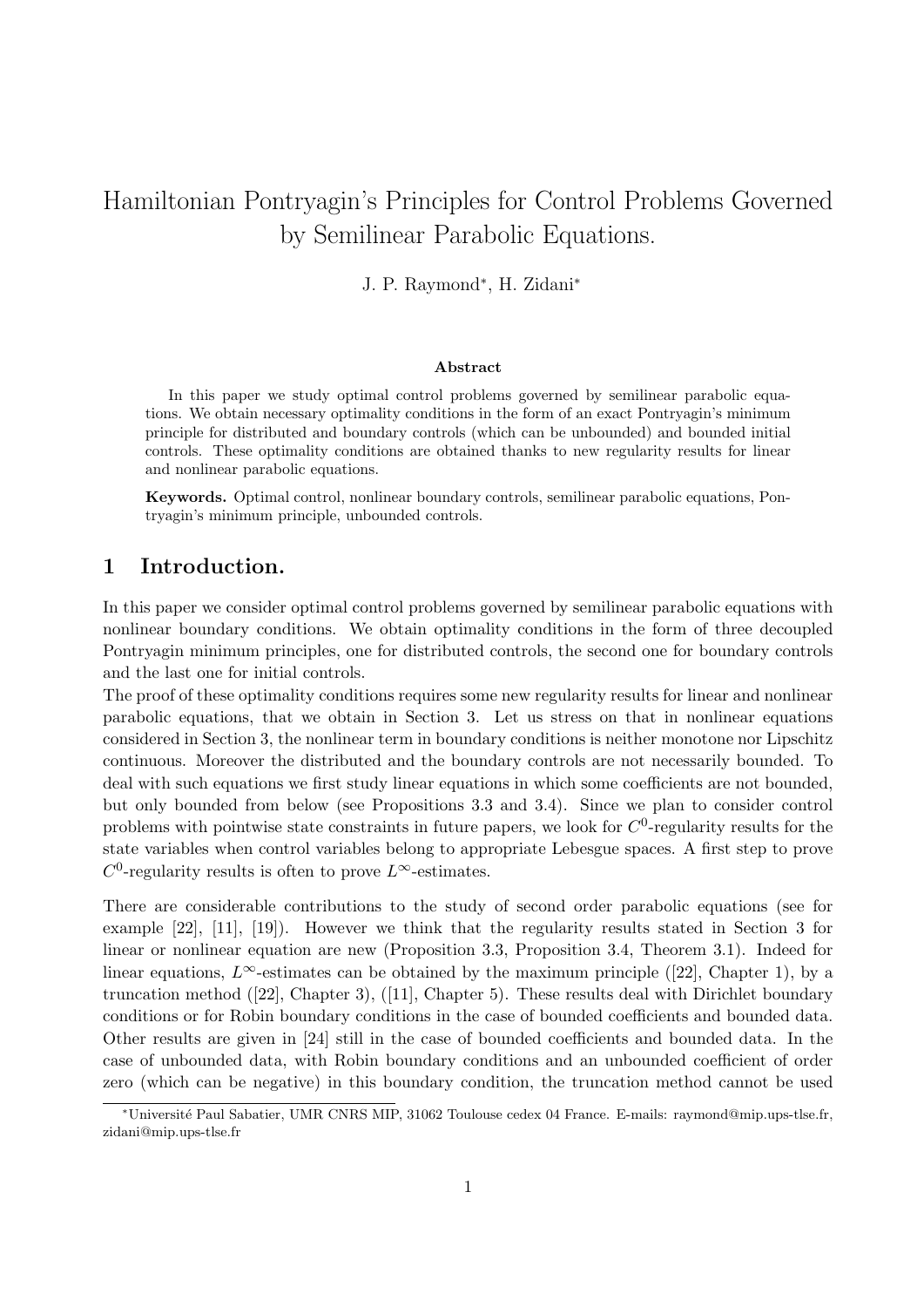# Hamiltonian Pontryagin's Principles for Control Problems Governed by Semilinear Parabolic Equations.

J. P. Raymond*, H. Zidani*

**Abstract**

In this paper we study optimal control problems governed by semilinear parabolic equations. We obtain necessary optimality conditions in the form of an exact Pontryagin's minimum principle for distributed and boundary controls (which can be unbounded) and bounded initial controls. These optimality conditions are obtained thanks to new regularity results for linear and nonlinear parabolic equations.

**Keywords.** Optimal control, nonlinear boundary controls, semilinear parabolic equations, Pontryagin's minimum principle, unbounded controls.

## 1 Introduction.

In this paper we consider optimal control problems governed by semilinear parabolic equations with nonlinear boundary conditions. We obtain optimality conditions in the form of three decoupled Pontryagin minimum principles, one for distributed controls, the second one for boundary controls and the last one for initial controls.

The proof of these optimality conditions requires some new regularity results for linear and nonlinear parabolic equations, that we obtain in Section 3. Let us stress on that in nonlinear equations considered in Section 3, the nonlinear term in boundary conditions is neither monotone nor Lipschitz continuous. Moreover the distributed and the boundary controls are not necessarily bounded. To deal with such equations we first study linear equations in which some coefficients are not bounded, but only bounded from below (see Propositions 3.3 and 3.4). Since we plan to consider control problems with pointwise state constraints in future papers, we look for $C^0$-regularity results for the state variables when control variables belong to appropriate Lebesgue spaces. A first step to prove $C^0$-regularity results is often to prove $L^\infty$-estimates.

There are considerable contributions to the study of second order parabolic equations (see for example [22], [11], [19]). However we think that the regularity results stated in Section 3 for linear or nonlinear equation are new (Proposition 3.3, Proposition 3.4, Theorem 3.1). Indeed for linear equations, $L^\infty$-estimates can be obtained by the maximum principle ([22], Chapter 1), by a truncation method ([22], Chapter 3), ([11], Chapter 5). These results deal with Dirichlet boundary conditions or for Robin boundary conditions in the case of bounded coefficients and bounded data. Other results are given in [24] still in the case of bounded coefficients and bounded data. In the case of unbounded data, with Robin boundary conditions and an unbounded coefficient of order zero (which can be negative) in this boundary condition, the truncation method cannot be used

*Université Paul Sabatier, UMR CNRS MIP, 31062 Toulouse cedex 04 France. E-mails: raymond@mip.ups-tlse.fr, zidani@mip.ups-tlse.fr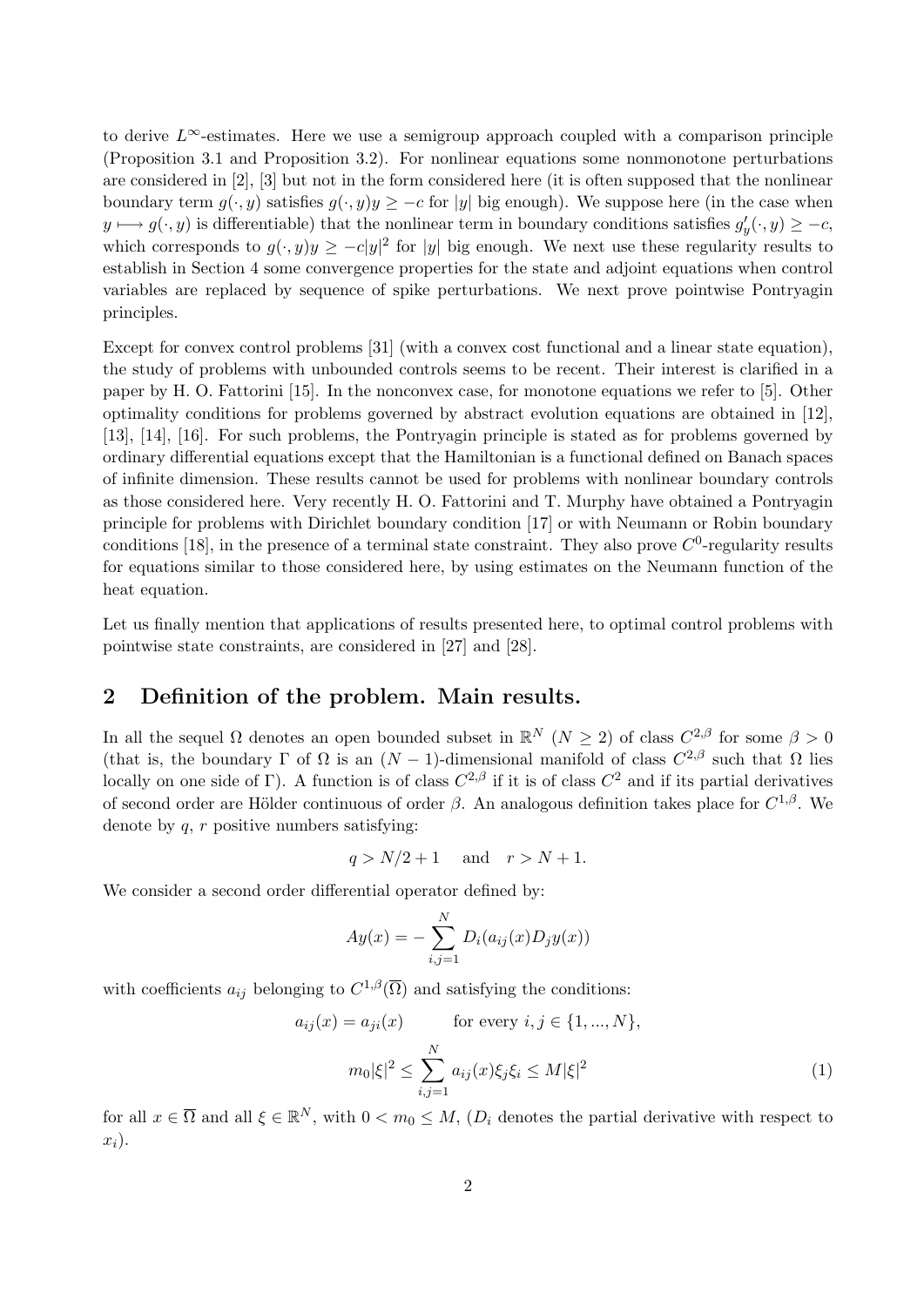to derive $L^\infty$-estimates. Here we use a semigroup approach coupled with a comparison principle (Proposition 3.1 and Proposition 3.2). For nonlinear equations some nonmonotone perturbations are considered in [2], [3] but not in the form considered here (it is often supposed that the nonlinear boundary term $g(\cdot, y)$ satisfies $g(\cdot, y)y \geq -c$ for $|y|$ big enough). We suppose here (in the case when $y \longmapsto g(\cdot, y)$ is differentiable) that the nonlinear term in boundary conditions satisfies $g'_y(\cdot, y) \geq -c$, which corresponds to $g(\cdot, y)y \geq -c|y|^2$ for $|y|$ big enough. We next use these regularity results to establish in Section 4 some convergence properties for the state and adjoint equations when control variables are replaced by sequence of spike perturbations. We next prove pointwise Pontryagin principles.

Except for convex control problems [31] (with a convex cost functional and a linear state equation), the study of problems with unbounded controls seems to be recent. Their interest is clarified in a paper by H. O. Fattorini [15]. In the nonconvex case, for monotone equations we refer to [5]. Other optimality conditions for problems governed by abstract evolution equations are obtained in [12], [13], [14], [16]. For such problems, the Pontryagin principle is stated as for problems governed by ordinary differential equations except that the Hamiltonian is a functional defined on Banach spaces of infinite dimension. These results cannot be used for problems with nonlinear boundary controls as those considered here. Very recently H. O. Fattorini and T. Murphy have obtained a Pontryagin principle for problems with Dirichlet boundary condition [17] or with Neumann or Robin boundary conditions [18], in the presence of a terminal state constraint. They also prove $C^0$-regularity results for equations similar to those considered here, by using estimates on the Neumann function of the heat equation.

Let us finally mention that applications of results presented here, to optimal control problems with pointwise state constraints, are considered in [27] and [28].

## 2 Definition of the problem. Main results.

In all the sequel $\Omega$ denotes an open bounded subset in $\mathbb{R}^N$ ($N \geq 2$) of class $C^{2,\beta}$ for some $\beta > 0$ (that is, the boundary $\Gamma$ of $\Omega$ is an $(N-1)$-dimensional manifold of class $C^{2,\beta}$ such that $\Omega$ lies locally on one side of $\Gamma$). A function is of class $C^{2,\beta}$ if it is of class $C^2$ and if its partial derivatives of second order are Hölder continuous of order $\beta$. An analogous definition takes place for $C^{1,\beta}$. We denote by $q$, $r$ positive numbers satisfying:

$$q > N/2 + 1 \quad \text{and} \quad r > N + 1.$$

We consider a second order differential operator defined by:

$$Ay(x) = -\sum_{i,j=1}^{N} D_i(a_{ij}(x) D_j y(x))$$

with coefficients $a_{ij}$ belonging to $C^{1,\beta}(\overline{\Omega})$ and satisfying the conditions:

$$a_{ij}(x) = a_{ji}(x) \qquad \text{for every } i, j \in \{1, ..., N\},$$

$$m_0|\xi|^2 \leq \sum_{i,j=1}^{N} a_{ij}(x)\xi_j\xi_i \leq M|\xi|^2 \tag{1}$$

for all $x \in \overline{\Omega}$ and all $\xi \in \mathbb{R}^N$, with $0 < m_0 \leq M$, ($D_i$ denotes the partial derivative with respect to $x_i$).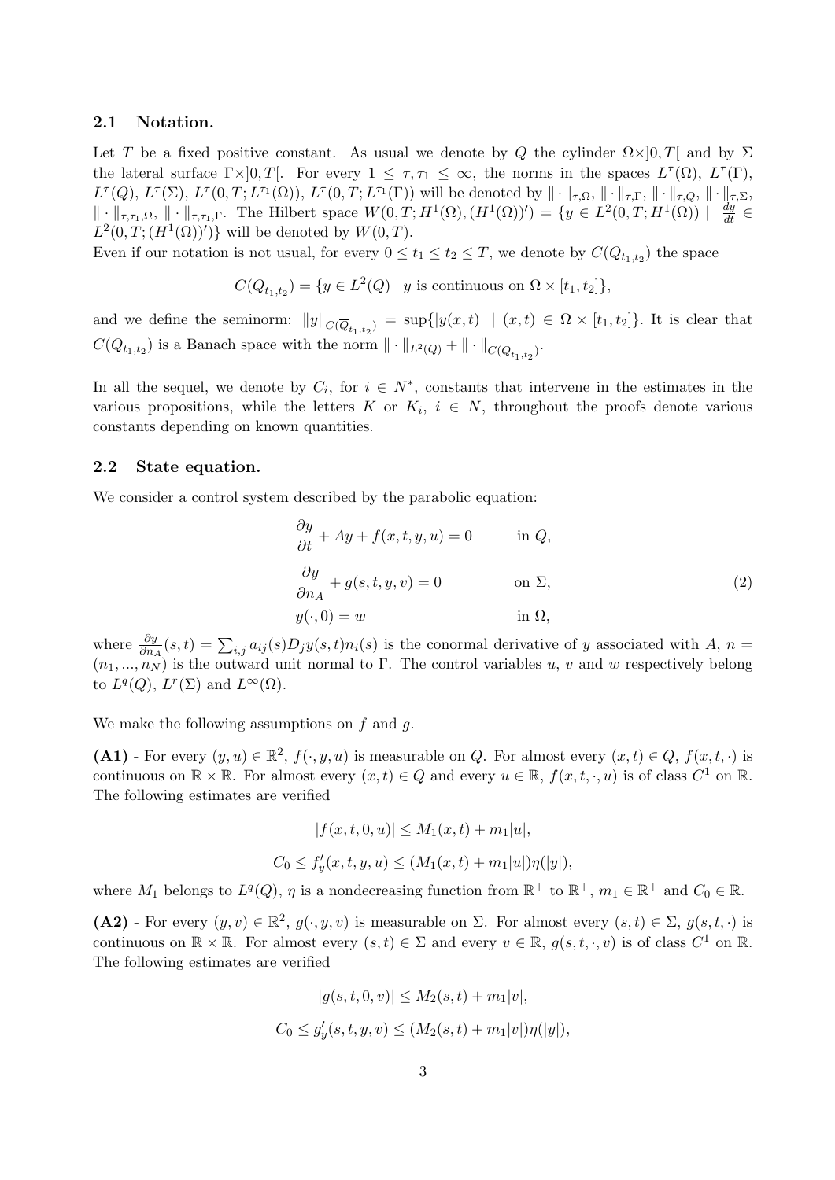### 2.1 Notation.

Let $T$ be a fixed positive constant. As usual we denote by $Q$ the cylinder $\Omega\times]0,T[$ and by $\Sigma$ the lateral surface $\Gamma\times]0,T[$. For every $1 \leq \tau, \tau_1 \leq \infty$, the norms in the spaces $L^\tau(\Omega)$, $L^\tau(\Gamma)$, $L^\tau(Q)$, $L^\tau(\Sigma)$, $L^\tau(0,T;L^{\tau_1}(\Omega))$, $L^\tau(0,T;L^{\tau_1}(\Gamma))$ will be denoted by $\|\cdot\|_{\tau,\Omega}$, $\|\cdot\|_{\tau,\Gamma}$, $\|\cdot\|_{\tau,Q}$, $\|\cdot\|_{\tau,\Sigma}$, $\|\cdot\|_{\tau,\tau_1,\Omega}$, $\|\cdot\|_{\tau,\tau_1,\Gamma}$. The Hilbert space $W(0,T;H^1(\Omega),(H^1(\Omega))') = \{y \in L^2(0,T;H^1(\Omega)) \mid \frac{dy}{dt} \in L^2(0,T;(H^1(\Omega))')\}$ will be denoted by $W(0,T)$.

Even if our notation is not usual, for every $0 \leq t_1 \leq t_2 \leq T$, we denote by $C(\overline{Q}_{t_1,t_2})$ the space

$$C(\overline{Q}_{t_1,t_2}) = \{y \in L^2(Q) \mid y \text{ is continuous on } \overline{\Omega} \times [t_1,t_2]\},$$

and we define the seminorm: $\|y\|_{C(\overline{Q}_{t_1,t_2})} = \sup\{|y(x,t)| \mid (x,t) \in \overline{\Omega} \times [t_1,t_2]\}$. It is clear that $C(\overline{Q}_{t_1,t_2})$ is a Banach space with the norm $\|\cdot\|_{L^2(Q)} + \|\cdot\|_{C(\overline{Q}_{t_1,t_2})}$.

In all the sequel, we denote by $C_i$, for $i \in N^*$, constants that intervene in the estimates in the various propositions, while the letters $K$ or $K_i$, $i \in N$, throughout the proofs denote various constants depending on known quantities.

### 2.2 State equation.

We consider a control system described by the parabolic equation:

$$\begin{aligned}
&\frac{\partial y}{\partial t} + Ay + f(x,t,y,u) = 0 \qquad &&\text{in } Q,\\
&\frac{\partial y}{\partial n_A} + g(s,t,y,v) = 0 &&\text{on } \Sigma,\\
&y(\cdot,0) = w &&\text{in } \Omega,
\end{aligned} \tag{2}$$

where $\frac{\partial y}{\partial n_A}(s,t) = \sum_{i,j} a_{ij}(s) D_j y(s,t) n_i(s)$ is the conormal derivative of $y$ associated with $A$, $n = (n_1,...,n_N)$ is the outward unit normal to $\Gamma$. The control variables $u$, $v$ and $w$ respectively belong to $L^q(Q)$, $L^r(\Sigma)$ and $L^\infty(\Omega)$.

We make the following assumptions on $f$ and $g$.

**(A1)** - For every $(y,u) \in \mathbb{R}^2$, $f(\cdot,y,u)$ is measurable on $Q$. For almost every $(x,t) \in Q$, $f(x,t,\cdot)$ is continuous on $\mathbb{R} \times \mathbb{R}$. For almost every $(x,t) \in Q$ and every $u \in \mathbb{R}$, $f(x,t,\cdot,u)$ is of class $C^1$ on $\mathbb{R}$. The following estimates are verified

$$|f(x,t,0,u)| \leq M_1(x,t) + m_1|u|,$$

$$C_0 \leq f'_y(x,t,y,u) \leq (M_1(x,t) + m_1|u|)\eta(|y|),$$

where $M_1$ belongs to $L^q(Q)$, $\eta$ is a nondecreasing function from $\mathbb{R}^+$ to $\mathbb{R}^+$, $m_1 \in \mathbb{R}^+$ and $C_0 \in \mathbb{R}$.

**(A2)** - For every $(y,v) \in \mathbb{R}^2$, $g(\cdot,y,v)$ is measurable on $\Sigma$. For almost every $(s,t) \in \Sigma$, $g(s,t,\cdot)$ is continuous on $\mathbb{R} \times \mathbb{R}$. For almost every $(s,t) \in \Sigma$ and every $v \in \mathbb{R}$, $g(s,t,\cdot,v)$ is of class $C^1$ on $\mathbb{R}$. The following estimates are verified

$$|g(s,t,0,v)| \leq M_2(s,t) + m_1|v|,$$

$$C_0 \leq g'_y(s,t,y,v) \leq (M_2(s,t) + m_1|v|)\eta(|y|),$$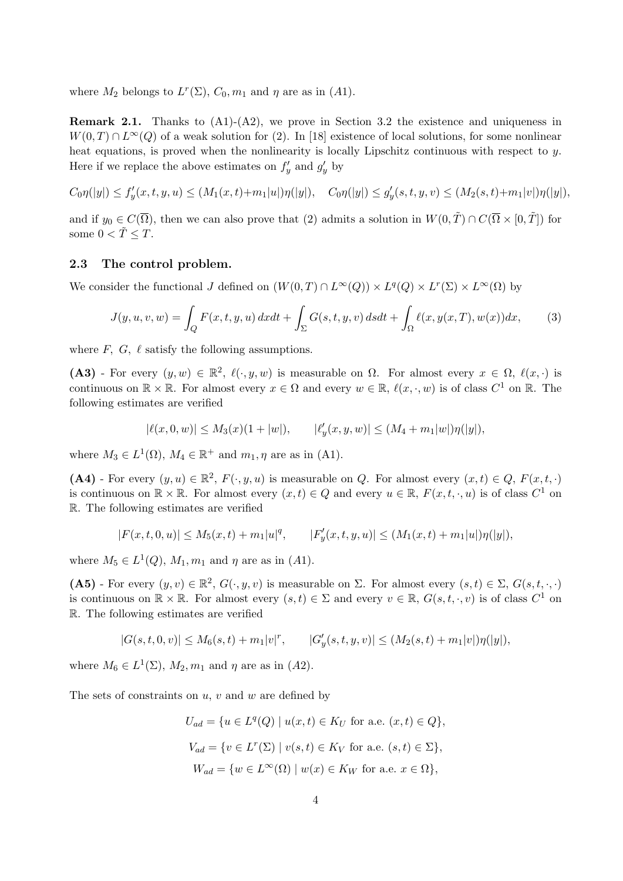where $M_2$ belongs to $L^r(\Sigma)$, $C_0, m_1$ and $\eta$ are as in $(A1)$.

**Remark 2.1.** Thanks to (A1)-(A2), we prove in Section 3.2 the existence and uniqueness in $W(0,T) \cap L^\infty(Q)$ of a weak solution for (2). In [18] existence of local solutions, for some nonlinear heat equations, is proved when the nonlinearity is locally Lipschitz continuous with respect to $y$. Here if we replace the above estimates on $f'_y$ and $g'_y$ by

$$C_0\eta(|y|) \le f'_y(x,t,y,u) \le (M_1(x,t)+m_1|u|)\eta(|y|), \quad C_0\eta(|y|) \le g'_y(s,t,y,v) \le (M_2(s,t)+m_1|v|)\eta(|y|),$$

and if $y_0 \in C(\overline{\Omega})$, then we can also prove that (2) admits a solution in $W(0,\tilde{T}) \cap C(\overline{\Omega} \times [0,\tilde{T}])$ for some $0 < \tilde{T} \le T$.

### 2.3 The control problem.

We consider the functional $J$ defined on $(W(0,T) \cap L^\infty(Q)) \times L^q(Q) \times L^r(\Sigma) \times L^\infty(\Omega)$ by

$$J(y,u,v,w) = \int_Q F(x,t,y,u)\,dxdt + \int_\Sigma G(s,t,y,v)\,dsdt + \int_\Omega \ell(x,y(x,T),w(x))dx, \tag{3}$$

where $F$, $G$, $\ell$ satisfy the following assumptions.

**(A3)** - For every $(y,w) \in \mathbb{R}^2$, $\ell(\cdot,y,w)$ is measurable on $\Omega$. For almost every $x \in \Omega$, $\ell(x,\cdot)$ is continuous on $\mathbb{R} \times \mathbb{R}$. For almost every $x \in \Omega$ and every $w \in \mathbb{R}$, $\ell(x,\cdot,w)$ is of class $C^1$ on $\mathbb{R}$. The following estimates are verified

$$|\ell(x,0,w)| \le M_3(x)(1+|w|), \qquad |\ell'_y(x,y,w)| \le (M_4 + m_1|w|)\eta(|y|),$$

where $M_3 \in L^1(\Omega)$, $M_4 \in \mathbb{R}^+$ and $m_1, \eta$ are as in (A1).

**(A4)** - For every $(y,u) \in \mathbb{R}^2$, $F(\cdot,y,u)$ is measurable on $Q$. For almost every $(x,t) \in Q$, $F(x,t,\cdot)$ is continuous on $\mathbb{R} \times \mathbb{R}$. For almost every $(x,t) \in Q$ and every $u \in \mathbb{R}$, $F(x,t,\cdot,u)$ is of class $C^1$ on $\mathbb{R}$. The following estimates are verified

$$|F(x,t,0,u)| \le M_5(x,t) + m_1|u|^q, \qquad |F'_y(x,t,y,u)| \le (M_1(x,t) + m_1|u|)\eta(|y|),$$

where $M_5 \in L^1(Q)$, $M_1, m_1$ and $\eta$ are as in $(A1)$.

**(A5)** - For every $(y,v) \in \mathbb{R}^2$, $G(\cdot,y,v)$ is measurable on $\Sigma$. For almost every $(s,t) \in \Sigma$, $G(s,t,\cdot,\cdot)$ is continuous on $\mathbb{R} \times \mathbb{R}$. For almost every $(s,t) \in \Sigma$ and every $v \in \mathbb{R}$, $G(s,t,\cdot,v)$ is of class $C^1$ on $\mathbb{R}$. The following estimates are verified

$$|G(s,t,0,v)| \le M_6(s,t) + m_1|v|^r, \qquad |G'_y(s,t,y,v)| \le (M_2(s,t) + m_1|v|)\eta(|y|),$$

where $M_6 \in L^1(\Sigma)$, $M_2, m_1$ and $\eta$ are as in $(A2)$.

The sets of constraints on $u$, $v$ and $w$ are defined by

$$U_{ad} = \{u \in L^q(Q) \mid u(x,t) \in K_U \text{ for a.e. } (x,t) \in Q\},$$

$$V_{ad} = \{v \in L^r(\Sigma) \mid v(s,t) \in K_V \text{ for a.e. } (s,t) \in \Sigma\},$$

$$W_{ad} = \{w \in L^\infty(\Omega) \mid w(x) \in K_W \text{ for a.e. } x \in \Omega\},$$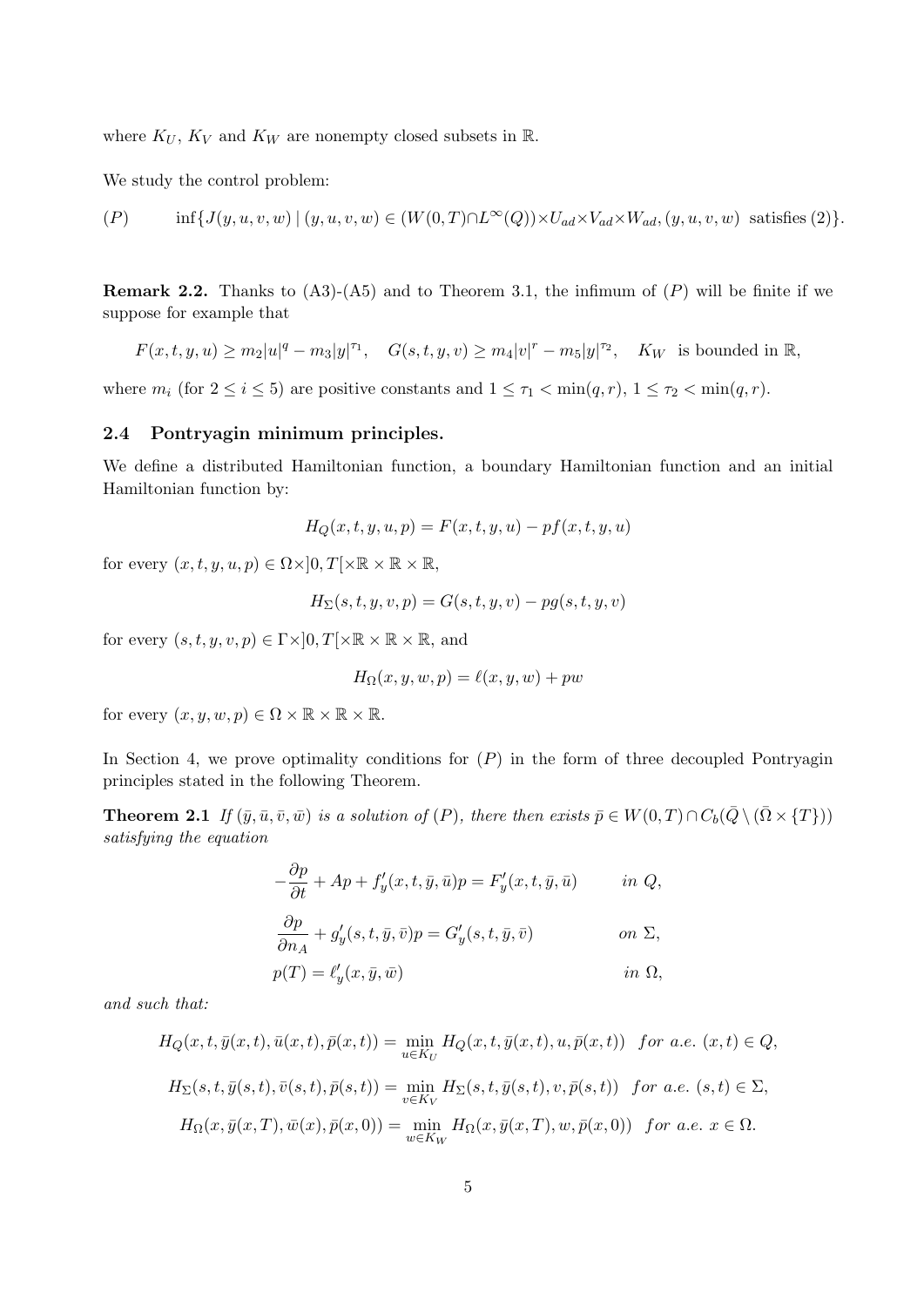where $K_U$, $K_V$ and $K_W$ are nonempty closed subsets in $\mathbb{R}$.

We study the control problem:

$$(P) \qquad \inf\{J(y,u,v,w) \mid (y,u,v,w) \in (W(0,T)\cap L^\infty(Q))\times U_{ad}\times V_{ad}\times W_{ad}, (y,u,v,w) \text{ satisfies (2)}\}.$$

**Remark 2.2.** Thanks to (A3)-(A5) and to Theorem 3.1, the infimum of $(P)$ will be finite if we suppose for example that

$$F(x,t,y,u) \geq m_2|u|^q - m_3|y|^{\tau_1}, \quad G(s,t,y,v) \geq m_4|v|^r - m_5|y|^{\tau_2}, \quad K_W \text{ is bounded in } \mathbb{R},$$

where $m_i$ (for $2 \leq i \leq 5$) are positive constants and $1 \leq \tau_1 < \min(q,r)$, $1 \leq \tau_2 < \min(q,r)$.

### 2.4 Pontryagin minimum principles.

We define a distributed Hamiltonian function, a boundary Hamiltonian function and an initial Hamiltonian function by:

$$H_Q(x,t,y,u,p) = F(x,t,y,u) - pf(x,t,y,u)$$

for every $(x,t,y,u,p) \in \Omega\times]0,T[\times\mathbb{R}\times\mathbb{R}\times\mathbb{R}$,

$$H_\Sigma(s,t,y,v,p) = G(s,t,y,v) - pg(s,t,y,v)$$

for every $(s,t,y,v,p) \in \Gamma\times]0,T[\times\mathbb{R}\times\mathbb{R}\times\mathbb{R}$, and

$$H_\Omega(x,y,w,p) = \ell(x,y,w) + pw$$

for every $(x,y,w,p) \in \Omega\times\mathbb{R}\times\mathbb{R}\times\mathbb{R}$.

In Section 4, we prove optimality conditions for $(P)$ in the form of three decoupled Pontryagin principles stated in the following Theorem.

**Theorem 2.1** *If $(\bar{y},\bar{u},\bar{v},\bar{w})$ is a solution of $(P)$, there then exists $\bar{p} \in W(0,T)\cap C_b(\bar{Q}\setminus(\bar{\Omega}\times\{T\}))$ satisfying the equation*

$$\begin{aligned}
-\frac{\partial p}{\partial t} + Ap + f'_y(x,t,\bar{y},\bar{u})p &= F'_y(x,t,\bar{y},\bar{u}) && \text{in } Q,\\
\frac{\partial p}{\partial n_A} + g'_y(s,t,\bar{y},\bar{v})p &= G'_y(s,t,\bar{y},\bar{v}) && \text{on } \Sigma,\\
p(T) &= \ell'_y(x,\bar{y},\bar{w}) && \text{in } \Omega,
\end{aligned}$$

*and such that:*

$$H_Q(x,t,\bar{y}(x,t),\bar{u}(x,t),\bar{p}(x,t)) = \min_{u\in K_U} H_Q(x,t,\bar{y}(x,t),u,\bar{p}(x,t)) \quad \text{for a.e. } (x,t)\in Q,$$

$$H_\Sigma(s,t,\bar{y}(s,t),\bar{v}(s,t),\bar{p}(s,t)) = \min_{v\in K_V} H_\Sigma(s,t,\bar{y}(s,t),v,\bar{p}(s,t)) \quad \text{for a.e. } (s,t)\in \Sigma,$$

$$H_\Omega(x,\bar{y}(x,T),\bar{w}(x),\bar{p}(x,0)) = \min_{w\in K_W} H_\Omega(x,\bar{y}(x,T),w,\bar{p}(x,0)) \quad \text{for a.e. } x\in \Omega.$$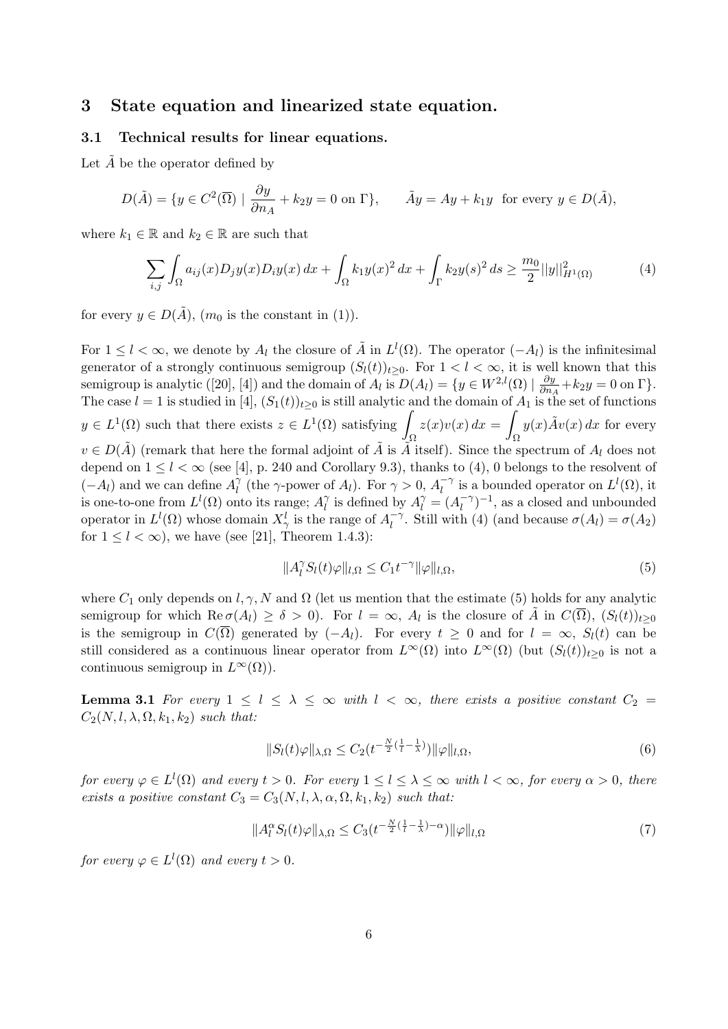# 3 State equation and linearized state equation.

## 3.1 Technical results for linear equations.

Let $\tilde{A}$ be the operator defined by

$$D(\tilde{A}) = \{y \in C^2(\overline{\Omega}) \mid \frac{\partial y}{\partial n_A} + k_2 y = 0 \text{ on } \Gamma\}, \qquad \tilde{A}y = Ay + k_1 y \text{ for every } y \in D(\tilde{A}),$$

where $k_1 \in \mathbb{R}$ and $k_2 \in \mathbb{R}$ are such that

$$\sum_{i,j} \int_\Omega a_{ij}(x) D_j y(x) D_i y(x)\, dx + \int_\Omega k_1 y(x)^2\, dx + \int_\Gamma k_2 y(s)^2\, ds \geq \frac{m_0}{2} ||y||^2_{H^1(\Omega)} \tag{4}$$

for every $y \in D(\tilde{A})$, ($m_0$ is the constant in (1)).

For $1 \leq l < \infty$, we denote by $A_l$ the closure of $\tilde{A}$ in $L^l(\Omega)$. The operator $(-A_l)$ is the infinitesimal generator of a strongly continuous semigroup $(S_l(t))_{t\geq 0}$. For $1 < l < \infty$, it is well known that this semigroup is analytic ([20], [4]) and the domain of $A_l$ is $D(A_l) = \{y \in W^{2,l}(\Omega) \mid \frac{\partial y}{\partial n_A} + k_2 y = 0 \text{ on } \Gamma\}$. The case $l = 1$ is studied in [4], $(S_1(t))_{t\geq 0}$ is still analytic and the domain of $A_1$ is the set of functions $y \in L^1(\Omega)$ such that there exists $z \in L^1(\Omega)$ satisfying $\displaystyle\int_\Omega z(x)v(x)\, dx = \int_\Omega y(x)\tilde{A}v(x)\, dx$ for every $v \in D(\tilde{A})$ (remark that here the formal adjoint of $\tilde{A}$ is $\tilde{A}$ itself). Since the spectrum of $A_l$ does not depend on $1 \leq l < \infty$ (see [4], p. 240 and Corollary 9.3), thanks to (4), 0 belongs to the resolvent of $(-A_l)$ and we can define $A_l^\gamma$ (the $\gamma$-power of $A_l$). For $\gamma > 0$, $A_l^{-\gamma}$ is a bounded operator on $L^l(\Omega)$, it is one-to-one from $L^l(\Omega)$ onto its range; $A_l^\gamma$ is defined by $A_l^\gamma = (A_l^{-\gamma})^{-1}$, as a closed and unbounded operator in $L^l(\Omega)$ whose domain $X_\gamma^l$ is the range of $A_l^{-\gamma}$. Still with (4) (and because $\sigma(A_l) = \sigma(A_2)$ for $1 \leq l < \infty$), we have (see [21], Theorem 1.4.3):

$$\|A_l^\gamma S_l(t)\varphi\|_{l,\Omega} \leq C_1 t^{-\gamma} \|\varphi\|_{l,\Omega}, \tag{5}$$

where $C_1$ only depends on $l, \gamma, N$ and $\Omega$ (let us mention that the estimate (5) holds for any analytic semigroup for which $\operatorname{Re} \sigma(A_l) \geq \delta > 0$). For $l = \infty$, $A_l$ is the closure of $\tilde{A}$ in $C(\overline{\Omega})$, $(S_l(t))_{t\geq 0}$ is the semigroup in $C(\overline{\Omega})$ generated by $(-A_l)$. For every $t \geq 0$ and for $l = \infty$, $S_l(t)$ can be still considered as a continuous linear operator from $L^\infty(\Omega)$ into $L^\infty(\Omega)$ (but $(S_l(t))_{t\geq 0}$ is not a continuous semigroup in $L^\infty(\Omega)$).

**Lemma 3.1** *For every $1 \leq l \leq \lambda \leq \infty$ with $l < \infty$, there exists a positive constant $C_2 = C_2(N, l, \lambda, \Omega, k_1, k_2)$ such that:*

$$\|S_l(t)\varphi\|_{\lambda,\Omega} \leq C_2 (t^{-\frac{N}{2}(\frac{1}{l} - \frac{1}{\lambda})}) \|\varphi\|_{l,\Omega}, \tag{6}$$

*for every $\varphi \in L^l(\Omega)$ and every $t > 0$. For every $1 \leq l \leq \lambda \leq \infty$ with $l < \infty$, for every $\alpha > 0$, there exists a positive constant $C_3 = C_3(N, l, \lambda, \alpha, \Omega, k_1, k_2)$ such that:*

$$\|A_l^\alpha S_l(t)\varphi\|_{\lambda,\Omega} \leq C_3 (t^{-\frac{N}{2}(\frac{1}{l} - \frac{1}{\lambda}) - \alpha}) \|\varphi\|_{l,\Omega} \tag{7}$$

*for every $\varphi \in L^l(\Omega)$ and every $t > 0$.*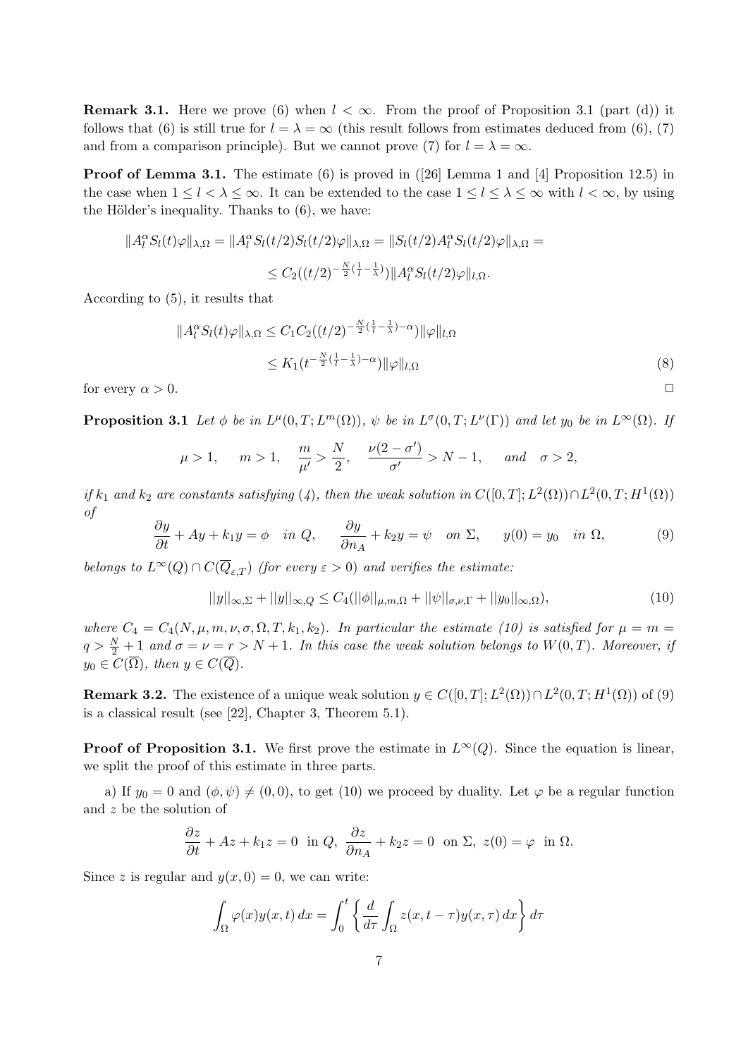**Remark 3.1.** Here we prove (6) when $l < \infty$. From the proof of Proposition 3.1 (part (d)) it follows that (6) is still true for $l = \lambda = \infty$ (this result follows from estimates deduced from (6), (7) and from a comparison principle). But we cannot prove (7) for $l = \lambda = \infty$.

**Proof of Lemma 3.1.** The estimate (6) is proved in ([26] Lemma 1 and [4] Proposition 12.5) in the case when $1 \le l < \lambda \le \infty$. It can be extended to the case $1 \le l \le \lambda \le \infty$ with $l < \infty$, by using the Hölder's inequality. Thanks to (6), we have:

$$\|A_l^\alpha S_l(t)\varphi\|_{\lambda,\Omega} = \|A_l^\alpha S_l(t/2)S_l(t/2)\varphi\|_{\lambda,\Omega} = \|S_l(t/2)A_l^\alpha S_l(t/2)\varphi\|_{\lambda,\Omega} =$$

$$\le C_2((t/2)^{-\frac{N}{2}(\frac{1}{l}-\frac{1}{\lambda})})\|A_l^\alpha S_l(t/2)\varphi\|_{l,\Omega}.$$

According to (5), it results that

$$\begin{aligned}
\|A_l^\alpha S_l(t)\varphi\|_{\lambda,\Omega} &\le C_1C_2((t/2)^{-\frac{N}{2}(\frac{1}{l}-\frac{1}{\lambda})-\alpha})\|\varphi\|_{l,\Omega} \\
&\le K_1(t^{-\frac{N}{2}(\frac{1}{l}-\frac{1}{\lambda})-\alpha})\|\varphi\|_{l,\Omega} \qquad (8)
\end{aligned}$$

for every $\alpha > 0$. $\square$

**Proposition 3.1** *Let $\phi$ be in $L^\mu(0,T;L^m(\Omega))$, $\psi$ be in $L^\sigma(0,T;L^\nu(\Gamma))$ and let $y_0$ be in $L^\infty(\Omega)$. If*

$$\mu > 1, \qquad m > 1, \quad \frac{m}{\mu'} > \frac{N}{2}, \quad \frac{\nu(2-\sigma')}{\sigma'} > N-1, \qquad \textit{and} \quad \sigma > 2,$$

*if $k_1$ and $k_2$ are constants satisfying (4), then the weak solution in $C([0,T];L^2(\Omega)) \cap L^2(0,T;H^1(\Omega))$ of*

$$\frac{\partial y}{\partial t} + Ay + k_1 y = \phi \quad in\ Q, \qquad \frac{\partial y}{\partial n_A} + k_2 y = \psi \quad on\ \Sigma, \qquad y(0) = y_0 \quad in\ \Omega, \qquad (9)$$

*belongs to $L^\infty(Q) \cap C(\overline{Q}_{\varepsilon,T})$ (for every $\varepsilon > 0$) and verifies the estimate:*

$$||y||_{\infty,\Sigma} + ||y||_{\infty,Q} \le C_4(||\phi||_{\mu,m,\Omega} + ||\psi||_{\sigma,\nu,\Gamma} + ||y_0||_{\infty,\Omega}), \qquad (10)$$

*where $C_4 = C_4(N,\mu,m,\nu,\sigma,\Omega,T,k_1,k_2)$. In particular the estimate (10) is satisfied for $\mu = m = q > \frac{N}{2}+1$ and $\sigma = \nu = r > N+1$. In this case the weak solution belongs to $W(0,T)$. Moreover, if $y_0 \in C(\overline{\Omega})$, then $y \in C(\overline{Q})$.*

**Remark 3.2.** The existence of a unique weak solution $y \in C([0,T];L^2(\Omega)) \cap L^2(0,T;H^1(\Omega))$ of (9) is a classical result (see [22], Chapter 3, Theorem 5.1).

**Proof of Proposition 3.1.** We first prove the estimate in $L^\infty(Q)$. Since the equation is linear, we split the proof of this estimate in three parts.

a) If $y_0 = 0$ and $(\phi,\psi) \ne (0,0)$, to get (10) we proceed by duality. Let $\varphi$ be a regular function and $z$ be the solution of

$$\frac{\partial z}{\partial t} + Az + k_1 z = 0 \ \text{ in } Q, \ \frac{\partial z}{\partial n_A} + k_2 z = 0 \ \text{ on } \Sigma, \ z(0) = \varphi \ \text{ in } \Omega.$$

Since $z$ is regular and $y(x,0) = 0$, we can write:

$$\int_\Omega \varphi(x)y(x,t)\,dx = \int_0^t \left\{ \frac{d}{d\tau}\int_\Omega z(x,t-\tau)y(x,\tau)\,dx \right\} d\tau$$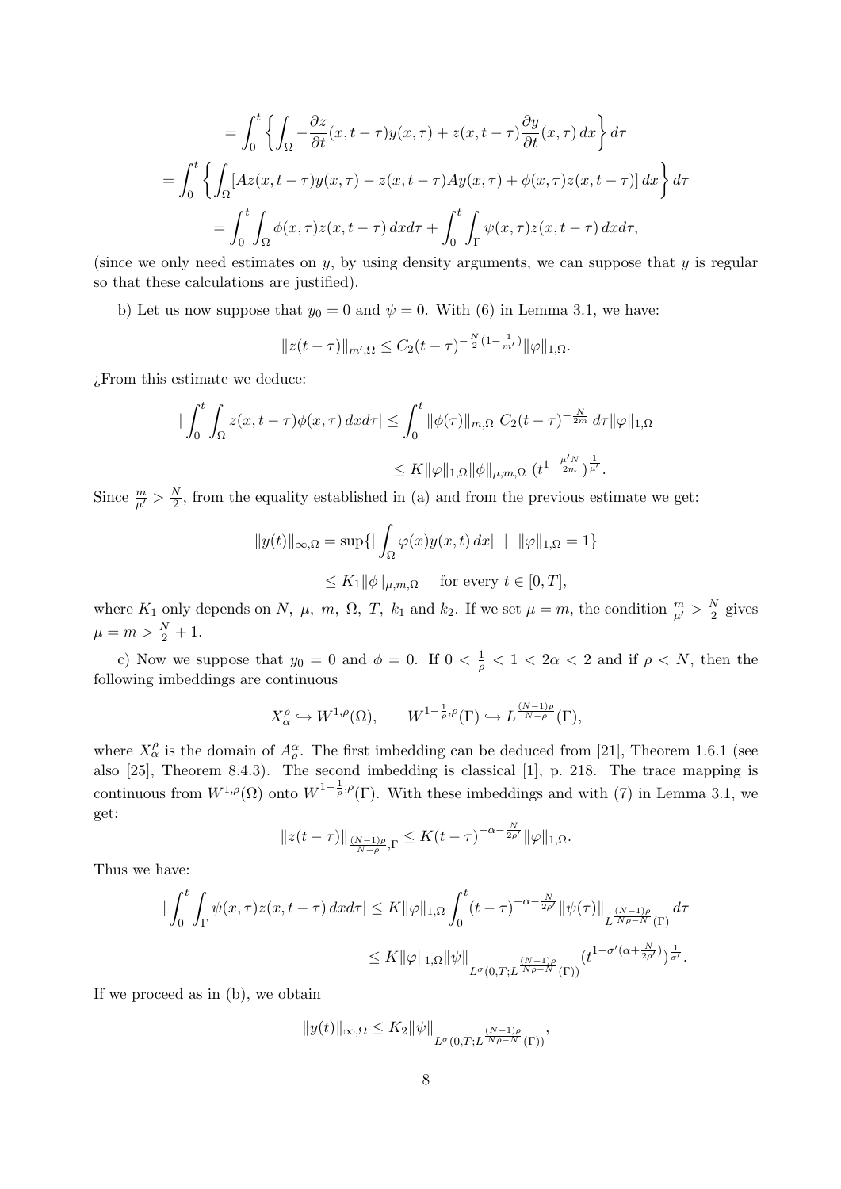$$= \int_0^t \left\{ \int_\Omega -\frac{\partial z}{\partial t}(x,t-\tau)y(x,\tau) + z(x,t-\tau)\frac{\partial y}{\partial t}(x,\tau)\,dx \right\} d\tau$$

$$= \int_0^t \left\{ \int_\Omega [Az(x,t-\tau)y(x,\tau) - z(x,t-\tau)Ay(x,\tau) + \phi(x,\tau)z(x,t-\tau)]\,dx \right\} d\tau$$

$$= \int_0^t \int_\Omega \phi(x,\tau)z(x,t-\tau)\,dxd\tau + \int_0^t \int_\Gamma \psi(x,\tau)z(x,t-\tau)\,dxd\tau,$$

(since we only need estimates on $y$, by using density arguments, we can suppose that $y$ is regular so that these calculations are justified).

b) Let us now suppose that $y_0 = 0$ and $\psi = 0$. With (6) in Lemma 3.1, we have:

$$\|z(t-\tau)\|_{m',\Omega} \le C_2(t-\tau)^{-\frac{N}{2}(1-\frac{1}{m'})}\|\varphi\|_{1,\Omega}.$$

¿From this estimate we deduce:

$$|\int_0^t \int_\Omega z(x,t-\tau)\phi(x,\tau)\,dxd\tau| \le \int_0^t \|\phi(\tau)\|_{m,\Omega}\; C_2(t-\tau)^{-\frac{N}{2m}}\,d\tau\|\varphi\|_{1,\Omega}$$

$$\le K\|\varphi\|_{1,\Omega}\|\phi\|_{\mu,m,\Omega}\;(t^{1-\frac{\mu' N}{2m}})^{\frac{1}{\mu'}}.$$

Since $\frac{m}{\mu'} > \frac{N}{2}$, from the equality established in (a) and from the previous estimate we get:

$$\|y(t)\|_{\infty,\Omega} = \sup\{|\int_\Omega \varphi(x)y(x,t)\,dx| \;\mid\; \|\varphi\|_{1,\Omega} = 1\}$$

$$\le K_1\|\phi\|_{\mu,m,\Omega} \quad \text{for every } t \in [0,T],$$

where $K_1$ only depends on $N$, $\mu$, $m$, $\Omega$, $T$, $k_1$ and $k_2$. If we set $\mu = m$, the condition $\frac{m}{\mu'} > \frac{N}{2}$ gives $\mu = m > \frac{N}{2} + 1$.

c) Now we suppose that $y_0 = 0$ and $\phi = 0$. If $0 < \frac{1}{\rho} < 1 < 2\alpha < 2$ and if $\rho < N$, then the following imbeddings are continuous

$$X_\alpha^\rho \hookrightarrow W^{1,\rho}(\Omega), \qquad W^{1-\frac{1}{\rho},\rho}(\Gamma) \hookrightarrow L^{\frac{(N-1)\rho}{N-\rho}}(\Gamma),$$

where $X_\alpha^\rho$ is the domain of $A_\rho^\alpha$. The first imbedding can be deduced from [21], Theorem 1.6.1 (see also [25], Theorem 8.4.3). The second imbedding is classical [1], p. 218. The trace mapping is continuous from $W^{1,\rho}(\Omega)$ onto $W^{1-\frac{1}{\rho},\rho}(\Gamma)$. With these imbeddings and with (7) in Lemma 3.1, we get:

$$\|z(t-\tau)\|_{\frac{(N-1)\rho}{N-\rho},\Gamma} \le K(t-\tau)^{-\alpha-\frac{N}{2\rho'}}\|\varphi\|_{1,\Omega}.$$

Thus we have:

$$|\int_0^t \int_\Gamma \psi(x,\tau)z(x,t-\tau)\,dxd\tau| \le K\|\varphi\|_{1,\Omega}\int_0^t (t-\tau)^{-\alpha-\frac{N}{2\rho'}}\|\psi(\tau)\|_{L^{\frac{(N-1)\rho}{N\rho-N}}(\Gamma)}\,d\tau$$

$$\le K\|\varphi\|_{1,\Omega}\|\psi\|_{L^\sigma(0,T;L^{\frac{(N-1)\rho}{N\rho-N}}(\Gamma))}\big(t^{1-\sigma'(\alpha+\frac{N}{2\rho'})}\big)^{\frac{1}{\sigma'}}.$$

If we proceed as in (b), we obtain

$$\|y(t)\|_{\infty,\Omega} \le K_2\|\psi\|_{L^\sigma(0,T;L^{\frac{(N-1)\rho}{N\rho-N}}(\Gamma))},$$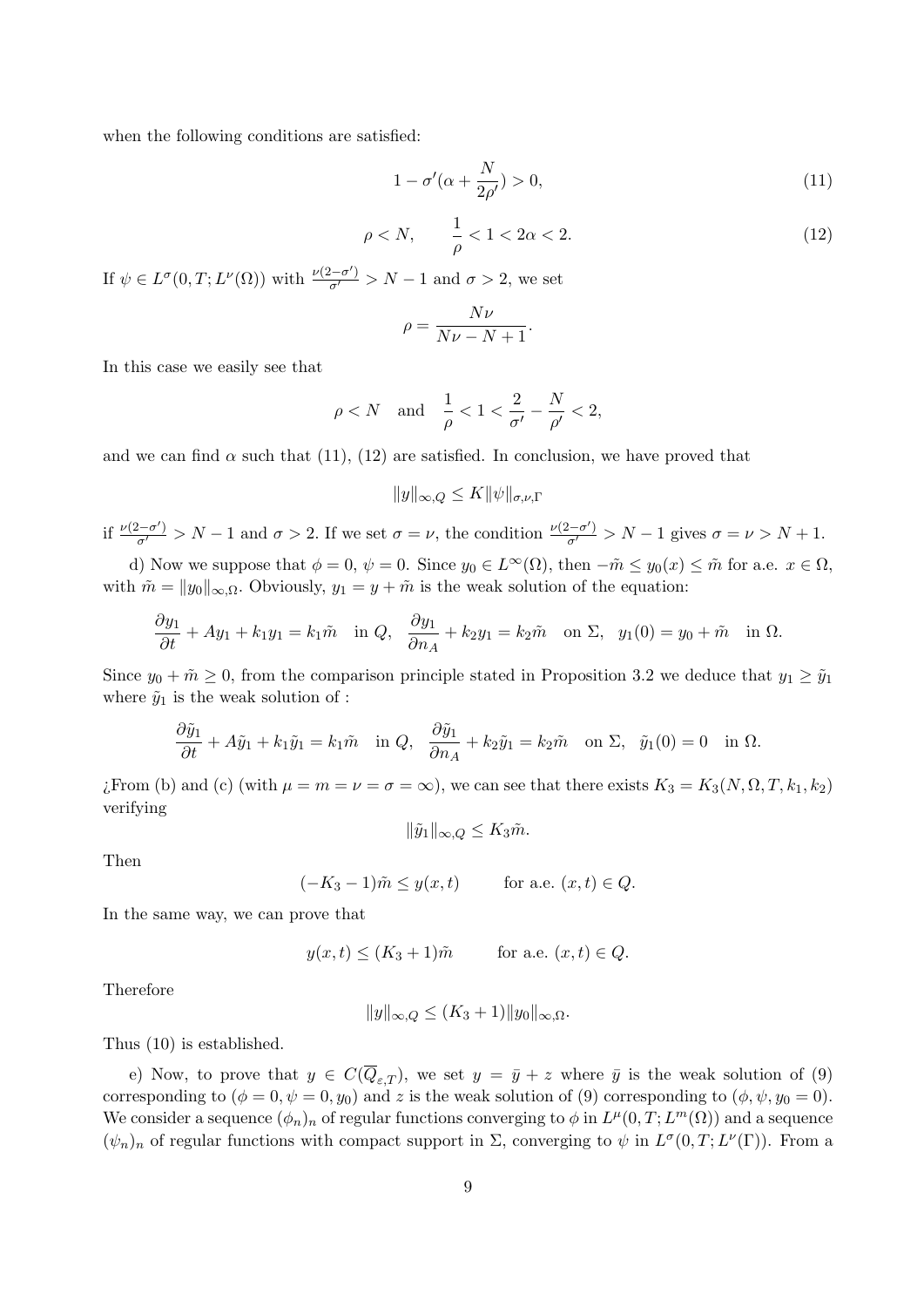when the following conditions are satisfied:

$$1 - \sigma'(\alpha + \frac{N}{2\rho'}) > 0, \tag{11}$$

$$\rho < N, \qquad \frac{1}{\rho} < 1 < 2\alpha < 2. \tag{12}$$

If $\psi \in L^\sigma(0,T; L^\nu(\Omega))$ with $\frac{\nu(2-\sigma')}{\sigma'} > N - 1$ and $\sigma > 2$, we set

$$\rho = \frac{N\nu}{N\nu - N + 1}.$$

In this case we easily see that

$$\rho < N \quad \text{and} \quad \frac{1}{\rho} < 1 < \frac{2}{\sigma'} - \frac{N}{\rho'} < 2,$$

and we can find $\alpha$ such that (11), (12) are satisfied. In conclusion, we have proved that

$$\|y\|_{\infty,Q} \le K\|\psi\|_{\sigma,\nu,\Gamma}$$

if $\frac{\nu(2-\sigma')}{\sigma'} > N - 1$ and $\sigma > 2$. If we set $\sigma = \nu$, the condition $\frac{\nu(2-\sigma')}{\sigma'} > N - 1$ gives $\sigma = \nu > N + 1$.

d) Now we suppose that $\phi = 0$, $\psi = 0$. Since $y_0 \in L^\infty(\Omega)$, then $-\tilde{m} \le y_0(x) \le \tilde{m}$ for a.e. $x \in \Omega$, with $\tilde{m} = \|y_0\|_{\infty,\Omega}$. Obviously, $y_1 = y + \tilde{m}$ is the weak solution of the equation:

$$\frac{\partial y_1}{\partial t} + Ay_1 + k_1 y_1 = k_1 \tilde{m} \quad \text{in } Q, \quad \frac{\partial y_1}{\partial n_A} + k_2 y_1 = k_2 \tilde{m} \quad \text{on } \Sigma, \quad y_1(0) = y_0 + \tilde{m} \quad \text{in } \Omega.$$

Since $y_0 + \tilde{m} \ge 0$, from the comparison principle stated in Proposition 3.2 we deduce that $y_1 \ge \tilde{y}_1$ where $\tilde{y}_1$ is the weak solution of :

$$\frac{\partial \tilde{y}_1}{\partial t} + A\tilde{y}_1 + k_1 \tilde{y}_1 = k_1 \tilde{m} \quad \text{in } Q, \quad \frac{\partial \tilde{y}_1}{\partial n_A} + k_2 \tilde{y}_1 = k_2 \tilde{m} \quad \text{on } \Sigma, \quad \tilde{y}_1(0) = 0 \quad \text{in } \Omega.$$

¿From (b) and (c) (with $\mu = m = \nu = \sigma = \infty$), we can see that there exists $K_3 = K_3(N, \Omega, T, k_1, k_2)$ verifying

$$\|\tilde{y}_1\|_{\infty,Q} \le K_3 \tilde{m}.$$

Then

$$(-K_3 - 1)\tilde{m} \le y(x,t) \qquad \text{for a.e. } (x,t) \in Q.$$

In the same way, we can prove that

$$y(x,t) \le (K_3 + 1)\tilde{m} \qquad \text{for a.e. } (x,t) \in Q.$$

Therefore

$$\|y\|_{\infty,Q} \le (K_3 + 1)\|y_0\|_{\infty,\Omega}.$$

Thus (10) is established.

e) Now, to prove that $y \in C(\overline{Q}_{\varepsilon,T})$, we set $y = \bar{y} + z$ where $\bar{y}$ is the weak solution of (9) corresponding to $(\phi = 0, \psi = 0, y_0)$ and $z$ is the weak solution of (9) corresponding to $(\phi, \psi, y_0 = 0)$. We consider a sequence $(\phi_n)_n$ of regular functions converging to $\phi$ in $L^\mu(0,T; L^m(\Omega))$ and a sequence $(\psi_n)_n$ of regular functions with compact support in $\Sigma$, converging to $\psi$ in $L^\sigma(0,T; L^\nu(\Gamma))$. From a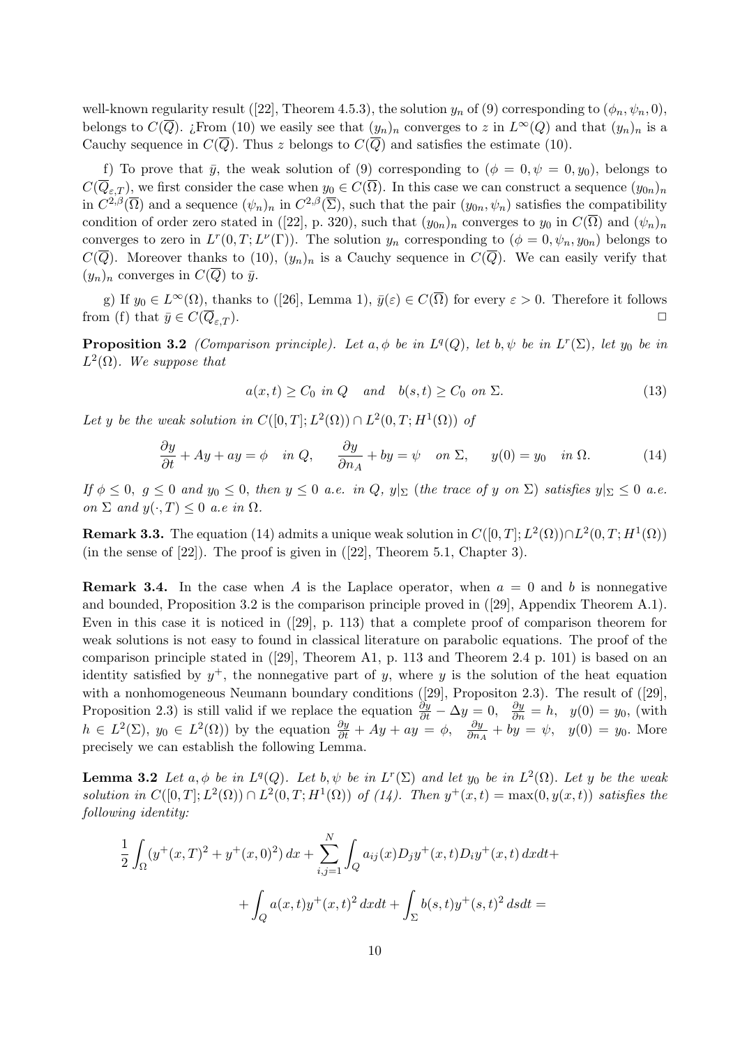well-known regularity result ([22], Theorem 4.5.3), the solution $y_n$ of (9) corresponding to $(\phi_n, \psi_n, 0)$, belongs to $C(\overline{Q})$. ¿From (10) we easily see that $(y_n)_n$ converges to $z$ in $L^\infty(Q)$ and that $(y_n)_n$ is a Cauchy sequence in $C(\overline{Q})$. Thus $z$ belongs to $C(\overline{Q})$ and satisfies the estimate (10).

f) To prove that $\bar{y}$, the weak solution of (9) corresponding to $(\phi = 0, \psi = 0, y_0)$, belongs to $C(\overline{Q}_{\varepsilon,T})$, we first consider the case when $y_0 \in C(\overline{\Omega})$. In this case we can construct a sequence $(y_{0n})_n$ in $C^{2,\beta}(\overline{\Omega})$ and a sequence $(\psi_n)_n$ in $C^{2,\beta}(\overline{\Sigma})$, such that the pair $(y_{0n}, \psi_n)$ satisfies the compatibility condition of order zero stated in ([22], p. 320), such that $(y_{0n})_n$ converges to $y_0$ in $C(\overline{\Omega})$ and $(\psi_n)_n$ converges to zero in $L^r(0,T; L^\nu(\Gamma))$. The solution $y_n$ corresponding to $(\phi = 0, \psi_n, y_{0n})$ belongs to $C(\overline{Q})$. Moreover thanks to (10), $(y_n)_n$ is a Cauchy sequence in $C(\overline{Q})$. We can easily verify that $(y_n)_n$ converges in $C(\overline{Q})$ to $\bar{y}$.

g) If $y_0 \in L^\infty(\Omega)$, thanks to ([26], Lemma 1), $\bar{y}(\varepsilon) \in C(\overline{\Omega})$ for every $\varepsilon > 0$. Therefore it follows from (f) that $\bar{y} \in C(\overline{Q}_{\varepsilon,T})$. □

**Proposition 3.2** *(Comparison principle). Let $a, \phi$ be in $L^q(Q)$, let $b, \psi$ be in $L^r(\Sigma)$, let $y_0$ be in $L^2(\Omega)$. We suppose that*

$$a(x,t) \geq C_0 \text{ in } Q \quad \text{and} \quad b(s,t) \geq C_0 \text{ on } \Sigma. \tag{13}$$

*Let $y$ be the weak solution in $C([0,T]; L^2(\Omega)) \cap L^2(0,T; H^1(\Omega))$ of*

$$\frac{\partial y}{\partial t} + Ay + ay = \phi \quad \text{in } Q, \qquad \frac{\partial y}{\partial n_A} + by = \psi \quad \text{on } \Sigma, \qquad y(0) = y_0 \quad \text{in } \Omega. \tag{14}$$

*If $\phi \leq 0$, $g \leq 0$ and $y_0 \leq 0$, then $y \leq 0$ a.e. in $Q$, $y|_\Sigma$ (the trace of $y$ on $\Sigma$) satisfies $y|_\Sigma \leq 0$ a.e. on $\Sigma$ and $y(\cdot, T) \leq 0$ a.e in $\Omega$.*

**Remark 3.3.** The equation (14) admits a unique weak solution in $C([0,T]; L^2(\Omega)) \cap L^2(0,T; H^1(\Omega))$ (in the sense of [22]). The proof is given in ([22], Theorem 5.1, Chapter 3).

**Remark 3.4.** In the case when $A$ is the Laplace operator, when $a = 0$ and $b$ is nonnegative and bounded, Proposition 3.2 is the comparison principle proved in ([29], Appendix Theorem A.1). Even in this case it is noticed in ([29], p. 113) that a complete proof of comparison theorem for weak solutions is not easy to found in classical literature on parabolic equations. The proof of the comparison principle stated in ([29], Theorem A1, p. 113 and Theorem 2.4 p. 101) is based on an identity satisfied by $y^+$, the nonnegative part of $y$, where $y$ is the solution of the heat equation with a nonhomogeneous Neumann boundary conditions ([29], Propositon 2.3). The result of ([29], Proposition 2.3) is still valid if we replace the equation $\frac{\partial y}{\partial t} - \Delta y = 0$, $\frac{\partial y}{\partial n} = h$, $y(0) = y_0$, (with $h \in L^2(\Sigma)$, $y_0 \in L^2(\Omega)$) by the equation $\frac{\partial y}{\partial t} + Ay + ay = \phi$, $\frac{\partial y}{\partial n_A} + by = \psi$, $y(0) = y_0$. More precisely we can establish the following Lemma.

**Lemma 3.2** *Let $a, \phi$ be in $L^q(Q)$. Let $b, \psi$ be in $L^r(\Sigma)$ and let $y_0$ be in $L^2(\Omega)$. Let $y$ be the weak solution in $C([0,T]; L^2(\Omega)) \cap L^2(0,T; H^1(\Omega))$ of (14). Then $y^+(x,t) = \max(0, y(x,t))$ satisfies the following identity:*

$$\frac{1}{2}\int_\Omega (y^+(x,T)^2 + y^+(x,0)^2)\, dx + \sum_{i,j=1}^N \int_Q a_{ij}(x) D_j y^+(x,t) D_i y^+(x,t)\, dxdt +$$

$$+ \int_Q a(x,t) y^+(x,t)^2\, dxdt + \int_\Sigma b(s,t) y^+(s,t)^2\, dsdt =$$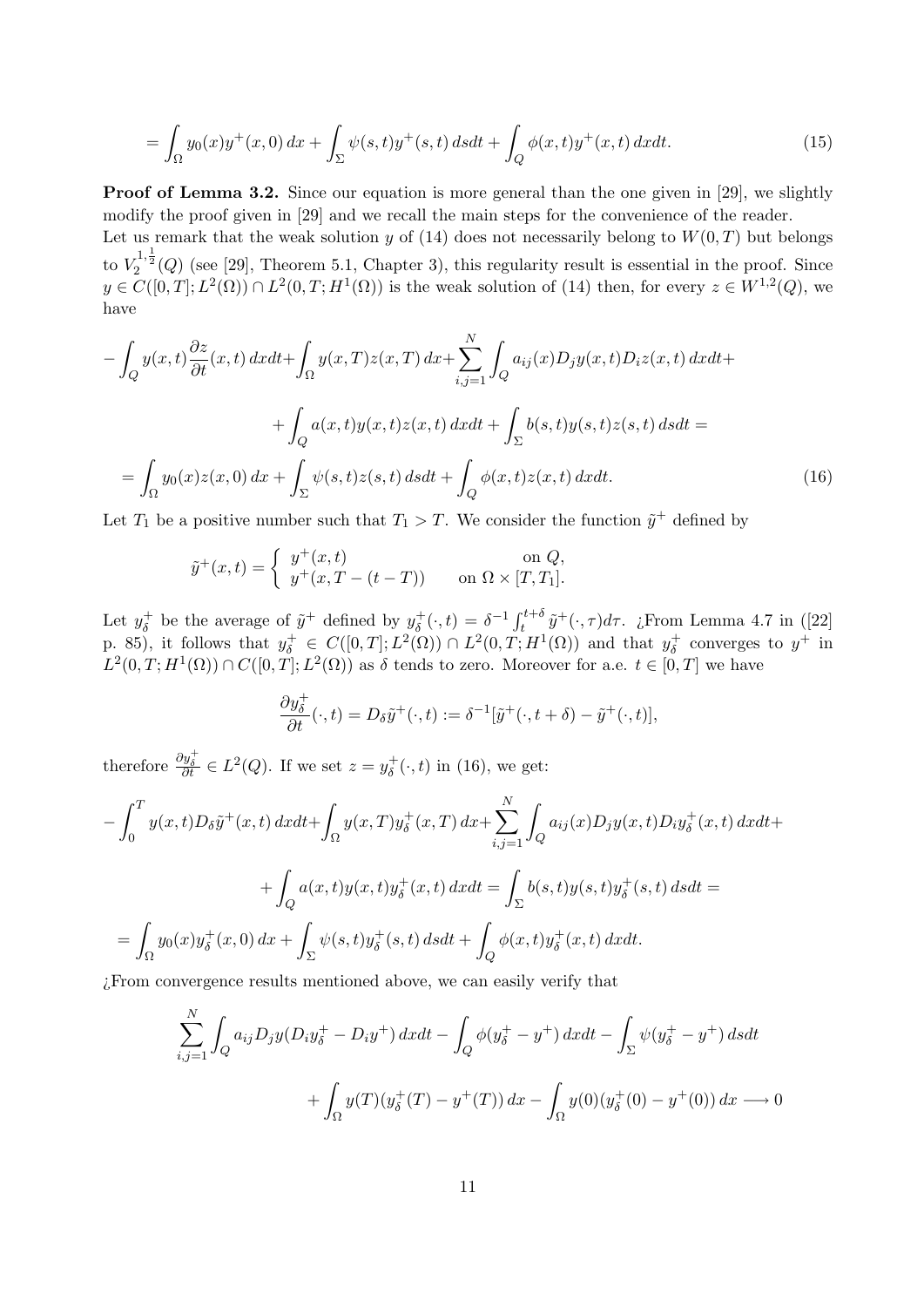$$= \int_\Omega y_0(x) y^+(x,0)\,dx + \int_\Sigma \psi(s,t) y^+(s,t)\,dsdt + \int_Q \phi(x,t) y^+(x,t)\,dxdt. \tag{15}$$

**Proof of Lemma 3.2.** Since our equation is more general than the one given in [29], we slightly modify the proof given in [29] and we recall the main steps for the convenience of the reader.
Let us remark that the weak solution $y$ of (14) does not necessarily belong to $W(0,T)$ but belongs to $V_2^{1,\frac{1}{2}}(Q)$ (see [29], Theorem 5.1, Chapter 3), this regularity result is essential in the proof. Since $y \in C([0,T]; L^2(\Omega)) \cap L^2(0,T; H^1(\Omega))$ is the weak solution of (14) then, for every $z \in W^{1,2}(Q)$, we have

$$- \int_Q y(x,t) \frac{\partial z}{\partial t}(x,t)\,dxdt + \int_\Omega y(x,T) z(x,T)\,dx + \sum_{i,j=1}^N \int_Q a_{ij}(x) D_j y(x,t) D_i z(x,t)\,dxdt +$$

$$+ \int_Q a(x,t) y(x,t) z(x,t)\,dxdt + \int_\Sigma b(s,t) y(s,t) z(s,t)\,dsdt =$$

$$= \int_\Omega y_0(x) z(x,0)\,dx + \int_\Sigma \psi(s,t) z(s,t)\,dsdt + \int_Q \phi(x,t) z(x,t)\,dxdt. \tag{16}$$

Let $T_1$ be a positive number such that $T_1 > T$. We consider the function $\tilde{y}^+$ defined by

$$\tilde{y}^+(x,t) = \begin{cases} y^+(x,t) & \text{on } Q, \\ y^+(x, T - (t-T)) & \text{on } \Omega \times [T, T_1]. \end{cases}$$

Let $y_\delta^+$ be the average of $\tilde{y}^+$ defined by $y_\delta^+(\cdot,t) = \delta^{-1} \int_t^{t+\delta} \tilde{y}^+(\cdot,\tau) d\tau$. ¿From Lemma 4.7 in ([22] p. 85), it follows that $y_\delta^+ \in C([0,T]; L^2(\Omega)) \cap L^2(0,T; H^1(\Omega))$ and that $y_\delta^+$ converges to $y^+$ in $L^2(0,T; H^1(\Omega)) \cap C([0,T]; L^2(\Omega))$ as $\delta$ tends to zero. Moreover for a.e. $t \in [0,T]$ we have

$$\frac{\partial y_\delta^+}{\partial t}(\cdot,t) = D_\delta \tilde{y}^+(\cdot,t) := \delta^{-1}[\tilde{y}^+(\cdot,t+\delta) - \tilde{y}^+(\cdot,t)],$$

therefore $\frac{\partial y_\delta^+}{\partial t} \in L^2(Q)$. If we set $z = y_\delta^+(\cdot,t)$ in (16), we get:

$$- \int_0^T y(x,t) D_\delta \tilde{y}^+(x,t)\,dxdt + \int_\Omega y(x,T) y_\delta^+(x,T)\,dx + \sum_{i,j=1}^N \int_Q a_{ij}(x) D_j y(x,t) D_i y_\delta^+(x,t)\,dxdt +$$

$$+ \int_Q a(x,t) y(x,t) y_\delta^+(x,t)\,dxdt = \int_\Sigma b(s,t) y(s,t) y_\delta^+(s,t)\,dsdt =$$

$$= \int_\Omega y_0(x) y_\delta^+(x,0)\,dx + \int_\Sigma \psi(s,t) y_\delta^+(s,t)\,dsdt + \int_Q \phi(x,t) y_\delta^+(x,t)\,dxdt.$$

¿From convergence results mentioned above, we can easily verify that

$$\sum_{i,j=1}^N \int_Q a_{ij} D_j y (D_i y_\delta^+ - D_i y^+)\,dxdt - \int_Q \phi(y_\delta^+ - y^+)\,dxdt - \int_\Sigma \psi(y_\delta^+ - y^+)\,dsdt$$

$$+ \int_\Omega y(T)(y_\delta^+(T) - y^+(T))\,dx - \int_\Omega y(0)(y_\delta^+(0) - y^+(0))\,dx \longrightarrow 0$$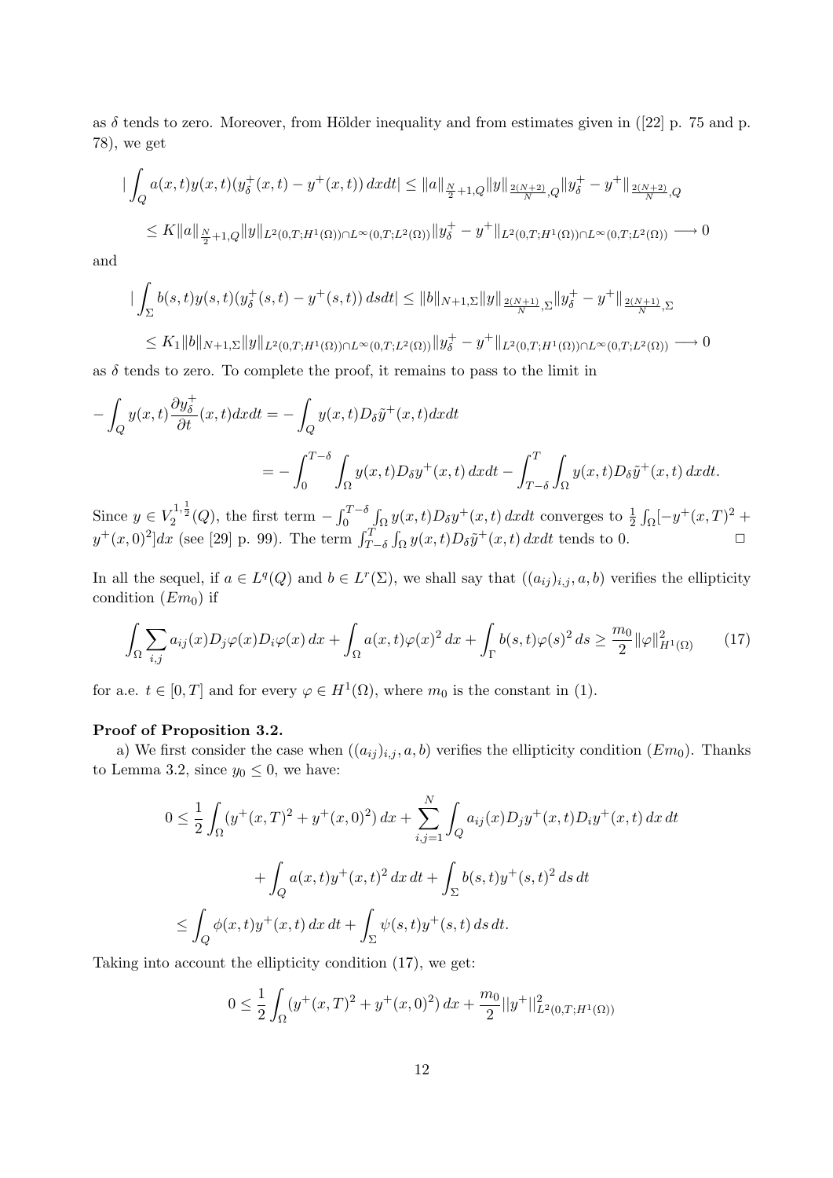as $\delta$ tends to zero. Moreover, from Hölder inequality and from estimates given in ([22] p. 75 and p. 78), we get

$$
\begin{aligned}
|\int_Q a(x,t)y(x,t)(y_\delta^+(x,t)-y^+(x,t))\,dxdt| &\le \|a\|_{\frac{N}{2}+1,Q}\|y\|_{\frac{2(N+2)}{N},Q}\|y_\delta^+-y^+\|_{\frac{2(N+2)}{N},Q}\\
&\le K\|a\|_{\frac{N}{2}+1,Q}\|y\|_{L^2(0,T;H^1(\Omega))\cap L^\infty(0,T;L^2(\Omega))}\|y_\delta^+-y^+\|_{L^2(0,T;H^1(\Omega))\cap L^\infty(0,T;L^2(\Omega))}\longrightarrow 0
\end{aligned}
$$

and

$$
\begin{aligned}
|\int_\Sigma b(s,t)y(s,t)(y_\delta^+(s,t)-y^+(s,t))\,dsdt| &\le \|b\|_{N+1,\Sigma}\|y\|_{\frac{2(N+1)}{N},\Sigma}\|y_\delta^+-y^+\|_{\frac{2(N+1)}{N},\Sigma}\\
&\le K_1\|b\|_{N+1,\Sigma}\|y\|_{L^2(0,T;H^1(\Omega))\cap L^\infty(0,T;L^2(\Omega))}\|y_\delta^+-y^+\|_{L^2(0,T;H^1(\Omega))\cap L^\infty(0,T;L^2(\Omega))}\longrightarrow 0
\end{aligned}
$$

as $\delta$ tends to zero. To complete the proof, it remains to pass to the limit in

$$
\begin{aligned}
-\int_Q y(x,t)\frac{\partial y_\delta^+}{\partial t}(x,t)dxdt &= -\int_Q y(x,t)D_\delta\tilde{y}^+(x,t)dxdt\\
&= -\int_0^{T-\delta}\int_\Omega y(x,t)D_\delta y^+(x,t)\,dxdt-\int_{T-\delta}^T\int_\Omega y(x,t)D_\delta\tilde{y}^+(x,t)\,dxdt.
\end{aligned}
$$

Since $y\in V_2^{1,\frac{1}{2}}(Q)$, the first term $-\int_0^{T-\delta}\int_\Omega y(x,t)D_\delta y^+(x,t)\,dxdt$ converges to $\frac{1}{2}\int_\Omega[-y^+(x,T)^2+y^+(x,0)^2]dx$ (see [29] p. 99). The term $\int_{T-\delta}^T\int_\Omega y(x,t)D_\delta\tilde{y}^+(x,t)\,dxdt$ tends to 0. $\square$

In all the sequel, if $a\in L^q(Q)$ and $b\in L^r(\Sigma)$, we shall say that $((a_{ij})_{i,j},a,b)$ verifies the ellipticity condition $(Em_0)$ if

$$
\int_\Omega\sum_{i,j}a_{ij}(x)D_j\varphi(x)D_i\varphi(x)\,dx+\int_\Omega a(x,t)\varphi(x)^2\,dx+\int_\Gamma b(s,t)\varphi(s)^2\,ds\ge\frac{m_0}{2}\|\varphi\|^2_{H^1(\Omega)}\tag{17}
$$

for a.e. $t\in[0,T]$ and for every $\varphi\in H^1(\Omega)$, where $m_0$ is the constant in (1).

**Proof of Proposition 3.2.**

a) We first consider the case when $((a_{ij})_{i,j},a,b)$ verifies the ellipticity condition $(Em_0)$. Thanks to Lemma 3.2, since $y_0\le 0$, we have:

$$
\begin{aligned}
0\le\frac{1}{2}\int_\Omega(y^+(x,T)^2+y^+(x,0)^2)\,dx&+\sum_{i,j=1}^N\int_Q a_{ij}(x)D_jy^+(x,t)D_iy^+(x,t)\,dx\,dt\\
&+\int_Q a(x,t)y^+(x,t)^2\,dx\,dt+\int_\Sigma b(s,t)y^+(s,t)^2\,ds\,dt\\
\le\int_Q\phi(x,t)y^+(x,t)\,dx\,dt&+\int_\Sigma\psi(s,t)y^+(s,t)\,ds\,dt.
\end{aligned}
$$

Taking into account the ellipticity condition (17), we get:

$$
0\le\frac{1}{2}\int_\Omega(y^+(x,T)^2+y^+(x,0)^2)\,dx+\frac{m_0}{2}||y^+||^2_{L^2(0,T;H^1(\Omega))}
$$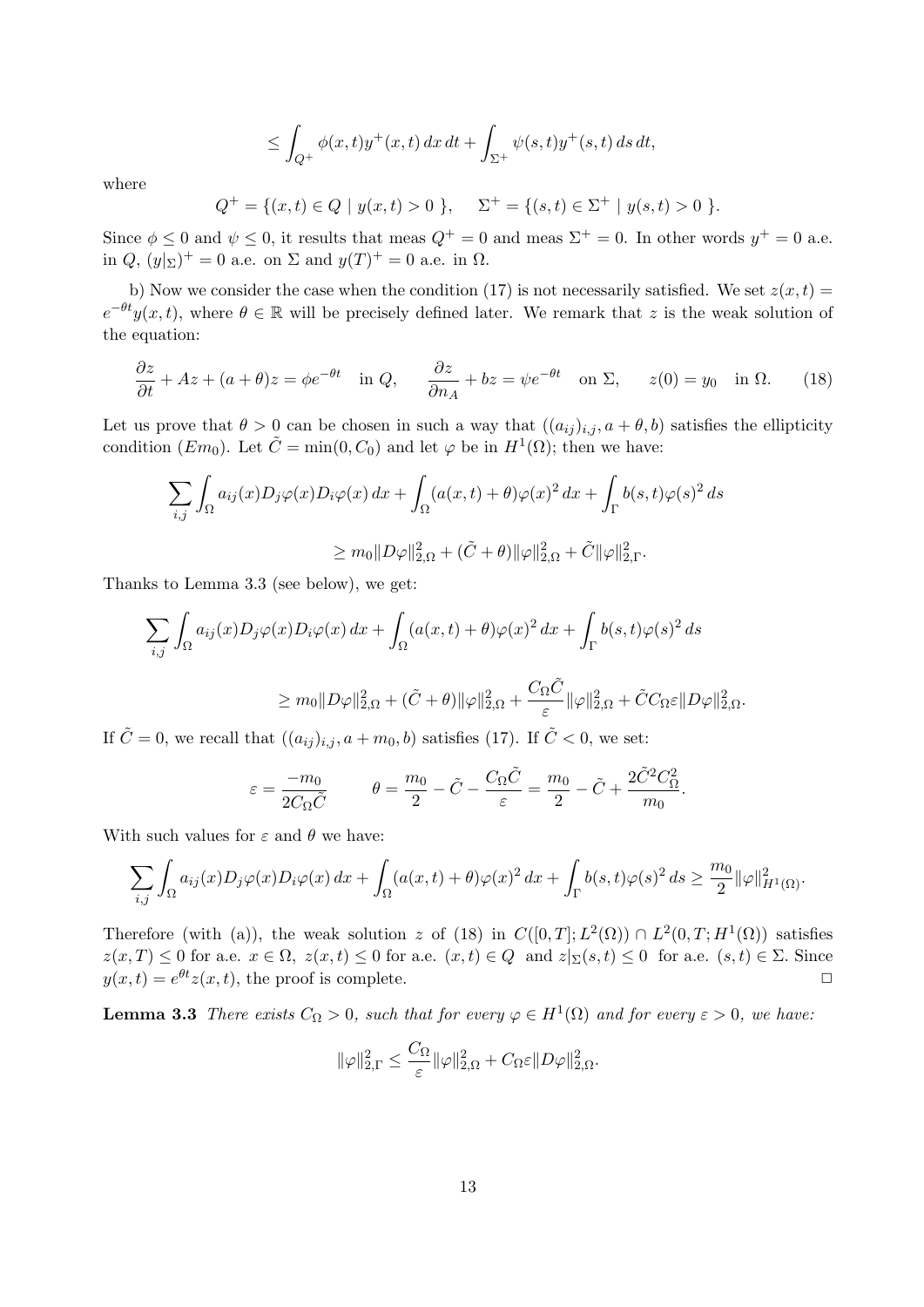$$\leq \int_{Q^+} \phi(x,t) y^+(x,t)\, dx\, dt + \int_{\Sigma^+} \psi(s,t) y^+(s,t)\, ds\, dt,$$

where

$$Q^+ = \{(x,t) \in Q \mid y(x,t) > 0 \}, \qquad \Sigma^+ = \{(s,t) \in \Sigma^+ \mid y(s,t) > 0 \}.$$

Since $\phi \leq 0$ and $\psi \leq 0$, it results that meas $Q^+ = 0$ and meas $\Sigma^+ = 0$. In other words $y^+ = 0$ a.e. in $Q$, $(y|_\Sigma)^+ = 0$ a.e. on $\Sigma$ and $y(T)^+ = 0$ a.e. in $\Omega$.

b) Now we consider the case when the condition (17) is not necessarily satisfied. We set $z(x,t) = e^{-\theta t} y(x,t)$, where $\theta \in \mathbb{R}$ will be precisely defined later. We remark that $z$ is the weak solution of the equation:

$$\frac{\partial z}{\partial t} + Az + (a+\theta) z = \phi e^{-\theta t} \quad \text{in } Q, \qquad \frac{\partial z}{\partial n_A} + bz = \psi e^{-\theta t} \quad \text{on } \Sigma, \qquad z(0) = y_0 \quad \text{in } \Omega. \tag{18}$$

Let us prove that $\theta > 0$ can be chosen in such a way that $((a_{ij})_{i,j}, a+\theta, b)$ satisfies the ellipticity condition $(Em_0)$. Let $\tilde{C} = \min(0, C_0)$ and let $\varphi$ be in $H^1(\Omega)$; then we have:

$$\sum_{i,j} \int_\Omega a_{ij}(x) D_j\varphi(x) D_i\varphi(x)\, dx + \int_\Omega (a(x,t)+\theta)\varphi(x)^2\, dx + \int_\Gamma b(s,t)\varphi(s)^2\, ds$$

$$\geq m_0 \|D\varphi\|_{2,\Omega}^2 + (\tilde{C}+\theta)\|\varphi\|_{2,\Omega}^2 + \tilde{C}\|\varphi\|_{2,\Gamma}^2.$$

Thanks to Lemma 3.3 (see below), we get:

$$\sum_{i,j} \int_\Omega a_{ij}(x) D_j\varphi(x) D_i\varphi(x)\, dx + \int_\Omega (a(x,t)+\theta)\varphi(x)^2\, dx + \int_\Gamma b(s,t)\varphi(s)^2\, ds$$

$$\geq m_0 \|D\varphi\|_{2,\Omega}^2 + (\tilde{C}+\theta)\|\varphi\|_{2,\Omega}^2 + \frac{C_\Omega \tilde{C}}{\varepsilon}\|\varphi\|_{2,\Omega}^2 + \tilde{C} C_\Omega \varepsilon \|D\varphi\|_{2,\Omega}^2.$$

If $\tilde{C} = 0$, we recall that $((a_{ij})_{i,j}, a+m_0, b)$ satisfies (17). If $\tilde{C} < 0$, we set:

$$\varepsilon = \frac{-m_0}{2C_\Omega \tilde{C}} \qquad \theta = \frac{m_0}{2} - \tilde{C} - \frac{C_\Omega \tilde{C}}{\varepsilon} = \frac{m_0}{2} - \tilde{C} + \frac{2\tilde{C}^2 C_\Omega^2}{m_0}.$$

With such values for $\varepsilon$ and $\theta$ we have:

$$\sum_{i,j} \int_\Omega a_{ij}(x) D_j\varphi(x) D_i\varphi(x)\, dx + \int_\Omega (a(x,t)+\theta)\varphi(x)^2\, dx + \int_\Gamma b(s,t)\varphi(s)^2\, ds \geq \frac{m_0}{2}\|\varphi\|_{H^1(\Omega)}^2.$$

Therefore (with (a)), the weak solution $z$ of (18) in $C([0,T]; L^2(\Omega)) \cap L^2(0,T; H^1(\Omega))$ satisfies $z(x,T) \leq 0$ for a.e. $x \in \Omega$, $z(x,t) \leq 0$ for a.e. $(x,t) \in Q$ and $z|_\Sigma(s,t) \leq 0$ for a.e. $(s,t) \in \Sigma$. Since $y(x,t) = e^{\theta t} z(x,t)$, the proof is complete. □

**Lemma 3.3** *There exists $C_\Omega > 0$, such that for every $\varphi \in H^1(\Omega)$ and for every $\varepsilon > 0$, we have:*

$$\|\varphi\|_{2,\Gamma}^2 \leq \frac{C_\Omega}{\varepsilon}\|\varphi\|_{2,\Omega}^2 + C_\Omega \varepsilon \|D\varphi\|_{2,\Omega}^2.$$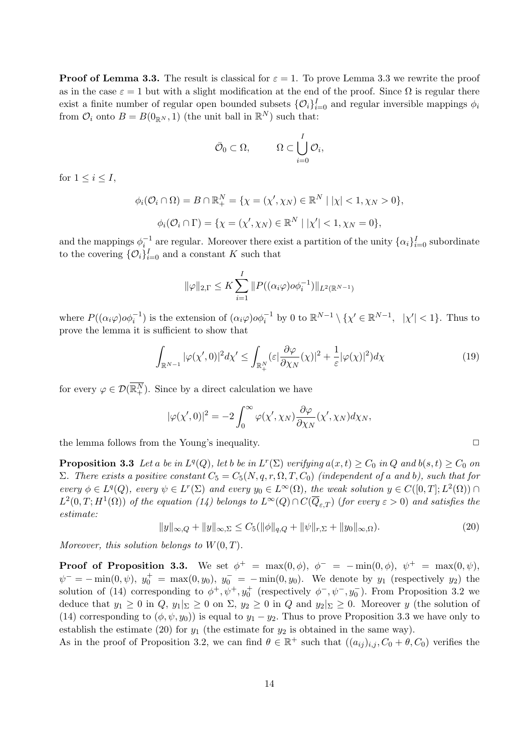**Proof of Lemma 3.3.** The result is classical for $\varepsilon = 1$. To prove Lemma 3.3 we rewrite the proof as in the case $\varepsilon = 1$ but with a slight modification at the end of the proof. Since $\Omega$ is regular there exist a finite number of regular open bounded subsets $\{\mathcal{O}_i\}_{i=0}^I$ and regular inversible mappings $\phi_i$ from $\mathcal{O}_i$ onto $B = B(0_{\mathbb{R}^N}, 1)$ (the unit ball in $\mathbb{R}^N$) such that:

$$\bar{\mathcal{O}}_0 \subset \Omega, \qquad \Omega \subset \bigcup_{i=0}^I \mathcal{O}_i,$$

for $1 \leq i \leq I$,

$$\phi_i(\mathcal{O}_i \cap \Omega) = B \cap \mathbb{R}_+^N = \{\chi = (\chi', \chi_N) \in \mathbb{R}^N \mid |\chi| < 1, \chi_N > 0\},$$

$$\phi_i(\mathcal{O}_i \cap \Gamma) = \{\chi = (\chi', \chi_N) \in \mathbb{R}^N \mid |\chi'| < 1, \chi_N = 0\},$$

and the mappings $\phi_i^{-1}$ are regular. Moreover there exist a partition of the unity $\{\alpha_i\}_{i=0}^I$ subordinate to the covering $\{\mathcal{O}_i\}_{i=0}^I$ and a constant $K$ such that

$$\|\varphi\|_{2,\Gamma} \leq K \sum_{i=1}^I \|P((\alpha_i\varphi) o\phi_i^{-1})\|_{L^2(\mathbb{R}^{N-1})}$$

where $P((\alpha_i\varphi)o\phi_i^{-1})$ is the extension of $(\alpha_i\varphi)o\phi_i^{-1}$ by 0 to $\mathbb{R}^{N-1} \setminus \{\chi' \in \mathbb{R}^{N-1}, \ |\chi'| < 1\}$. Thus to prove the lemma it is sufficient to show that

$$\int_{\mathbb{R}^{N-1}} |\varphi(\chi', 0)|^2 d\chi' \leq \int_{\mathbb{R}_+^N} (\varepsilon |\frac{\partial\varphi}{\partial\chi_N}(\chi)|^2 + \frac{1}{\varepsilon}|\varphi(\chi)|^2) d\chi \tag{19}$$

for every $\varphi \in \mathcal{D}(\overline{\mathbb{R}_+^N})$. Since by a direct calculation we have

$$|\varphi(\chi', 0)|^2 = -2\int_0^\infty \varphi(\chi', \chi_N)\frac{\partial\varphi}{\partial\chi_N}(\chi', \chi_N) d\chi_N,$$

the lemma follows from the Young's inequality. $\square$

**Proposition 3.3** *Let $a$ be in $L^q(Q)$, let $b$ be in $L^r(\Sigma)$ verifying $a(x,t) \geq C_0$ in $Q$ and $b(s,t) \geq C_0$ on $\Sigma$. There exists a positive constant $C_5 = C_5(N, q, r, \Omega, T, C_0)$ (independent of $a$ and $b$), such that for every $\phi \in L^q(Q)$, every $\psi \in L^r(\Sigma)$ and every $y_0 \in L^\infty(\Omega)$, the weak solution $y \in C([0,T]; L^2(\Omega)) \cap L^2(0,T; H^1(\Omega))$ of the equation (14) belongs to $L^\infty(Q) \cap C(\overline{Q}_{\varepsilon,T})$ (for every $\varepsilon > 0$) and satisfies the estimate:*

$$\|y\|_{\infty,Q} + \|y\|_{\infty,\Sigma} \leq C_5(\|\phi\|_{q,Q} + \|\psi\|_{r,\Sigma} + \|y_0\|_{\infty,\Omega}). \tag{20}$$

*Moreover, this solution belongs to $W(0,T)$.*

**Proof of Proposition 3.3.** We set $\phi^+ = \max(0, \phi)$, $\phi^- = -\min(0, \phi)$, $\psi^+ = \max(0, \psi)$, $\psi^- = -\min(0, \psi)$, $y_0^+ = \max(0, y_0)$, $y_0^- = -\min(0, y_0)$. We denote by $y_1$ (respectively $y_2$) the solution of (14) corresponding to $\phi^+, \psi^+, y_0^+$ (respectively $\phi^-, \psi^-, y_0^-$). From Proposition 3.2 we deduce that $y_1 \geq 0$ in $Q$, $y_1|_\Sigma \geq 0$ on $\Sigma$, $y_2 \geq 0$ in $Q$ and $y_2|_\Sigma \geq 0$. Moreover $y$ (the solution of (14) corresponding to $(\phi, \psi, y_0)$) is equal to $y_1 - y_2$. Thus to prove Proposition 3.3 we have only to establish the estimate (20) for $y_1$ (the estimate for $y_2$ is obtained in the same way).
As in the proof of Proposition 3.2, we can find $\theta \in \mathbb{R}^+$ such that $((a_{ij})_{i,j}, C_0 + \theta, C_0)$ verifies the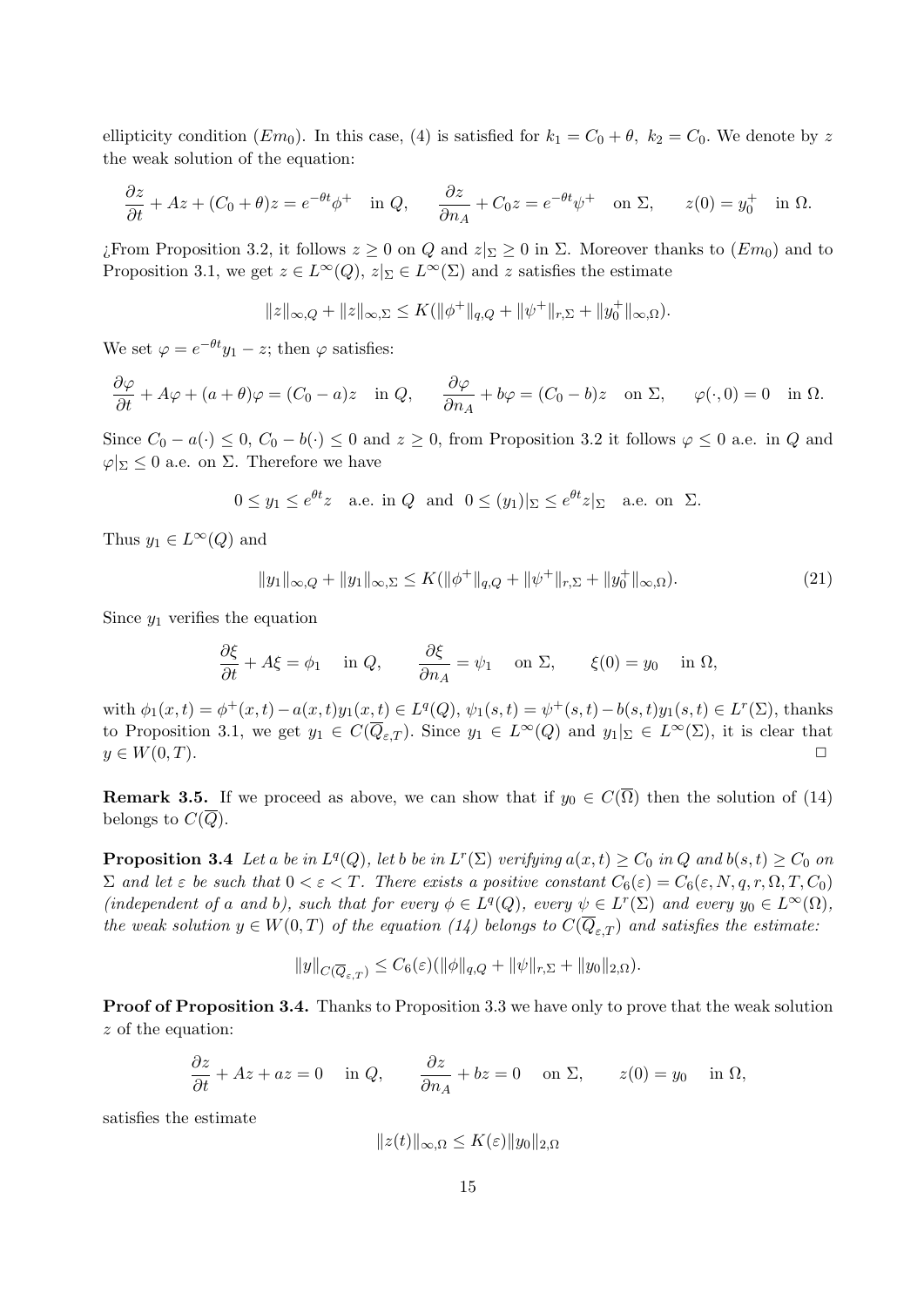ellipticity condition ($Em_0$). In this case, (4) is satisfied for $k_1 = C_0 + \theta,\ k_2 = C_0$. We denote by $z$ the weak solution of the equation:

$$\frac{\partial z}{\partial t} + Az + (C_0+\theta)z = e^{-\theta t}\phi^+ \quad \text{in } Q, \qquad \frac{\partial z}{\partial n_A} + C_0 z = e^{-\theta t}\psi^+ \quad \text{on } \Sigma, \qquad z(0) = y_0^+ \quad \text{in } \Omega.$$

¿From Proposition 3.2, it follows $z \geq 0$ on $Q$ and $z|_\Sigma \geq 0$ in $\Sigma$. Moreover thanks to ($Em_0$) and to Proposition 3.1, we get $z \in L^\infty(Q)$, $z|_\Sigma \in L^\infty(\Sigma)$ and $z$ satisfies the estimate

$$\|z\|_{\infty,Q} + \|z\|_{\infty,\Sigma} \leq K(\|\phi^+\|_{q,Q} + \|\psi^+\|_{r,\Sigma} + \|y_0^+\|_{\infty,\Omega}).$$

We set $\varphi = e^{-\theta t}y_1 - z$; then $\varphi$ satisfies:

$$\frac{\partial \varphi}{\partial t} + A\varphi + (a+\theta)\varphi = (C_0 - a)z \quad \text{in } Q, \qquad \frac{\partial \varphi}{\partial n_A} + b\varphi = (C_0 - b)z \quad \text{on } \Sigma, \qquad \varphi(\cdot,0) = 0 \quad \text{in } \Omega.$$

Since $C_0 - a(\cdot) \leq 0$, $C_0 - b(\cdot) \leq 0$ and $z \geq 0$, from Proposition 3.2 it follows $\varphi \leq 0$ a.e. in $Q$ and $\varphi|_\Sigma \leq 0$ a.e. on $\Sigma$. Therefore we have

$$0 \leq y_1 \leq e^{\theta t}z \quad \text{a.e. in } Q \quad \text{and} \quad 0 \leq (y_1)|_\Sigma \leq e^{\theta t}z|_\Sigma \quad \text{a.e. on } \Sigma.$$

Thus $y_1 \in L^\infty(Q)$ and

$$\|y_1\|_{\infty,Q} + \|y_1\|_{\infty,\Sigma} \leq K(\|\phi^+\|_{q,Q} + \|\psi^+\|_{r,\Sigma} + \|y_0^+\|_{\infty,\Omega}). \tag{21}$$

Since $y_1$ verifies the equation

$$\frac{\partial \xi}{\partial t} + A\xi = \phi_1 \quad \text{in } Q, \qquad \frac{\partial \xi}{\partial n_A} = \psi_1 \quad \text{on } \Sigma, \qquad \xi(0) = y_0 \quad \text{in } \Omega,$$

with $\phi_1(x,t) = \phi^+(x,t) - a(x,t)y_1(x,t) \in L^q(Q)$, $\psi_1(s,t) = \psi^+(s,t) - b(s,t)y_1(s,t) \in L^r(\Sigma)$, thanks to Proposition 3.1, we get $y_1 \in C(\overline{Q}_{\varepsilon,T})$. Since $y_1 \in L^\infty(Q)$ and $y_1|_\Sigma \in L^\infty(\Sigma)$, it is clear that $y \in W(0,T)$. $\square$

**Remark 3.5.** If we proceed as above, we can show that if $y_0 \in C(\overline{\Omega})$ then the solution of (14) belongs to $C(\overline{Q})$.

**Proposition 3.4** *Let $a$ be in $L^q(Q)$, let $b$ be in $L^r(\Sigma)$ verifying $a(x,t) \geq C_0$ in $Q$ and $b(s,t) \geq C_0$ on $\Sigma$ and let $\varepsilon$ be such that $0 < \varepsilon < T$. There exists a positive constant $C_6(\varepsilon) = C_6(\varepsilon, N, q, r, \Omega, T, C_0)$ (independent of $a$ and $b$), such that for every $\phi \in L^q(Q)$, every $\psi \in L^r(\Sigma)$ and every $y_0 \in L^\infty(\Omega)$, the weak solution $y \in W(0,T)$ of the equation (14) belongs to $C(\overline{Q}_{\varepsilon,T})$ and satisfies the estimate:*

$$\|y\|_{C(\overline{Q}_{\varepsilon,T})} \leq C_6(\varepsilon)(\|\phi\|_{q,Q} + \|\psi\|_{r,\Sigma} + \|y_0\|_{2,\Omega}).$$

**Proof of Proposition 3.4.** Thanks to Proposition 3.3 we have only to prove that the weak solution $z$ of the equation:

$$\frac{\partial z}{\partial t} + Az + az = 0 \quad \text{in } Q, \qquad \frac{\partial z}{\partial n_A} + bz = 0 \quad \text{on } \Sigma, \qquad z(0) = y_0 \quad \text{in } \Omega,$$

satisfies the estimate

$$\|z(t)\|_{\infty,\Omega} \leq K(\varepsilon)\|y_0\|_{2,\Omega}$$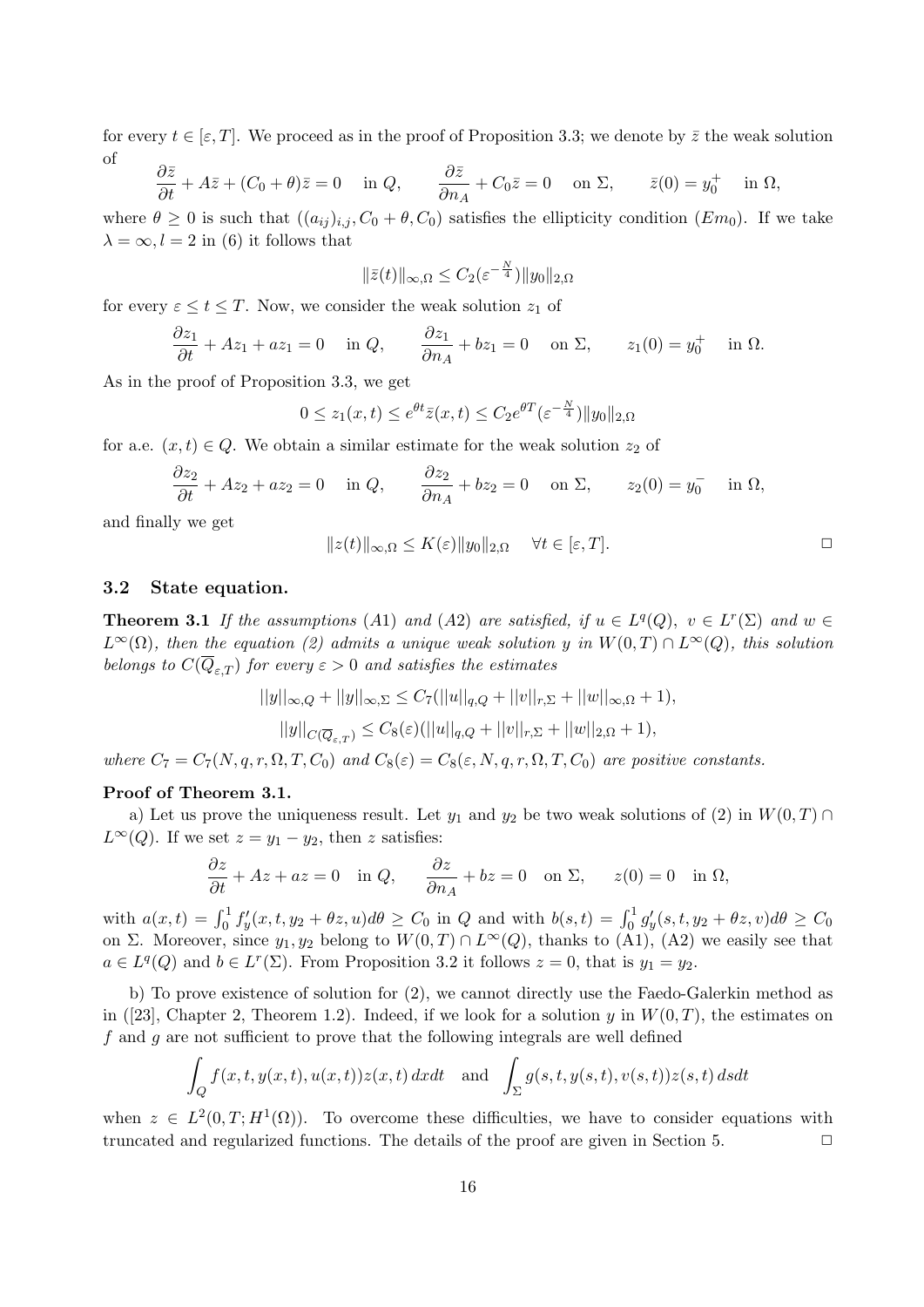for every $t \in [\varepsilon, T]$. We proceed as in the proof of Proposition 3.3; we denote by $\bar{z}$ the weak solution of

$$\frac{\partial \bar{z}}{\partial t} + A\bar{z} + (C_0 + \theta)\bar{z} = 0 \quad \text{in } Q, \qquad \frac{\partial \bar{z}}{\partial n_A} + C_0\bar{z} = 0 \quad \text{on } \Sigma, \qquad \bar{z}(0) = y_0^+ \quad \text{in } \Omega,$$

where $\theta \geq 0$ is such that $((a_{ij})_{i,j}, C_0 + \theta, C_0)$ satisfies the ellipticity condition $(Em_0)$. If we take $\lambda = \infty, l = 2$ in (6) it follows that

$$\|\bar{z}(t)\|_{\infty,\Omega} \leq C_2(\varepsilon^{-\frac{N}{4}})\|y_0\|_{2,\Omega}$$

for every $\varepsilon \leq t \leq T$. Now, we consider the weak solution $z_1$ of

$$\frac{\partial z_1}{\partial t} + Az_1 + az_1 = 0 \quad \text{in } Q, \qquad \frac{\partial z_1}{\partial n_A} + bz_1 = 0 \quad \text{on } \Sigma, \qquad z_1(0) = y_0^+ \quad \text{in } \Omega.$$

As in the proof of Proposition 3.3, we get

$$0 \leq z_1(x,t) \leq e^{\theta t}\bar{z}(x,t) \leq C_2 e^{\theta T}(\varepsilon^{-\frac{N}{4}})\|y_0\|_{2,\Omega}$$

for a.e. $(x,t) \in Q$. We obtain a similar estimate for the weak solution $z_2$ of

$$\frac{\partial z_2}{\partial t} + Az_2 + az_2 = 0 \quad \text{in } Q, \qquad \frac{\partial z_2}{\partial n_A} + bz_2 = 0 \quad \text{on } \Sigma, \qquad z_2(0) = y_0^- \quad \text{in } \Omega,$$

and finally we get

$$\|z(t)\|_{\infty,\Omega} \leq K(\varepsilon)\|y_0\|_{2,\Omega} \quad \forall t \in [\varepsilon, T].$$

□

### 3.2 State equation.

**Theorem 3.1** *If the assumptions (A1) and (A2) are satisfied, if $u \in L^q(Q)$, $v \in L^r(\Sigma)$ and $w \in L^\infty(\Omega)$, then the equation (2) admits a unique weak solution $y$ in $W(0,T) \cap L^\infty(Q)$, this solution belongs to $C(\overline{Q}_{\varepsilon,T})$ for every $\varepsilon > 0$ and satisfies the estimates*

$$||y||_{\infty,Q} + ||y||_{\infty,\Sigma} \leq C_7(||u||_{q,Q} + ||v||_{r,\Sigma} + ||w||_{\infty,\Omega} + 1),$$

$$||y||_{C(\overline{Q}_{\varepsilon,T})} \leq C_8(\varepsilon)(||u||_{q,Q} + ||v||_{r,\Sigma} + ||w||_{2,\Omega} + 1),$$

*where $C_7 = C_7(N, q, r, \Omega, T, C_0)$ and $C_8(\varepsilon) = C_8(\varepsilon, N, q, r, \Omega, T, C_0)$ are positive constants.*

**Proof of Theorem 3.1.**

a) Let us prove the uniqueness result. Let $y_1$ and $y_2$ be two weak solutions of (2) in $W(0,T) \cap L^\infty(Q)$. If we set $z = y_1 - y_2$, then $z$ satisfies:

$$\frac{\partial z}{\partial t} + Az + az = 0 \quad \text{in } Q, \qquad \frac{\partial z}{\partial n_A} + bz = 0 \quad \text{on } \Sigma, \qquad z(0) = 0 \quad \text{in } \Omega,$$

with $a(x,t) = \int_0^1 f'_y(x,t,y_2 + \theta z, u)d\theta \geq C_0$ in $Q$ and with $b(s,t) = \int_0^1 g'_y(s,t,y_2 + \theta z, v)d\theta \geq C_0$ on $\Sigma$. Moreover, since $y_1, y_2$ belong to $W(0,T) \cap L^\infty(Q)$, thanks to (A1), (A2) we easily see that $a \in L^q(Q)$ and $b \in L^r(\Sigma)$. From Proposition 3.2 it follows $z = 0$, that is $y_1 = y_2$.

b) To prove existence of solution for (2), we cannot directly use the Faedo-Galerkin method as in ([23], Chapter 2, Theorem 1.2). Indeed, if we look for a solution $y$ in $W(0,T)$, the estimates on $f$ and $g$ are not sufficient to prove that the following integrals are well defined

$$\int_Q f(x,t,y(x,t),u(x,t))z(x,t)\,dxdt \quad \text{and} \quad \int_\Sigma g(s,t,y(s,t),v(s,t))z(s,t)\,dsdt$$

when $z \in L^2(0,T;H^1(\Omega))$. To overcome these difficulties, we have to consider equations with truncated and regularized functions. The details of the proof are given in Section 5.

□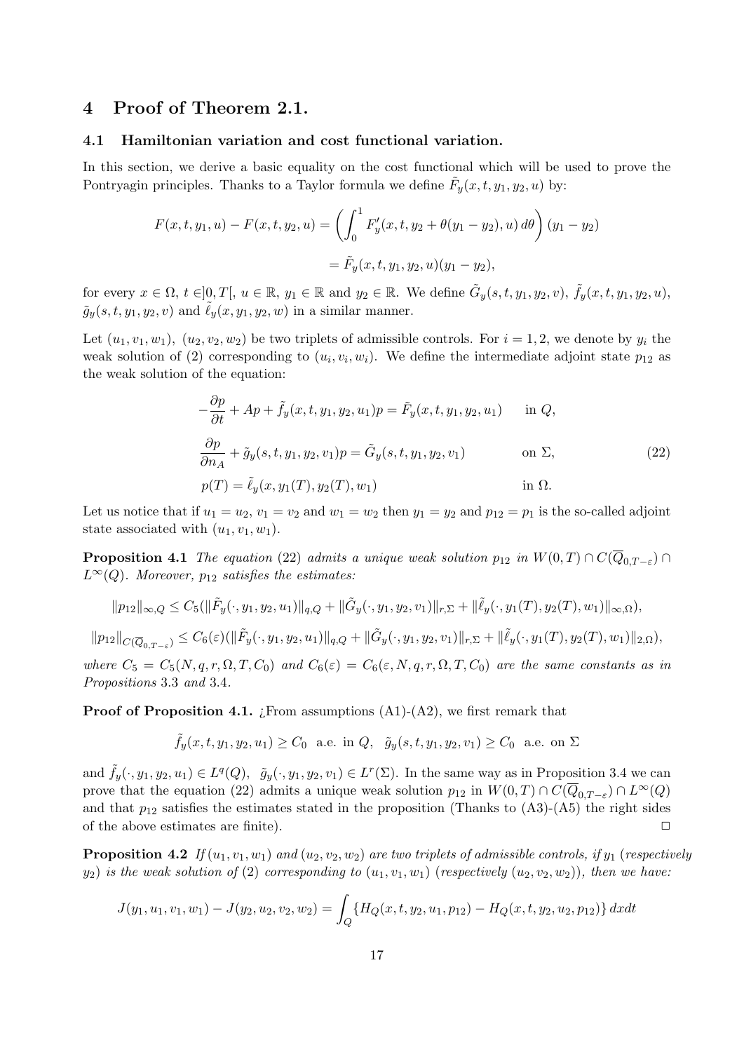## 4 Proof of Theorem 2.1.

### 4.1 Hamiltonian variation and cost functional variation.

In this section, we derive a basic equality on the cost functional which will be used to prove the Pontryagin principles. Thanks to a Taylor formula we define $\tilde{F}_y(x,t,y_1,y_2,u)$ by:

$$F(x,t,y_1,u) - F(x,t,y_2,u) = \left(\int_0^1 F'_y(x,t,y_2+\theta(y_1-y_2),u)\,d\theta\right)(y_1-y_2)$$

$$= \tilde{F}_y(x,t,y_1,y_2,u)(y_1-y_2),$$

for every $x \in \Omega$, $t \in ]0,T[$, $u \in \mathbb{R}$, $y_1 \in \mathbb{R}$ and $y_2 \in \mathbb{R}$. We define $\tilde{G}_y(s,t,y_1,y_2,v)$, $\tilde{f}_y(x,t,y_1,y_2,u)$, $\tilde{g}_y(s,t,y_1,y_2,v)$ and $\tilde{\ell}_y(x,y_1,y_2,w)$ in a similar manner.

Let $(u_1,v_1,w_1)$, $(u_2,v_2,w_2)$ be two triplets of admissible controls. For $i=1,2$, we denote by $y_i$ the weak solution of (2) corresponding to $(u_i,v_i,w_i)$. We define the intermediate adjoint state $p_{12}$ as the weak solution of the equation:

$$\begin{aligned}
&-\frac{\partial p}{\partial t} + Ap + \tilde{f}_y(x,t,y_1,y_2,u_1)p = \tilde{F}_y(x,t,y_1,y_2,u_1) \qquad \text{in } Q,\\
&\frac{\partial p}{\partial n_A} + \tilde{g}_y(s,t,y_1,y_2,v_1)p = \tilde{G}_y(s,t,y_1,y_2,v_1) \qquad \text{on } \Sigma,\\
&p(T) = \tilde{\ell}_y(x,y_1(T),y_2(T),w_1) \qquad \text{in } \Omega.
\end{aligned} \tag{22}$$

Let us notice that if $u_1=u_2$, $v_1=v_2$ and $w_1=w_2$ then $y_1=y_2$ and $p_{12}=p_1$ is the so-called adjoint state associated with $(u_1,v_1,w_1)$.

**Proposition 4.1** *The equation* (22) *admits a unique weak solution $p_{12}$ in $W(0,T)\cap C(\overline{Q}_{0,T-\varepsilon})\cap L^\infty(Q)$. Moreover, $p_{12}$ satisfies the estimates:*

$$\|p_{12}\|_{\infty,Q} \le C_5(\|\tilde{F}_y(\cdot,y_1,y_2,u_1)\|_{q,Q} + \|\tilde{G}_y(\cdot,y_1,y_2,v_1)\|_{r,\Sigma} + \|\tilde{\ell}_y(\cdot,y_1(T),y_2(T),w_1)\|_{\infty,\Omega}),$$

$$\|p_{12}\|_{C(\overline{Q}_{0,T-\varepsilon})} \le C_6(\varepsilon)(\|\tilde{F}_y(\cdot,y_1,y_2,u_1)\|_{q,Q} + \|\tilde{G}_y(\cdot,y_1,y_2,v_1)\|_{r,\Sigma} + \|\tilde{\ell}_y(\cdot,y_1(T),y_2(T),w_1)\|_{2,\Omega}),$$

*where $C_5 = C_5(N,q,r,\Omega,T,C_0)$ and $C_6(\varepsilon) = C_6(\varepsilon,N,q,r,\Omega,T,C_0)$ are the same constants as in Propositions* 3.3 *and* 3.4*.*

**Proof of Proposition 4.1.** ¿From assumptions (A1)-(A2), we first remark that

$$\tilde{f}_y(x,t,y_1,y_2,u_1) \ge C_0 \ \text{ a.e. in } Q, \quad \tilde{g}_y(s,t,y_1,y_2,v_1) \ge C_0 \ \text{ a.e. on } \Sigma$$

and $\tilde{f}_y(\cdot,y_1,y_2,u_1) \in L^q(Q)$, $\tilde{g}_y(\cdot,y_1,y_2,v_1) \in L^r(\Sigma)$. In the same way as in Proposition 3.4 we can prove that the equation (22) admits a unique weak solution $p_{12}$ in $W(0,T)\cap C(\overline{Q}_{0,T-\varepsilon})\cap L^\infty(Q)$ and that $p_{12}$ satisfies the estimates stated in the proposition (Thanks to (A3)-(A5) the right sides of the above estimates are finite). $\Box$

**Proposition 4.2** *If $(u_1,v_1,w_1)$ and $(u_2,v_2,w_2)$ are two triplets of admissible controls, if $y_1$ (respectively $y_2$) is the weak solution of* (2) *corresponding to $(u_1,v_1,w_1)$ (respectively $(u_2,v_2,w_2)$), then we have:*

$$J(y_1,u_1,v_1,w_1) - J(y_2,u_2,v_2,w_2) = \int_Q \{H_Q(x,t,y_2,u_1,p_{12}) - H_Q(x,t,y_2,u_2,p_{12})\}\,dxdt$$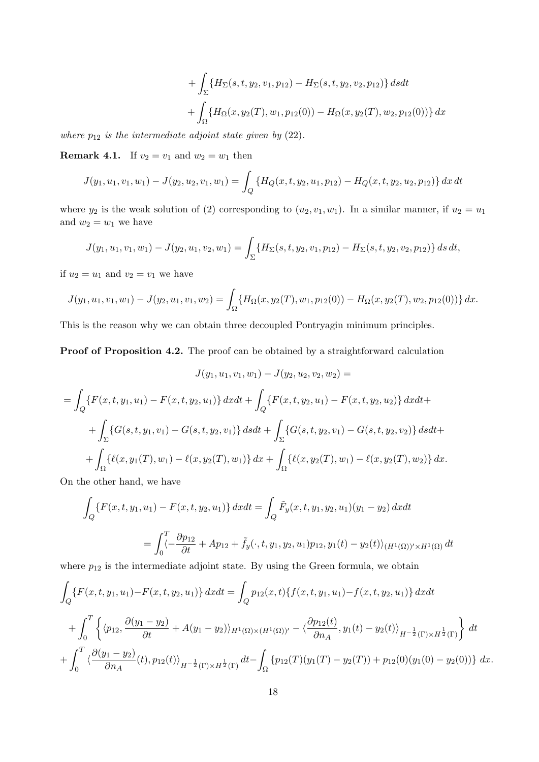$$+ \int_\Sigma \{H_\Sigma(s,t,y_2,v_1,p_{12}) - H_\Sigma(s,t,y_2,v_2,p_{12})\}\, dsdt$$

$$+ \int_\Omega \{H_\Omega(x,y_2(T),w_1,p_{12}(0)) - H_\Omega(x,y_2(T),w_2,p_{12}(0))\}\, dx$$

*where $p_{12}$ is the intermediate adjoint state given by* (22).

**Remark 4.1.** If $v_2 = v_1$ and $w_2 = w_1$ then

$$J(y_1,u_1,v_1,w_1) - J(y_2,u_2,v_1,w_1) = \int_Q \{H_Q(x,t,y_2,u_1,p_{12}) - H_Q(x,t,y_2,u_2,p_{12})\}\, dx\, dt$$

where $y_2$ is the weak solution of (2) corresponding to $(u_2, v_1, w_1)$. In a similar manner, if $u_2 = u_1$ and $w_2 = w_1$ we have

$$J(y_1,u_1,v_1,w_1) - J(y_2,u_1,v_2,w_1) = \int_\Sigma \{H_\Sigma(s,t,y_2,v_1,p_{12}) - H_\Sigma(s,t,y_2,v_2,p_{12})\}\, ds\, dt,$$

if $u_2 = u_1$ and $v_2 = v_1$ we have

$$J(y_1,u_1,v_1,w_1) - J(y_2,u_1,v_1,w_2) = \int_\Omega \{H_\Omega(x,y_2(T),w_1,p_{12}(0)) - H_\Omega(x,y_2(T),w_2,p_{12}(0))\}\, dx.$$

This is the reason why we can obtain three decoupled Pontryagin minimum principles.

**Proof of Proposition 4.2.** The proof can be obtained by a straightforward calculation

$$J(y_1,u_1,v_1,w_1) - J(y_2,u_2,v_2,w_2) =$$

$$= \int_Q \{F(x,t,y_1,u_1) - F(x,t,y_2,u_1)\}\, dxdt + \int_Q \{F(x,t,y_2,u_1) - F(x,t,y_2,u_2)\}\, dxdt +$$

$$+ \int_\Sigma \{G(s,t,y_1,v_1) - G(s,t,y_2,v_1)\}\, dsdt + \int_\Sigma \{G(s,t,y_2,v_1) - G(s,t,y_2,v_2)\}\, dsdt +$$

$$+ \int_\Omega \{\ell(x,y_1(T),w_1) - \ell(x,y_2(T),w_1)\}\, dx + \int_\Omega \{\ell(x,y_2(T),w_1) - \ell(x,y_2(T),w_2)\}\, dx.$$

On the other hand, we have

$$\int_Q \{F(x,t,y_1,u_1) - F(x,t,y_2,u_1)\}\, dxdt = \int_Q \tilde{F}_y(x,t,y_1,y_2,u_1)(y_1 - y_2)\, dxdt$$

$$= \int_0^T \langle -\frac{\partial p_{12}}{\partial t} + Ap_{12} + \tilde{f}_y(\cdot,t,y_1,y_2,u_1)p_{12}, y_1(t) - y_2(t)\rangle_{(H^1(\Omega))' \times H^1(\Omega)}\, dt$$

where $p_{12}$ is the intermediate adjoint state. By using the Green formula, we obtain

$$\int_Q \{F(x,t,y_1,u_1) - F(x,t,y_2,u_1)\}\, dxdt = \int_Q p_{12}(x,t)\{f(x,t,y_1,u_1) - f(x,t,y_2,u_1)\}\, dxdt$$

$$+ \int_0^T \left\{ \langle p_{12}, \frac{\partial(y_1 - y_2)}{\partial t} + A(y_1 - y_2)\rangle_{H^1(\Omega)\times(H^1(\Omega))'} - \langle \frac{\partial p_{12}(t)}{\partial n_A}, y_1(t) - y_2(t)\rangle_{H^{-\frac{1}{2}}(\Gamma)\times H^{\frac{1}{2}}(\Gamma)} \right\} dt$$

$$+ \int_0^T \langle \frac{\partial(y_1 - y_2)}{\partial n_A}(t), p_{12}(t)\rangle_{H^{-\frac{1}{2}}(\Gamma)\times H^{\frac{1}{2}}(\Gamma)}\, dt - \int_\Omega \{p_{12}(T)(y_1(T) - y_2(T)) + p_{12}(0)(y_1(0) - y_2(0))\}\, dx.$$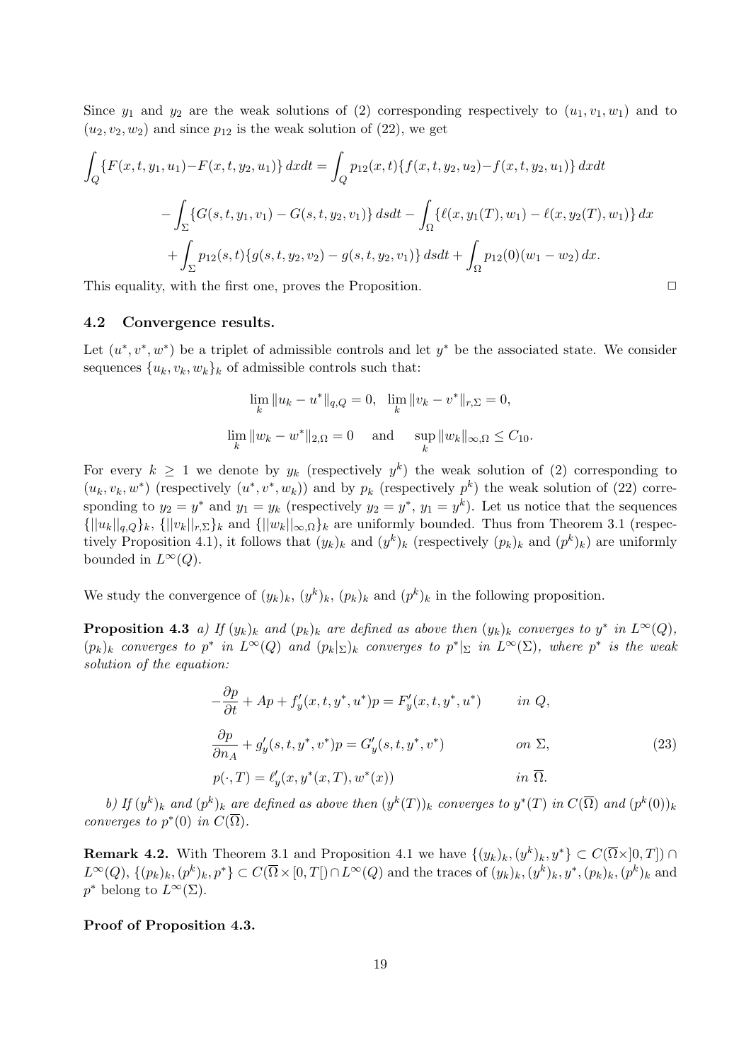Since $y_1$ and $y_2$ are the weak solutions of (2) corresponding respectively to $(u_1, v_1, w_1)$ and to $(u_2, v_2, w_2)$ and since $p_{12}$ is the weak solution of (22), we get

$$
\begin{aligned}
\int_Q \{F(x,t,y_1,u_1) - F(x,t,y_2,u_1)\}\, dxdt &= \int_Q p_{12}(x,t)\{f(x,t,y_2,u_2) - f(x,t,y_2,u_1)\}\, dxdt \\
&- \int_\Sigma \{G(s,t,y_1,v_1) - G(s,t,y_2,v_1)\}\, dsdt - \int_\Omega \{\ell(x,y_1(T),w_1) - \ell(x,y_2(T),w_1)\}\, dx \\
&+ \int_\Sigma p_{12}(s,t)\{g(s,t,y_2,v_2) - g(s,t,y_2,v_1)\}\, dsdt + \int_\Omega p_{12}(0)(w_1 - w_2)\, dx.
\end{aligned}
$$

This equality, with the first one, proves the Proposition. $\Box$

### 4.2 Convergence results.

Let $(u^*, v^*, w^*)$ be a triplet of admissible controls and let $y^*$ be the associated state. We consider sequences $\{u_k, v_k, w_k\}_k$ of admissible controls such that:

$$
\lim_k \|u_k - u^*\|_{q,Q} = 0, \quad \lim_k \|v_k - v^*\|_{r,\Sigma} = 0,
$$

$$
\lim_k \|w_k - w^*\|_{2,\Omega} = 0 \quad \text{and} \quad \sup_k \|w_k\|_{\infty,\Omega} \leq C_{10}.
$$

For every $k \geq 1$ we denote by $y_k$ (respectively $y^k$) the weak solution of (2) corresponding to $(u_k, v_k, w^*)$ (respectively $(u^*, v^*, w_k)$) and by $p_k$ (respectively $p^k$) the weak solution of (22) corresponding to $y_2 = y^*$ and $y_1 = y_k$ (respectively $y_2 = y^*$, $y_1 = y^k$). Let us notice that the sequences $\{||u_k||_{q,Q}\}_k$, $\{||v_k||_{r,\Sigma}\}_k$ and $\{||w_k||_{\infty,\Omega}\}_k$ are uniformly bounded. Thus from Theorem 3.1 (respectively Proposition 4.1), it follows that $(y_k)_k$ and $(y^k)_k$ (respectively $(p_k)_k$ and $(p^k)_k$) are uniformly bounded in $L^\infty(Q)$.

We study the convergence of $(y_k)_k$, $(y^k)_k$, $(p_k)_k$ and $(p^k)_k$ in the following proposition.

**Proposition 4.3** *a) If $(y_k)_k$ and $(p_k)_k$ are defined as above then $(y_k)_k$ converges to $y^*$ in $L^\infty(Q)$, $(p_k)_k$ converges to $p^*$ in $L^\infty(Q)$ and $(p_k|_\Sigma)_k$ converges to $p^*|_\Sigma$ in $L^\infty(\Sigma)$, where $p^*$ is the weak solution of the equation:*

$$
\begin{aligned}
&-\frac{\partial p}{\partial t} + Ap + f'_y(x,t,y^*,u^*)p = F'_y(x,t,y^*,u^*) && \text{in } Q, \\
&\frac{\partial p}{\partial n_A} + g'_y(s,t,y^*,v^*)p = G'_y(s,t,y^*,v^*) && \text{on } \Sigma, \\
&p(\cdot,T) = \ell'_y(x,y^*(x,T),w^*(x)) && \text{in } \overline{\Omega}.
\end{aligned}
\tag{23}
$$

*b) If $(y^k)_k$ and $(p^k)_k$ are defined as above then $(y^k(T))_k$ converges to $y^*(T)$ in $C(\overline{\Omega})$ and $(p^k(0))_k$ converges to $p^*(0)$ in $C(\overline{\Omega})$.*

**Remark 4.2.** With Theorem 3.1 and Proposition 4.1 we have $\{(y_k)_k, (y^k)_k, y^*\} \subset C(\overline{\Omega} \times ]0,T]) \cap L^\infty(Q)$, $\{(p_k)_k, (p^k)_k, p^*\} \subset C(\overline{\Omega} \times [0,T[) \cap L^\infty(Q)$ and the traces of $(y_k)_k, (y^k)_k, y^*, (p_k)_k, (p^k)_k$ and $p^*$ belong to $L^\infty(\Sigma)$.

**Proof of Proposition 4.3.**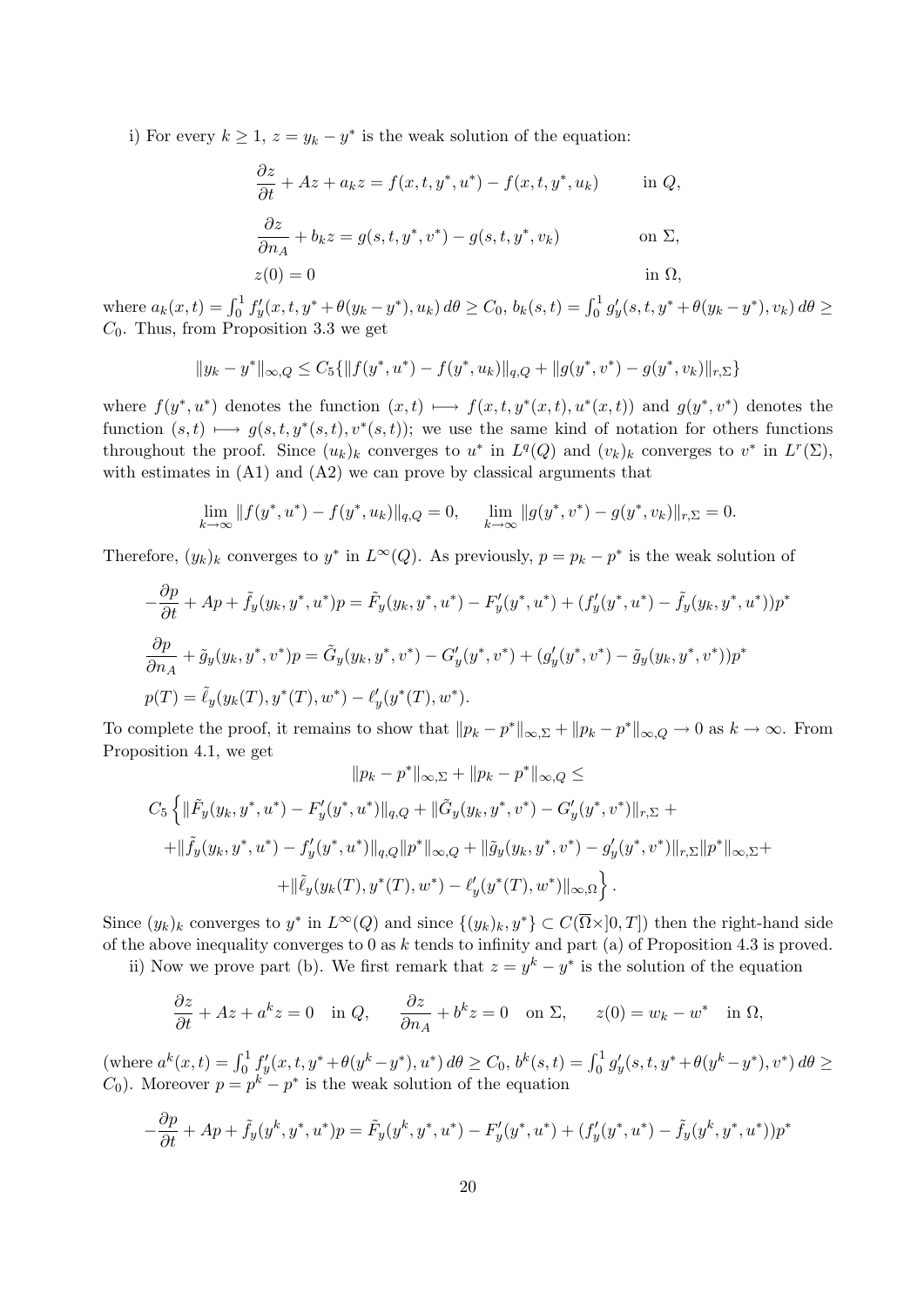i) For every $k \geq 1$, $z = y_k - y^*$ is the weak solution of the equation:

$$
\begin{aligned}
&\frac{\partial z}{\partial t} + Az + a_k z = f(x,t,y^*,u^*) - f(x,t,y^*,u_k) && \text{in } Q,\\
&\frac{\partial z}{\partial n_A} + b_k z = g(s,t,y^*,v^*) - g(s,t,y^*,v_k) && \text{on } \Sigma,\\
&z(0) = 0 && \text{in } \Omega,
\end{aligned}
$$

where $a_k(x,t) = \int_0^1 f'_y(x,t,y^* + \theta(y_k - y^*), u_k)\, d\theta \geq C_0$, $b_k(s,t) = \int_0^1 g'_y(s,t,y^* + \theta(y_k - y^*), v_k)\, d\theta \geq C_0$. Thus, from Proposition 3.3 we get

$$
\|y_k - y^*\|_{\infty,Q} \leq C_5 \{ \|f(y^*,u^*) - f(y^*,u_k)\|_{q,Q} + \|g(y^*,v^*) - g(y^*,v_k)\|_{r,\Sigma} \}
$$

where $f(y^*,u^*)$ denotes the function $(x,t) \longmapsto f(x,t,y^*(x,t),u^*(x,t))$ and $g(y^*,v^*)$ denotes the function $(s,t) \longmapsto g(s,t,y^*(s,t),v^*(s,t))$; we use the same kind of notation for others functions throughout the proof. Since $(u_k)_k$ converges to $u^*$ in $L^q(Q)$ and $(v_k)_k$ converges to $v^*$ in $L^r(\Sigma)$, with estimates in (A1) and (A2) we can prove by classical arguments that

$$
\lim_{k\to\infty} \|f(y^*,u^*) - f(y^*,u_k)\|_{q,Q} = 0, \qquad \lim_{k\to\infty} \|g(y^*,v^*) - g(y^*,v_k)\|_{r,\Sigma} = 0.
$$

Therefore, $(y_k)_k$ converges to $y^*$ in $L^\infty(Q)$. As previously, $p = p_k - p^*$ is the weak solution of

$$
\begin{aligned}
&-\frac{\partial p}{\partial t} + Ap + \tilde{f}_y(y_k,y^*,u^*)p = \tilde{F}_y(y_k,y^*,u^*) - F'_y(y^*,u^*) + (f'_y(y^*,u^*) - \tilde{f}_y(y_k,y^*,u^*))p^*\\
&\frac{\partial p}{\partial n_A} + \tilde{g}_y(y_k,y^*,v^*)p = \tilde{G}_y(y_k,y^*,v^*) - G'_y(y^*,v^*) + (g'_y(y^*,v^*) - \tilde{g}_y(y_k,y^*,v^*))p^*\\
&p(T) = \tilde{\ell}_y(y_k(T),y^*(T),w^*) - \ell'_y(y^*(T),w^*).
\end{aligned}
$$

To complete the proof, it remains to show that $\|p_k - p^*\|_{\infty,\Sigma} + \|p_k - p^*\|_{\infty,Q} \to 0$ as $k \to \infty$. From Proposition 4.1, we get

$$
\begin{aligned}
&\|p_k - p^*\|_{\infty,\Sigma} + \|p_k - p^*\|_{\infty,Q} \leq\\
&C_5 \Big\{ \|\tilde{F}_y(y_k,y^*,u^*) - F'_y(y^*,u^*)\|_{q,Q} + \|\tilde{G}_y(y_k,y^*,v^*) - G'_y(y^*,v^*)\|_{r,\Sigma} +\\
&+ \|\tilde{f}_y(y_k,y^*,u^*) - f'_y(y^*,u^*)\|_{q,Q}\|p^*\|_{\infty,Q} + \|\tilde{g}_y(y_k,y^*,v^*) - g'_y(y^*,v^*)\|_{r,\Sigma}\|p^*\|_{\infty,\Sigma} +\\
&+ \|\tilde{\ell}_y(y_k(T),y^*(T),w^*) - \ell'_y(y^*(T),w^*)\|_{\infty,\Omega} \Big\}.
\end{aligned}
$$

Since $(y_k)_k$ converges to $y^*$ in $L^\infty(Q)$ and since $\{(y_k)_k, y^*\} \subset C(\overline{\Omega}\times]0,T])$ then the right-hand side of the above inequality converges to 0 as $k$ tends to infinity and part (a) of Proposition 4.3 is proved.

ii) Now we prove part (b). We first remark that $z = y^k - y^*$ is the solution of the equation

$$
\frac{\partial z}{\partial t} + Az + a^k z = 0 \quad \text{in } Q, \qquad \frac{\partial z}{\partial n_A} + b^k z = 0 \quad \text{on } \Sigma, \qquad z(0) = w_k - w^* \quad \text{in } \Omega,
$$

(where $a^k(x,t) = \int_0^1 f'_y(x,t,y^* + \theta(y^k - y^*), u^*)\, d\theta \geq C_0$, $b^k(s,t) = \int_0^1 g'_y(s,t,y^* + \theta(y^k - y^*), v^*)\, d\theta \geq C_0$). Moreover $p = p^k - p^*$ is the weak solution of the equation

$$
-\frac{\partial p}{\partial t} + Ap + \tilde{f}_y(y^k,y^*,u^*)p = \tilde{F}_y(y^k,y^*,u^*) - F'_y(y^*,u^*) + (f'_y(y^*,u^*) - \tilde{f}_y(y^k,y^*,u^*))p^*
$$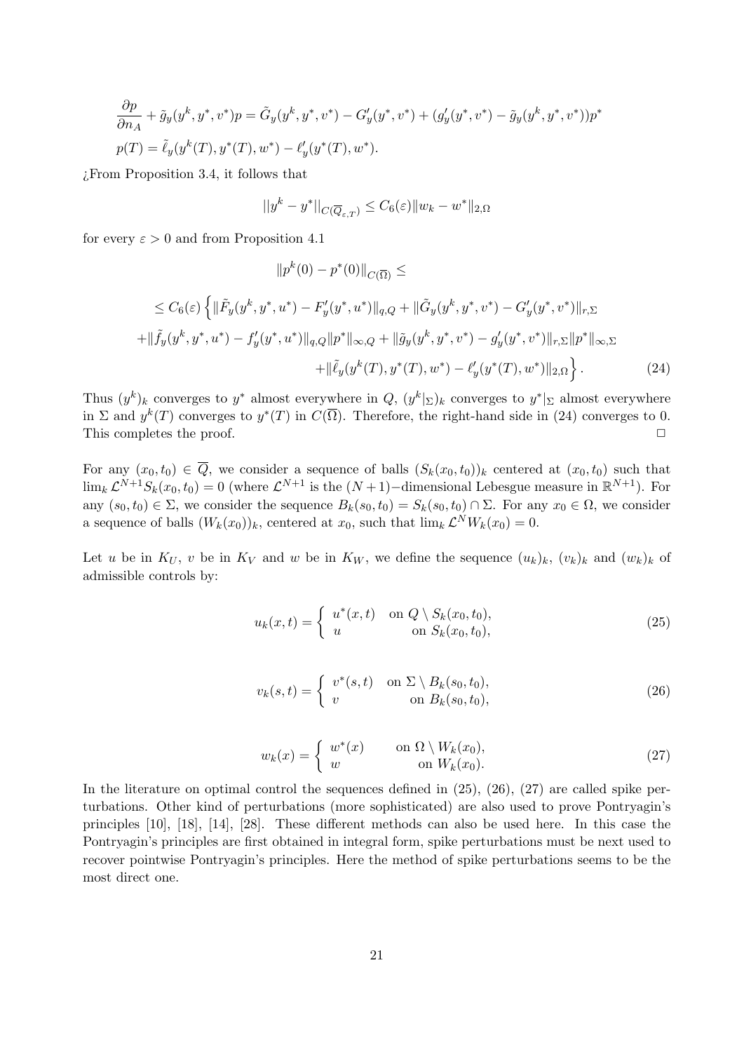$$\frac{\partial p}{\partial n_A} + \tilde{g}_y(y^k, y^*, v^*)p = \tilde{G}_y(y^k, y^*, v^*) - G'_y(y^*, v^*) + (g'_y(y^*, v^*) - \tilde{g}_y(y^k, y^*, v^*))p^*$$

$$p(T) = \tilde{\ell}_y(y^k(T), y^*(T), w^*) - \ell'_y(y^*(T), w^*).$$

¿From Proposition 3.4, it follows that

$$||y^k - y^*||_{C(\overline{Q}_{\varepsilon,T})} \leq C_6(\varepsilon)\|w_k - w^*\|_{2,\Omega}$$

for every $\varepsilon > 0$ and from Proposition 4.1

$$\|p^k(0) - p^*(0)\|_{C(\overline{\Omega})} \leq$$

$$\leq C_6(\varepsilon)\Big\{\|\tilde{F}_y(y^k, y^*, u^*) - F'_y(y^*, u^*)\|_{q,Q} + \|\tilde{G}_y(y^k, y^*, v^*) - G'_y(y^*, v^*)\|_{r,\Sigma}$$

$$+\|\tilde{f}_y(y^k, y^*, u^*) - f'_y(y^*, u^*)\|_{q,Q}\|p^*\|_{\infty,Q} + \|\tilde{g}_y(y^k, y^*, v^*) - g'_y(y^*, v^*)\|_{r,\Sigma}\|p^*\|_{\infty,\Sigma}$$

$$+\|\tilde{\ell}_y(y^k(T), y^*(T), w^*) - \ell'_y(y^*(T), w^*)\|_{2,\Omega}\Big\}. \tag{24}$$

Thus $(y^k)_k$ converges to $y^*$ almost everywhere in $Q$, $(y^k|_\Sigma)_k$ converges to $y^*|_\Sigma$ almost everywhere in $\Sigma$ and $y^k(T)$ converges to $y^*(T)$ in $C(\overline{\Omega})$. Therefore, the right-hand side in (24) converges to 0. This completes the proof. □

For any $(x_0, t_0) \in \overline{Q}$, we consider a sequence of balls $(S_k(x_0, t_0))_k$ centered at $(x_0, t_0)$ such that $\lim_k \mathcal{L}^{N+1}S_k(x_0, t_0) = 0$ (where $\mathcal{L}^{N+1}$ is the $(N+1)-$dimensional Lebesgue measure in $\mathbb{R}^{N+1}$). For any $(s_0, t_0) \in \Sigma$, we consider the sequence $B_k(s_0, t_0) = S_k(s_0, t_0) \cap \Sigma$. For any $x_0 \in \Omega$, we consider a sequence of balls $(W_k(x_0))_k$, centered at $x_0$, such that $\lim_k \mathcal{L}^N W_k(x_0) = 0$.

Let $u$ be in $K_U$, $v$ be in $K_V$ and $w$ be in $K_W$, we define the sequence $(u_k)_k$, $(v_k)_k$ and $(w_k)_k$ of admissible controls by:

$$u_k(x,t) = \begin{cases} u^*(x,t) & \text{on } Q \setminus S_k(x_0, t_0), \\ u & \text{on } S_k(x_0, t_0), \end{cases} \tag{25}$$

$$v_k(s,t) = \begin{cases} v^*(s,t) & \text{on } \Sigma \setminus B_k(s_0, t_0), \\ v & \text{on } B_k(s_0, t_0), \end{cases} \tag{26}$$

$$w_k(x) = \begin{cases} w^*(x) & \text{on } \Omega \setminus W_k(x_0), \\ w & \text{on } W_k(x_0). \end{cases} \tag{27}$$

In the literature on optimal control the sequences defined in (25), (26), (27) are called spike perturbations. Other kind of perturbations (more sophisticated) are also used to prove Pontryagin's principles [10], [18], [14], [28]. These different methods can also be used here. In this case the Pontryagin's principles are first obtained in integral form, spike perturbations must be next used to recover pointwise Pontryagin's principles. Here the method of spike perturbations seems to be the most direct one.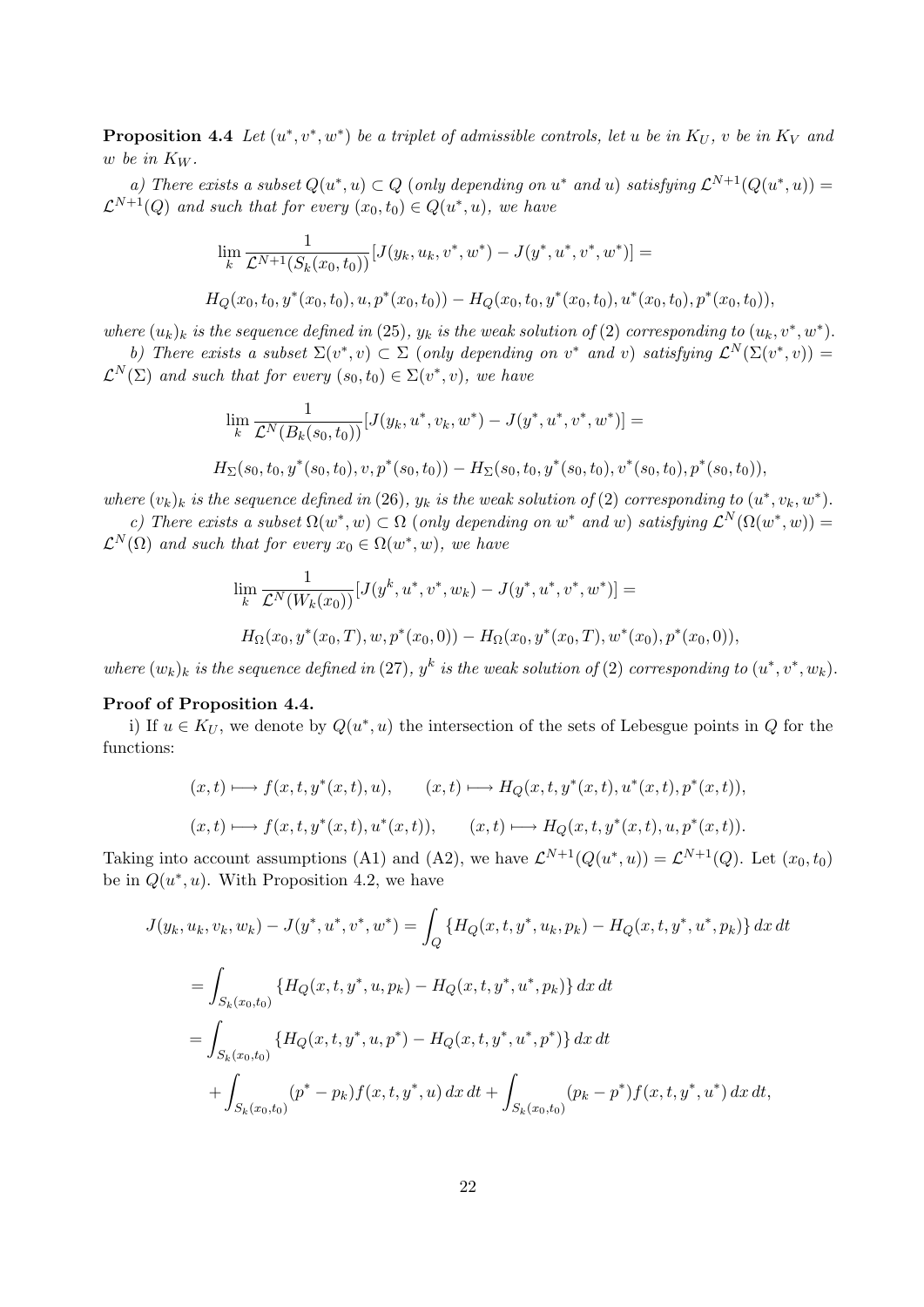**Proposition 4.4** *Let $(u^*, v^*, w^*)$ be a triplet of admissible controls, let $u$ be in $K_U$, $v$ be in $K_V$ and $w$ be in $K_W$.*

*a) There exists a subset $Q(u^*, u) \subset Q$ (only depending on $u^*$ and $u$) satisfying $\mathcal{L}^{N+1}(Q(u^*, u)) = \mathcal{L}^{N+1}(Q)$ and such that for every $(x_0, t_0) \in Q(u^*, u)$, we have*

$$\lim_k \frac{1}{\mathcal{L}^{N+1}(S_k(x_0, t_0))}[J(y_k, u_k, v^*, w^*) - J(y^*, u^*, v^*, w^*)] =$$

$$H_Q(x_0, t_0, y^*(x_0, t_0), u, p^*(x_0, t_0)) - H_Q(x_0, t_0, y^*(x_0, t_0), u^*(x_0, t_0), p^*(x_0, t_0)),$$

*where $(u_k)_k$ is the sequence defined in* (25)*, $y_k$ is the weak solution of* (2) *corresponding to $(u_k, v^*, w^*)$.*

*b) There exists a subset $\Sigma(v^*, v) \subset \Sigma$ (only depending on $v^*$ and $v$) satisfying $\mathcal{L}^N(\Sigma(v^*, v)) = \mathcal{L}^N(\Sigma)$ and such that for every $(s_0, t_0) \in \Sigma(v^*, v)$, we have*

$$\lim_k \frac{1}{\mathcal{L}^N(B_k(s_0, t_0))}[J(y_k, u^*, v_k, w^*) - J(y^*, u^*, v^*, w^*)] =$$

$$H_\Sigma(s_0, t_0, y^*(s_0, t_0), v, p^*(s_0, t_0)) - H_\Sigma(s_0, t_0, y^*(s_0, t_0), v^*(s_0, t_0), p^*(s_0, t_0)),$$

*where $(v_k)_k$ is the sequence defined in* (26)*, $y_k$ is the weak solution of* (2) *corresponding to $(u^*, v_k, w^*)$.*

*c) There exists a subset $\Omega(w^*, w) \subset \Omega$ (only depending on $w^*$ and $w$) satisfying $\mathcal{L}^N(\Omega(w^*, w)) = \mathcal{L}^N(\Omega)$ and such that for every $x_0 \in \Omega(w^*, w)$, we have*

$$\lim_k \frac{1}{\mathcal{L}^N(W_k(x_0))}[J(y^k, u^*, v^*, w_k) - J(y^*, u^*, v^*, w^*)] =$$

$$H_\Omega(x_0, y^*(x_0, T), w, p^*(x_0, 0)) - H_\Omega(x_0, y^*(x_0, T), w^*(x_0), p^*(x_0, 0)),$$

*where $(w_k)_k$ is the sequence defined in* (27)*, $y^k$ is the weak solution of* (2) *corresponding to $(u^*, v^*, w_k)$.*

**Proof of Proposition 4.4.**

i) If $u \in K_U$, we denote by $Q(u^*, u)$ the intersection of the sets of Lebesgue points in $Q$ for the functions:

$$(x,t) \longmapsto f(x, t, y^*(x,t), u), \qquad (x,t) \longmapsto H_Q(x, t, y^*(x,t), u^*(x,t), p^*(x,t)),$$

$$(x,t) \longmapsto f(x, t, y^*(x,t), u^*(x,t)), \qquad (x,t) \longmapsto H_Q(x, t, y^*(x,t), u, p^*(x,t)).$$

Taking into account assumptions (A1) and (A2), we have $\mathcal{L}^{N+1}(Q(u^*, u)) = \mathcal{L}^{N+1}(Q)$. Let $(x_0, t_0)$ be in $Q(u^*, u)$. With Proposition 4.2, we have

$$J(y_k, u_k, v_k, w_k) - J(y^*, u^*, v^*, w^*) = \int_Q \{H_Q(x, t, y^*, u_k, p_k) - H_Q(x, t, y^*, u^*, p_k)\}\, dx\, dt$$

$$= \int_{S_k(x_0,t_0)} \{H_Q(x, t, y^*, u, p_k) - H_Q(x, t, y^*, u^*, p_k)\}\, dx\, dt$$

$$= \int_{S_k(x_0,t_0)} \{H_Q(x, t, y^*, u, p^*) - H_Q(x, t, y^*, u^*, p^*)\}\, dx\, dt$$

$$+ \int_{S_k(x_0,t_0)} (p^* - p_k) f(x, t, y^*, u)\, dx\, dt + \int_{S_k(x_0,t_0)} (p_k - p^*) f(x, t, y^*, u^*)\, dx\, dt,$$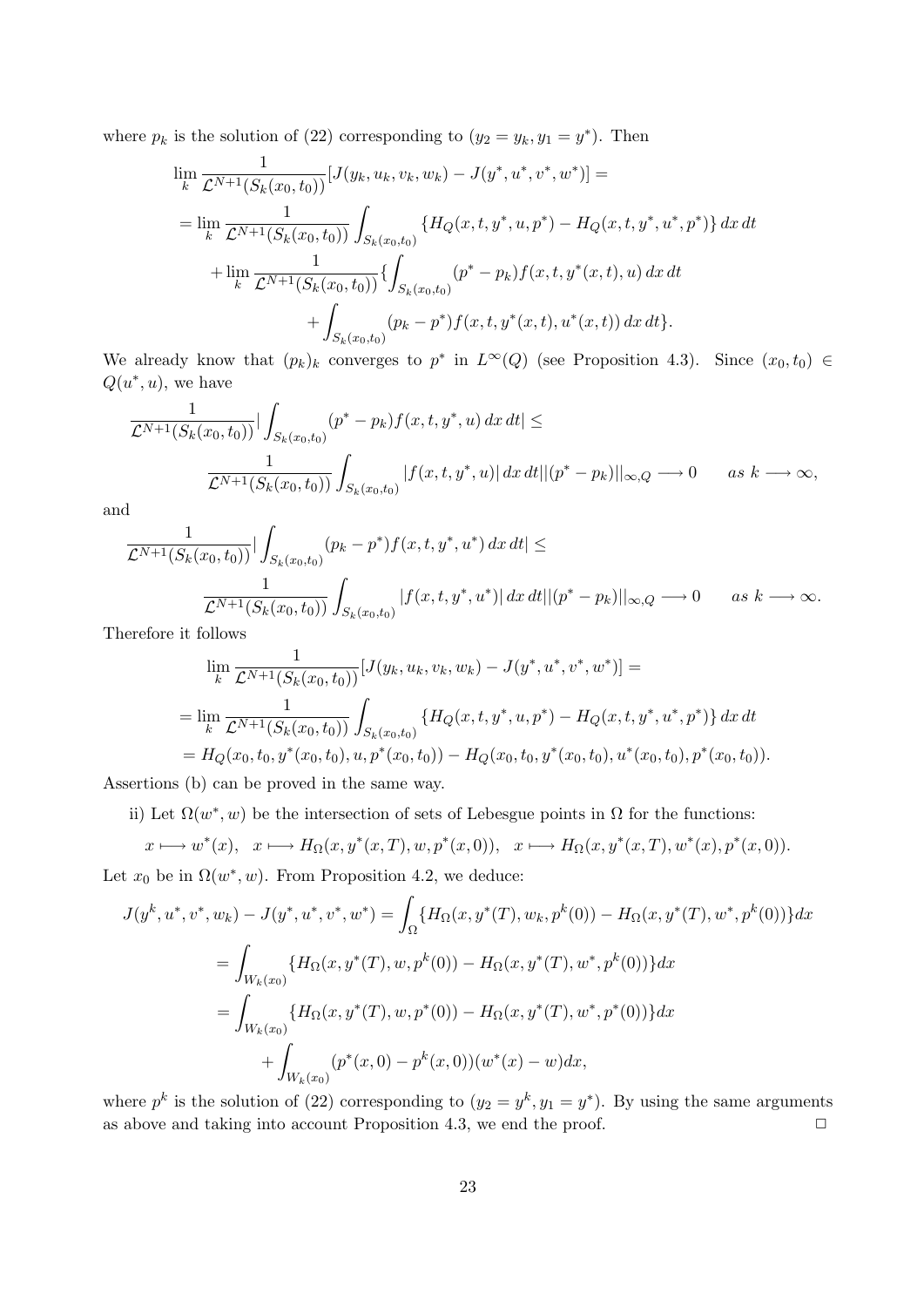where $p_k$ is the solution of (22) corresponding to $(y_2 = y_k, y_1 = y^*)$. Then

$$
\begin{aligned}
&\lim_k \frac{1}{\mathcal{L}^{N+1}(S_k(x_0,t_0))}[J(y_k,u_k,v_k,w_k) - J(y^*,u^*,v^*,w^*)] = \\
&= \lim_k \frac{1}{\mathcal{L}^{N+1}(S_k(x_0,t_0))} \int_{S_k(x_0,t_0)} \{H_Q(x,t,y^*,u,p^*) - H_Q(x,t,y^*,u^*,p^*)\}\, dx\, dt \\
&\quad + \lim_k \frac{1}{\mathcal{L}^{N+1}(S_k(x_0,t_0))}\{\int_{S_k(x_0,t_0)} (p^* - p_k) f(x,t,y^*(x,t),u)\, dx\, dt \\
&\qquad + \int_{S_k(x_0,t_0)} (p_k - p^*) f(x,t,y^*(x,t),u^*(x,t))\, dx\, dt\}.
\end{aligned}
$$

We already know that $(p_k)_k$ converges to $p^*$ in $L^\infty(Q)$ (see Proposition 4.3). Since $(x_0,t_0) \in Q(u^*,u)$, we have

$$
\begin{aligned}
&\frac{1}{\mathcal{L}^{N+1}(S_k(x_0,t_0))}\left|\int_{S_k(x_0,t_0)} (p^* - p_k) f(x,t,y^*,u)\, dx\, dt\right| \leq \\
&\qquad \frac{1}{\mathcal{L}^{N+1}(S_k(x_0,t_0))}\int_{S_k(x_0,t_0)} |f(x,t,y^*,u)|\, dx\, dt ||(p^* - p_k)||_{\infty,Q} \longrightarrow 0 \qquad as\ k \longrightarrow \infty,
\end{aligned}
$$

and

$$
\begin{aligned}
&\frac{1}{\mathcal{L}^{N+1}(S_k(x_0,t_0))}\left|\int_{S_k(x_0,t_0)} (p_k - p^*) f(x,t,y^*,u^*)\, dx\, dt\right| \leq \\
&\qquad \frac{1}{\mathcal{L}^{N+1}(S_k(x_0,t_0))}\int_{S_k(x_0,t_0)} |f(x,t,y^*,u^*)|\, dx\, dt ||(p^* - p_k)||_{\infty,Q} \longrightarrow 0 \qquad as\ k \longrightarrow \infty.
\end{aligned}
$$

Therefore it follows

$$
\begin{aligned}
&\lim_k \frac{1}{\mathcal{L}^{N+1}(S_k(x_0,t_0))}[J(y_k,u_k,v_k,w_k) - J(y^*,u^*,v^*,w^*)] = \\
&= \lim_k \frac{1}{\mathcal{L}^{N+1}(S_k(x_0,t_0))} \int_{S_k(x_0,t_0)} \{H_Q(x,t,y^*,u,p^*) - H_Q(x,t,y^*,u^*,p^*)\}\, dx\, dt \\
&= H_Q(x_0,t_0,y^*(x_0,t_0),u,p^*(x_0,t_0)) - H_Q(x_0,t_0,y^*(x_0,t_0),u^*(x_0,t_0),p^*(x_0,t_0)).
\end{aligned}
$$

Assertions (b) can be proved in the same way.

ii) Let $\Omega(w^*,w)$ be the intersection of sets of Lebesgue points in $\Omega$ for the functions:

$$
x \longmapsto w^*(x), \quad x \longmapsto H_\Omega(x,y^*(x,T),w,p^*(x,0)), \quad x \longmapsto H_\Omega(x,y^*(x,T),w^*(x),p^*(x,0)).
$$

Let $x_0$ be in $\Omega(w^*,w)$. From Proposition 4.2, we deduce:

$$
\begin{aligned}
J(y^k,u^*,v^*,w_k) - J(y^*,u^*,v^*,w^*) &= \int_\Omega \{H_\Omega(x,y^*(T),w_k,p^k(0)) - H_\Omega(x,y^*(T),w^*,p^k(0))\}dx \\
&= \int_{W_k(x_0)} \{H_\Omega(x,y^*(T),w,p^k(0)) - H_\Omega(x,y^*(T),w^*,p^k(0))\}dx \\
&= \int_{W_k(x_0)} \{H_\Omega(x,y^*(T),w,p^*(0)) - H_\Omega(x,y^*(T),w^*,p^*(0))\}dx \\
&\quad + \int_{W_k(x_0)} (p^*(x,0) - p^k(x,0))(w^*(x) - w)dx,
\end{aligned}
$$

where $p^k$ is the solution of (22) corresponding to $(y_2 = y^k, y_1 = y^*)$. By using the same arguments as above and taking into account Proposition 4.3, we end the proof. $\square$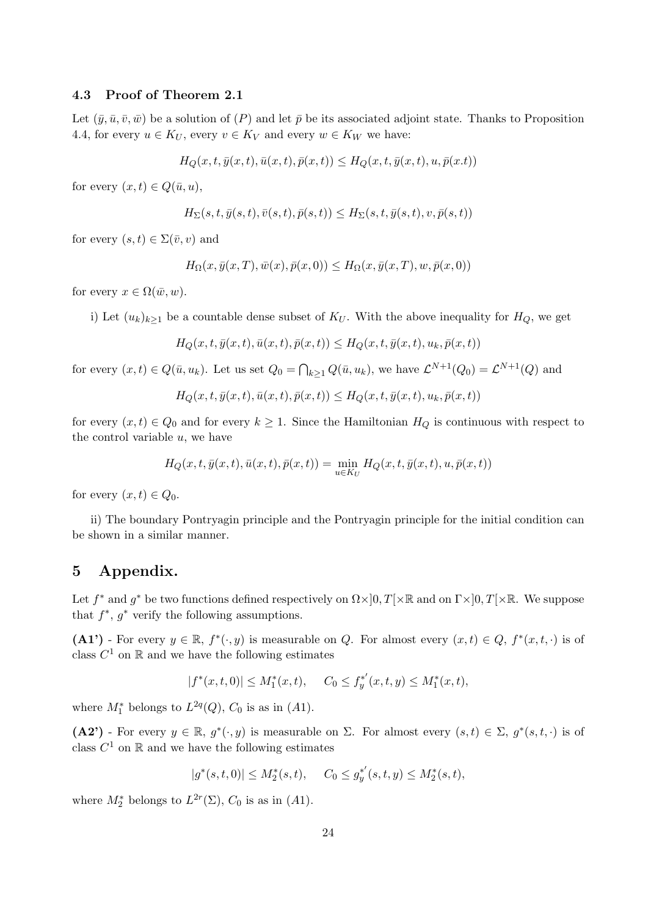### 4.3 Proof of Theorem 2.1

Let $(\bar{y}, \bar{u}, \bar{v}, \bar{w})$ be a solution of $(P)$ and let $\bar{p}$ be its associated adjoint state. Thanks to Proposition 4.4, for every $u \in K_U$, every $v \in K_V$ and every $w \in K_W$ we have:

$$H_Q(x,t,\bar{y}(x,t),\bar{u}(x,t),\bar{p}(x,t)) \leq H_Q(x,t,\bar{y}(x,t),u,\bar{p}(x.t))$$

for every $(x,t) \in Q(\bar{u}, u)$,

$$H_\Sigma(s,t,\bar{y}(s,t),\bar{v}(s,t),\bar{p}(s,t)) \leq H_\Sigma(s,t,\bar{y}(s,t),v,\bar{p}(s,t))$$

for every $(s,t) \in \Sigma(\bar{v}, v)$ and

$$H_\Omega(x,\bar{y}(x,T),\bar{w}(x),\bar{p}(x,0)) \leq H_\Omega(x,\bar{y}(x,T),w,\bar{p}(x,0))$$

for every $x \in \Omega(\bar{w}, w)$.

i) Let $(u_k)_{k\geq 1}$ be a countable dense subset of $K_U$. With the above inequality for $H_Q$, we get

$$H_Q(x,t,\bar{y}(x,t),\bar{u}(x,t),\bar{p}(x,t)) \leq H_Q(x,t,\bar{y}(x,t),u_k,\bar{p}(x,t))$$

for every $(x,t) \in Q(\bar{u}, u_k)$. Let us set $Q_0 = \bigcap_{k\geq 1} Q(\bar{u}, u_k)$, we have $\mathcal{L}^{N+1}(Q_0) = \mathcal{L}^{N+1}(Q)$ and

$$H_Q(x,t,\bar{y}(x,t),\bar{u}(x,t),\bar{p}(x,t)) \leq H_Q(x,t,\bar{y}(x,t),u_k,\bar{p}(x,t))$$

for every $(x,t) \in Q_0$ and for every $k \geq 1$. Since the Hamiltonian $H_Q$ is continuous with respect to the control variable $u$, we have

$$H_Q(x,t,\bar{y}(x,t),\bar{u}(x,t),\bar{p}(x,t)) = \min_{u\in K_U} H_Q(x,t,\bar{y}(x,t),u,\bar{p}(x,t))$$

for every $(x,t) \in Q_0$.

ii) The boundary Pontryagin principle and the Pontryagin principle for the initial condition can be shown in a similar manner.

## 5 Appendix.

Let $f^*$ and $g^*$ be two functions defined respectively on $\Omega\times]0,T[\times\mathbb{R}$ and on $\Gamma\times]0,T[\times\mathbb{R}$. We suppose that $f^*$, $g^*$ verify the following assumptions.

**(A1')** - For every $y \in \mathbb{R}$, $f^*(\cdot, y)$ is measurable on $Q$. For almost every $(x,t) \in Q$, $f^*(x,t,\cdot)$ is of class $C^1$ on $\mathbb{R}$ and we have the following estimates

$$|f^*(x,t,0)| \leq M_1^*(x,t), \quad C_0 \leq f_y^{*'}(x,t,y) \leq M_1^*(x,t),$$

where $M_1^*$ belongs to $L^{2q}(Q)$, $C_0$ is as in $(A1)$.

**(A2')** - For every $y \in \mathbb{R}$, $g^*(\cdot, y)$ is measurable on $\Sigma$. For almost every $(s,t) \in \Sigma$, $g^*(s,t,\cdot)$ is of class $C^1$ on $\mathbb{R}$ and we have the following estimates

$$|g^*(s,t,0)| \leq M_2^*(s,t), \quad C_0 \leq g_y^{*'}(s,t,y) \leq M_2^*(s,t),$$

where $M_2^*$ belongs to $L^{2r}(\Sigma)$, $C_0$ is as in $(A1)$.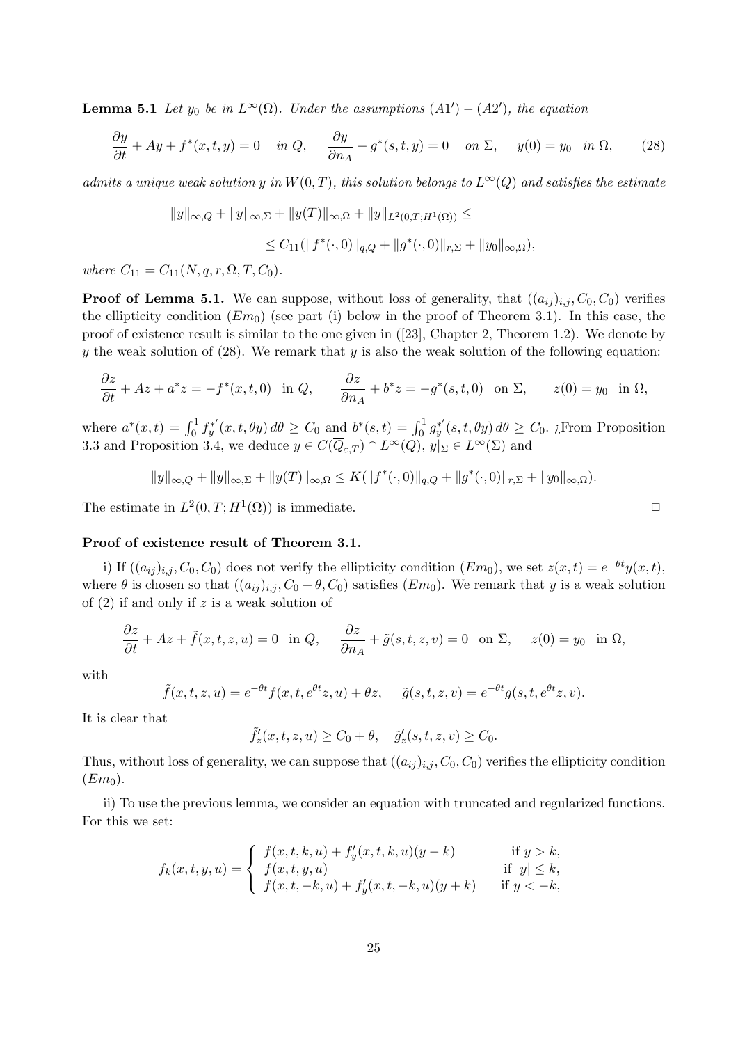**Lemma 5.1** *Let $y_0$ be in $L^\infty(\Omega)$. Under the assumptions $(A1') - (A2')$, the equation*

$$\frac{\partial y}{\partial t} + Ay + f^*(x,t,y) = 0 \quad in\ Q, \qquad \frac{\partial y}{\partial n_A} + g^*(s,t,y) = 0 \quad on\ \Sigma, \qquad y(0) = y_0 \quad in\ \Omega, \tag{28}$$

*admits a unique weak solution $y$ in $W(0,T)$, this solution belongs to $L^\infty(Q)$ and satisfies the estimate*

$$\|y\|_{\infty,Q} + \|y\|_{\infty,\Sigma} + \|y(T)\|_{\infty,\Omega} + \|y\|_{L^2(0,T;H^1(\Omega))} \leq$$

$$\leq C_{11}(\|f^*(\cdot,0)\|_{q,Q} + \|g^*(\cdot,0)\|_{r,\Sigma} + \|y_0\|_{\infty,\Omega}),$$

*where $C_{11} = C_{11}(N,q,r,\Omega,T,C_0)$.*

**Proof of Lemma 5.1.** We can suppose, without loss of generality, that $((a_{ij})_{i,j}, C_0, C_0)$ verifies the ellipticity condition $(Em_0)$ (see part (i) below in the proof of Theorem 3.1). In this case, the proof of existence result is similar to the one given in ([23], Chapter 2, Theorem 1.2). We denote by $y$ the weak solution of (28). We remark that $y$ is also the weak solution of the following equation:

$$\frac{\partial z}{\partial t} + Az + a^* z = -f^*(x,t,0) \ \text{ in } Q, \qquad \frac{\partial z}{\partial n_A} + b^* z = -g^*(s,t,0) \ \text{ on } \Sigma, \qquad z(0) = y_0 \ \text{ in } \Omega,$$

where $a^*(x,t) = \int_0^1 f_y^{*'}(x,t,\theta y)\,d\theta \geq C_0$ and $b^*(s,t) = \int_0^1 g_y^{*'}(s,t,\theta y)\,d\theta \geq C_0$. ¿From Proposition 3.3 and Proposition 3.4, we deduce $y \in C(\overline{Q}_{\varepsilon,T}) \cap L^\infty(Q)$, $y|_\Sigma \in L^\infty(\Sigma)$ and

$$\|y\|_{\infty,Q} + \|y\|_{\infty,\Sigma} + \|y(T)\|_{\infty,\Omega} \leq K(\|f^*(\cdot,0)\|_{q,Q} + \|g^*(\cdot,0)\|_{r,\Sigma} + \|y_0\|_{\infty,\Omega}).$$

The estimate in $L^2(0,T;H^1(\Omega))$ is immediate. □

**Proof of existence result of Theorem 3.1.**

i) If $((a_{ij})_{i,j}, C_0, C_0)$ does not verify the ellipticity condition $(Em_0)$, we set $z(x,t) = e^{-\theta t} y(x,t)$, where $\theta$ is chosen so that $((a_{ij})_{i,j}, C_0 + \theta, C_0)$ satisfies $(Em_0)$. We remark that $y$ is a weak solution of (2) if and only if $z$ is a weak solution of

$$\frac{\partial z}{\partial t} + Az + \tilde{f}(x,t,z,u) = 0 \ \text{ in } Q, \qquad \frac{\partial z}{\partial n_A} + \tilde{g}(s,t,z,v) = 0 \ \text{ on } \Sigma, \qquad z(0) = y_0 \ \text{ in } \Omega,$$

with

$$\tilde{f}(x,t,z,u) = e^{-\theta t} f(x,t,e^{\theta t} z, u) + \theta z, \qquad \tilde{g}(s,t,z,v) = e^{-\theta t} g(s,t,e^{\theta t} z, v).$$

It is clear that

$$\tilde{f}'_z(x,t,z,u) \geq C_0 + \theta, \quad \tilde{g}'_z(s,t,z,v) \geq C_0.$$

Thus, without loss of generality, we can suppose that $((a_{ij})_{i,j}, C_0, C_0)$ verifies the ellipticity condition $(Em_0)$.

ii) To use the previous lemma, we consider an equation with truncated and regularized functions. For this we set:

$$f_k(x,t,y,u) = \begin{cases} f(x,t,k,u) + f'_y(x,t,k,u)(y-k) & \text{if } y > k, \\ f(x,t,y,u) & \text{if } |y| \leq k, \\ f(x,t,-k,u) + f'_y(x,t,-k,u)(y+k) & \text{if } y < -k, \end{cases}$$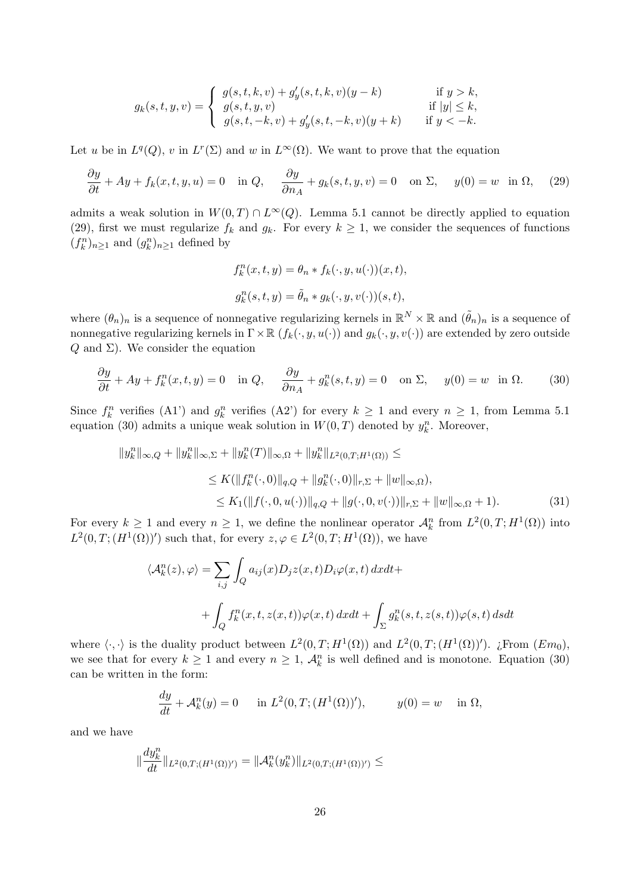$$
g_k(s,t,y,v) = \begin{cases} g(s,t,k,v) + g'_y(s,t,k,v)(y-k) & \text{if } y > k, \\ g(s,t,y,v) & \text{if } |y| \le k, \\ g(s,t,-k,v) + g'_y(s,t,-k,v)(y+k) & \text{if } y < -k. \end{cases}
$$

Let $u$ be in $L^q(Q)$, $v$ in $L^r(\Sigma)$ and $w$ in $L^\infty(\Omega)$. We want to prove that the equation

$$
\frac{\partial y}{\partial t} + Ay + f_k(x,t,y,u) = 0 \quad \text{in } Q, \qquad \frac{\partial y}{\partial n_A} + g_k(s,t,y,v) = 0 \quad \text{on } \Sigma, \qquad y(0) = w \quad \text{in } \Omega, \tag{29}
$$

admits a weak solution in $W(0,T) \cap L^\infty(Q)$. Lemma 5.1 cannot be directly applied to equation (29), first we must regularize $f_k$ and $g_k$. For every $k \ge 1$, we consider the sequences of functions $(f_k^n)_{n\ge 1}$ and $(g_k^n)_{n\ge 1}$ defined by

$$
f_k^n(x,t,y) = \theta_n * f_k(\cdot, y, u(\cdot))(x,t),
$$

$$
g_k^n(s,t,y) = \tilde{\theta}_n * g_k(\cdot, y, v(\cdot))(s,t),
$$

where $(\theta_n)_n$ is a sequence of nonnegative regularizing kernels in $\mathbb{R}^N \times \mathbb{R}$ and $(\tilde{\theta}_n)_n$ is a sequence of nonnegative regularizing kernels in $\Gamma \times \mathbb{R}$ ($f_k(\cdot, y, u(\cdot))$ and $g_k(\cdot, y, v(\cdot))$ are extended by zero outside $Q$ and $\Sigma$). We consider the equation

$$
\frac{\partial y}{\partial t} + Ay + f_k^n(x,t,y) = 0 \quad \text{in } Q, \qquad \frac{\partial y}{\partial n_A} + g_k^n(s,t,y) = 0 \quad \text{on } \Sigma, \qquad y(0) = w \quad \text{in } \Omega. \tag{30}
$$

Since $f_k^n$ verifies (A1') and $g_k^n$ verifies (A2') for every $k \ge 1$ and every $n \ge 1$, from Lemma 5.1 equation (30) admits a unique weak solution in $W(0,T)$ denoted by $y_k^n$. Moreover,

$$
\begin{aligned}
\|y_k^n\|_{\infty,Q} + \|y_k^n\|_{\infty,\Sigma} + \|y_k^n(T)\|_{\infty,\Omega} + \|y_k^n\|_{L^2(0,T;H^1(\Omega))} &\le \\
&\le K(\|f_k^n(\cdot,0)\|_{q,Q} + \|g_k^n(\cdot,0)\|_{r,\Sigma} + \|w\|_{\infty,\Omega}), \\
&\le K_1(\|f(\cdot,0,u(\cdot))\|_{q,Q} + \|g(\cdot,0,v(\cdot))\|_{r,\Sigma} + \|w\|_{\infty,\Omega} + 1).
\end{aligned} \tag{31}
$$

For every $k \ge 1$ and every $n \ge 1$, we define the nonlinear operator $\mathcal{A}_k^n$ from $L^2(0,T;H^1(\Omega))$ into $L^2(0,T;(H^1(\Omega))')$ such that, for every $z, \varphi \in L^2(0,T;H^1(\Omega))$, we have

$$
\langle \mathcal{A}_k^n(z), \varphi \rangle = \sum_{i,j} \int_Q a_{ij}(x) D_j z(x,t) D_i \varphi(x,t)\, dxdt +
$$

$$
+ \int_Q f_k^n(x,t,z(x,t))\varphi(x,t)\, dxdt + \int_\Sigma g_k^n(s,t,z(s,t))\varphi(s,t)\, dsdt
$$

where $\langle \cdot, \cdot \rangle$ is the duality product between $L^2(0,T;H^1(\Omega))$ and $L^2(0,T;(H^1(\Omega))')$. ¿From $(Em_0)$, we see that for every $k \ge 1$ and every $n \ge 1$, $\mathcal{A}_k^n$ is well defined and is monotone. Equation (30) can be written in the form:

$$
\frac{dy}{dt} + \mathcal{A}_k^n(y) = 0 \qquad \text{in } L^2(0,T;(H^1(\Omega))'), \qquad y(0) = w \quad \text{in } \Omega,
$$

and we have

$$
\|\frac{dy_k^n}{dt}\|_{L^2(0,T;(H^1(\Omega))')} = \|\mathcal{A}_k^n(y_k^n)\|_{L^2(0,T;(H^1(\Omega))')} \le
$$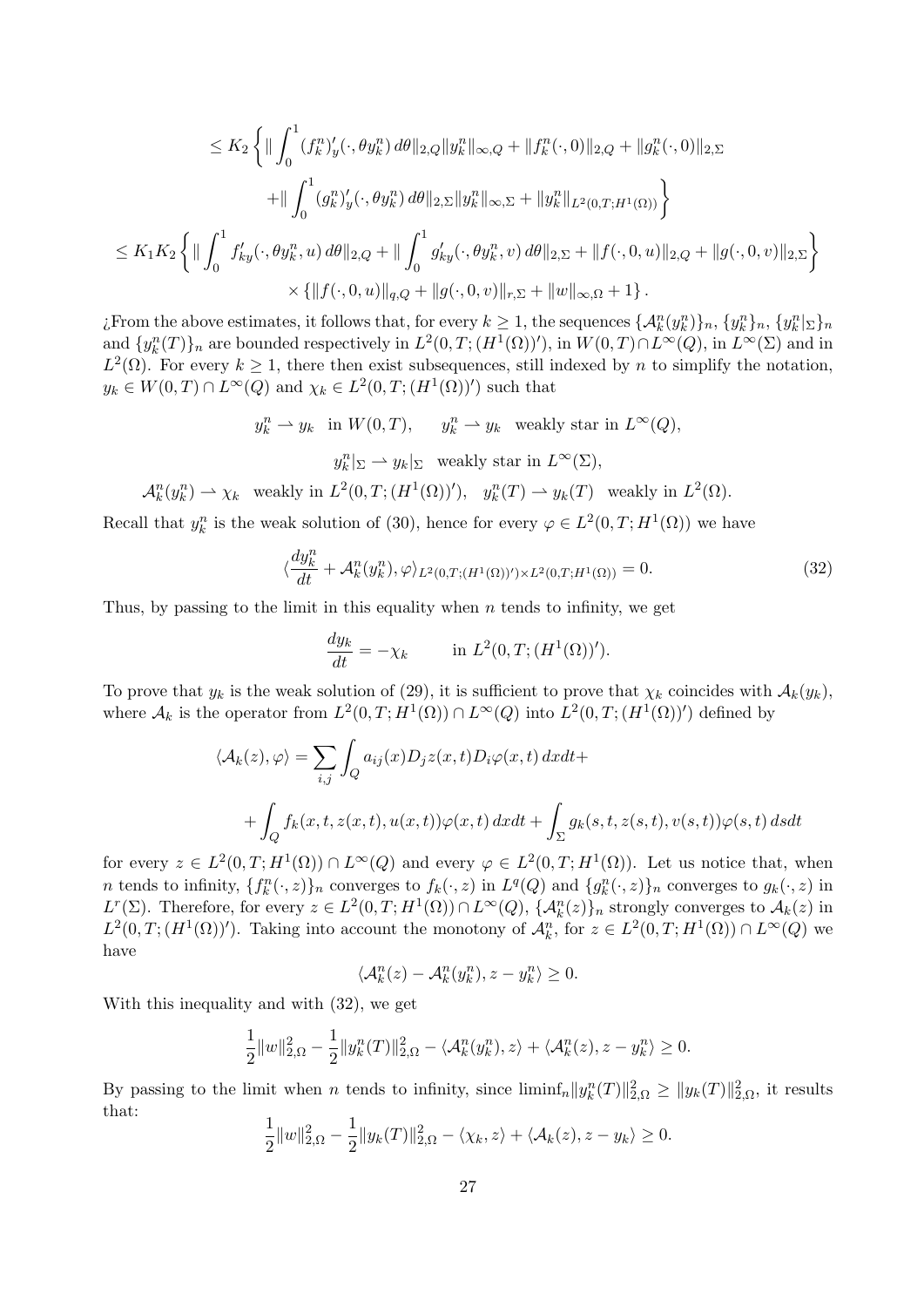$$\leq K_2 \left\{ \| \int_0^1 (f_k^n)'_y(\cdot, \theta y_k^n)\, d\theta \|_{2,Q} \|y_k^n\|_{\infty,Q} + \|f_k^n(\cdot,0)\|_{2,Q} + \|g_k^n(\cdot,0)\|_{2,\Sigma} \right.$$

$$\left. + \| \int_0^1 (g_k^n)'_y(\cdot, \theta y_k^n)\, d\theta \|_{2,\Sigma} \|y_k^n\|_{\infty,\Sigma} + \|y_k^n\|_{L^2(0,T;H^1(\Omega))} \right\}$$

$$\leq K_1 K_2 \left\{ \| \int_0^1 f'_{ky}(\cdot, \theta y_k^n, u)\, d\theta \|_{2,Q} + \| \int_0^1 g'_{ky}(\cdot, \theta y_k^n, v)\, d\theta \|_{2,\Sigma} + \|f(\cdot,0,u)\|_{2,Q} + \|g(\cdot,0,v)\|_{2,\Sigma} \right\}$$

$$\times \left\{ \|f(\cdot,0,u)\|_{q,Q} + \|g(\cdot,0,v)\|_{r,\Sigma} + \|w\|_{\infty,\Omega} + 1 \right\}.$$

¿From the above estimates, it follows that, for every $k \geq 1$, the sequences $\{\mathcal{A}_k^n(y_k^n)\}_n$, $\{y_k^n\}_n$, $\{y_k^n|_\Sigma\}_n$ and $\{y_k^n(T)\}_n$ are bounded respectively in $L^2(0,T;(H^1(\Omega))')$, in $W(0,T) \cap L^\infty(Q)$, in $L^\infty(\Sigma)$ and in $L^2(\Omega)$. For every $k \geq 1$, there then exist subsequences, still indexed by $n$ to simplify the notation, $y_k \in W(0,T) \cap L^\infty(Q)$ and $\chi_k \in L^2(0,T;(H^1(\Omega))')$ such that

$$y_k^n \rightharpoonup y_k \quad \text{in } W(0,T), \qquad y_k^n \rightharpoonup y_k \quad \text{weakly star in } L^\infty(Q),$$

$$y_k^n|_\Sigma \rightharpoonup y_k|_\Sigma \quad \text{weakly star in } L^\infty(\Sigma),$$

$$\mathcal{A}_k^n(y_k^n) \rightharpoonup \chi_k \quad \text{weakly in } L^2(0,T;(H^1(\Omega))'), \quad y_k^n(T) \rightharpoonup y_k(T) \quad \text{weakly in } L^2(\Omega).$$

Recall that $y_k^n$ is the weak solution of (30), hence for every $\varphi \in L^2(0,T;H^1(\Omega))$ we have

$$\langle \frac{dy_k^n}{dt} + \mathcal{A}_k^n(y_k^n), \varphi \rangle_{L^2(0,T;(H^1(\Omega))') \times L^2(0,T;H^1(\Omega))} = 0. \tag{32}$$

Thus, by passing to the limit in this equality when $n$ tends to infinity, we get

$$\frac{dy_k}{dt} = -\chi_k \qquad \text{in } L^2(0,T;(H^1(\Omega))').$$

To prove that $y_k$ is the weak solution of (29), it is sufficient to prove that $\chi_k$ coincides with $\mathcal{A}_k(y_k)$, where $\mathcal{A}_k$ is the operator from $L^2(0,T;H^1(\Omega)) \cap L^\infty(Q)$ into $L^2(0,T;(H^1(\Omega))')$ defined by

$$\langle \mathcal{A}_k(z), \varphi \rangle = \sum_{i,j} \int_Q a_{ij}(x) D_j z(x,t) D_i \varphi(x,t)\, dxdt +$$

$$+ \int_Q f_k(x,t,z(x,t),u(x,t)) \varphi(x,t)\, dxdt + \int_\Sigma g_k(s,t,z(s,t),v(s,t)) \varphi(s,t)\, dsdt$$

for every $z \in L^2(0,T;H^1(\Omega)) \cap L^\infty(Q)$ and every $\varphi \in L^2(0,T;H^1(\Omega))$. Let us notice that, when $n$ tends to infinity, $\{f_k^n(\cdot,z)\}_n$ converges to $f_k(\cdot,z)$ in $L^q(Q)$ and $\{g_k^n(\cdot,z)\}_n$ converges to $g_k(\cdot,z)$ in $L^r(\Sigma)$. Therefore, for every $z \in L^2(0,T;H^1(\Omega)) \cap L^\infty(Q)$, $\{\mathcal{A}_k^n(z)\}_n$ strongly converges to $\mathcal{A}_k(z)$ in $L^2(0,T;(H^1(\Omega))')$. Taking into account the monotony of $\mathcal{A}_k^n$, for $z \in L^2(0,T;H^1(\Omega)) \cap L^\infty(Q)$ we have

$$\langle \mathcal{A}_k^n(z) - \mathcal{A}_k^n(y_k^n), z - y_k^n \rangle \geq 0.$$

With this inequality and with (32), we get

$$\frac{1}{2}\|w\|_{2,\Omega}^2 - \frac{1}{2}\|y_k^n(T)\|_{2,\Omega}^2 - \langle \mathcal{A}_k^n(y_k^n), z \rangle + \langle \mathcal{A}_k^n(z), z - y_k^n \rangle \geq 0.$$

By passing to the limit when $n$ tends to infinity, since $\text{liminf}_n \|y_k^n(T)\|_{2,\Omega}^2 \geq \|y_k(T)\|_{2,\Omega}^2$, it results that:

$$\frac{1}{2}\|w\|_{2,\Omega}^2 - \frac{1}{2}\|y_k(T)\|_{2,\Omega}^2 - \langle \chi_k, z \rangle + \langle \mathcal{A}_k(z), z - y_k \rangle \geq 0.$$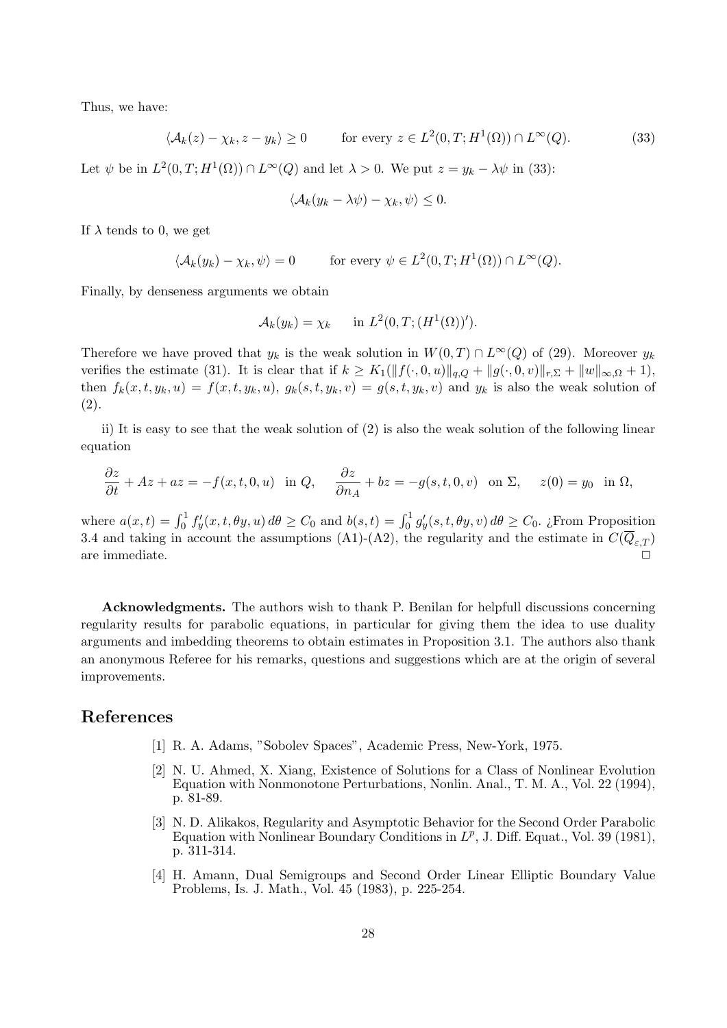Thus, we have:

$$\langle \mathcal{A}_k(z) - \chi_k, z - y_k \rangle \geq 0 \qquad \text{for every } z \in L^2(0,T;H^1(\Omega)) \cap L^\infty(Q). \tag{33}$$

Let $\psi$ be in $L^2(0,T;H^1(\Omega)) \cap L^\infty(Q)$ and let $\lambda > 0$. We put $z = y_k - \lambda\psi$ in (33):

$$\langle \mathcal{A}_k(y_k - \lambda\psi) - \chi_k, \psi \rangle \leq 0.$$

If $\lambda$ tends to 0, we get

$$\langle \mathcal{A}_k(y_k) - \chi_k, \psi \rangle = 0 \qquad \text{for every } \psi \in L^2(0,T;H^1(\Omega)) \cap L^\infty(Q).$$

Finally, by denseness arguments we obtain

$$\mathcal{A}_k(y_k) = \chi_k \quad \text{ in } L^2(0,T;(H^1(\Omega))').$$

Therefore we have proved that $y_k$ is the weak solution in $W(0,T) \cap L^\infty(Q)$ of (29). Moreover $y_k$ verifies the estimate (31). It is clear that if $k \geq K_1(\|f(\cdot,0,u)\|_{q,Q} + \|g(\cdot,0,v)\|_{r,\Sigma} + \|w\|_{\infty,\Omega} + 1)$, then $f_k(x,t,y_k,u) = f(x,t,y_k,u)$, $g_k(s,t,y_k,v) = g(s,t,y_k,v)$ and $y_k$ is also the weak solution of (2).

ii) It is easy to see that the weak solution of (2) is also the weak solution of the following linear equation

$$\frac{\partial z}{\partial t} + Az + az = -f(x,t,0,u) \;\text{ in } Q, \quad \frac{\partial z}{\partial n_A} + bz = -g(s,t,0,v) \;\text{ on } \Sigma, \quad z(0) = y_0 \;\text{ in } \Omega,$$

where $a(x,t) = \int_0^1 f'_y(x,t,\theta y,u)\,d\theta \geq C_0$ and $b(s,t) = \int_0^1 g'_y(s,t,\theta y,v)\,d\theta \geq C_0$. ¿From Proposition 3.4 and taking in account the assumptions (A1)-(A2), the regularity and the estimate in $C(\overline{Q}_{\varepsilon,T})$ are immediate. □

**Acknowledgments.** The authors wish to thank P. Benilan for helpfull discussions concerning regularity results for parabolic equations, in particular for giving them the idea to use duality arguments and imbedding theorems to obtain estimates in Proposition 3.1. The authors also thank an anonymous Referee for his remarks, questions and suggestions which are at the origin of several improvements.

# References

[1] R. A. Adams, "Sobolev Spaces", Academic Press, New-York, 1975.

[2] N. U. Ahmed, X. Xiang, Existence of Solutions for a Class of Nonlinear Evolution Equation with Nonmonotone Perturbations, Nonlin. Anal., T. M. A., Vol. 22 (1994), p. 81-89.

[3] N. D. Alikakos, Regularity and Asymptotic Behavior for the Second Order Parabolic Equation with Nonlinear Boundary Conditions in $L^p$, J. Diff. Equat., Vol. 39 (1981), p. 311-314.

[4] H. Amann, Dual Semigroups and Second Order Linear Elliptic Boundary Value Problems, Is. J. Math., Vol. 45 (1983), p. 225-254.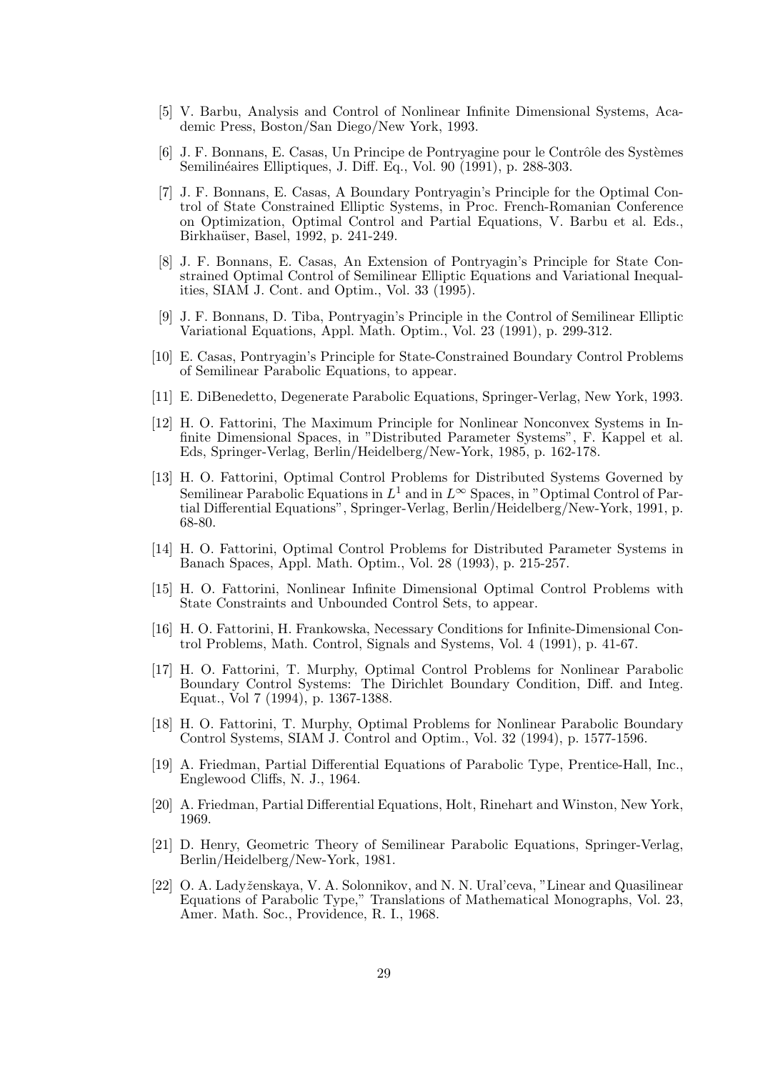[5] V. Barbu, Analysis and Control of Nonlinear Infinite Dimensional Systems, Academic Press, Boston/San Diego/New York, 1993.

[6] J. F. Bonnans, E. Casas, Un Principe de Pontryagine pour le Contrôle des Systèmes Semilinéaires Elliptiques, J. Diff. Eq., Vol. 90 (1991), p. 288-303.

[7] J. F. Bonnans, E. Casas, A Boundary Pontryagin's Principle for the Optimal Control of State Constrained Elliptic Systems, in Proc. French-Romanian Conference on Optimization, Optimal Control and Partial Equations, V. Barbu et al. Eds., Birkhaüser, Basel, 1992, p. 241-249.

[8] J. F. Bonnans, E. Casas, An Extension of Pontryagin's Principle for State Constrained Optimal Control of Semilinear Elliptic Equations and Variational Inequalities, SIAM J. Cont. and Optim., Vol. 33 (1995).

[9] J. F. Bonnans, D. Tiba, Pontryagin's Principle in the Control of Semilinear Elliptic Variational Equations, Appl. Math. Optim., Vol. 23 (1991), p. 299-312.

[10] E. Casas, Pontryagin's Principle for State-Constrained Boundary Control Problems of Semilinear Parabolic Equations, to appear.

[11] E. DiBenedetto, Degenerate Parabolic Equations, Springer-Verlag, New York, 1993.

[12] H. O. Fattorini, The Maximum Principle for Nonlinear Nonconvex Systems in Infinite Dimensional Spaces, in "Distributed Parameter Systems", F. Kappel et al. Eds, Springer-Verlag, Berlin/Heidelberg/New-York, 1985, p. 162-178.

[13] H. O. Fattorini, Optimal Control Problems for Distributed Systems Governed by Semilinear Parabolic Equations in $L^1$ and in $L^\infty$ Spaces, in "Optimal Control of Partial Differential Equations", Springer-Verlag, Berlin/Heidelberg/New-York, 1991, p. 68-80.

[14] H. O. Fattorini, Optimal Control Problems for Distributed Parameter Systems in Banach Spaces, Appl. Math. Optim., Vol. 28 (1993), p. 215-257.

[15] H. O. Fattorini, Nonlinear Infinite Dimensional Optimal Control Problems with State Constraints and Unbounded Control Sets, to appear.

[16] H. O. Fattorini, H. Frankowska, Necessary Conditions for Infinite-Dimensional Control Problems, Math. Control, Signals and Systems, Vol. 4 (1991), p. 41-67.

[17] H. O. Fattorini, T. Murphy, Optimal Control Problems for Nonlinear Parabolic Boundary Control Systems: The Dirichlet Boundary Condition, Diff. and Integ. Equat., Vol 7 (1994), p. 1367-1388.

[18] H. O. Fattorini, T. Murphy, Optimal Problems for Nonlinear Parabolic Boundary Control Systems, SIAM J. Control and Optim., Vol. 32 (1994), p. 1577-1596.

[19] A. Friedman, Partial Differential Equations of Parabolic Type, Prentice-Hall, Inc., Englewood Cliffs, N. J., 1964.

[20] A. Friedman, Partial Differential Equations, Holt, Rinehart and Winston, New York, 1969.

[21] D. Henry, Geometric Theory of Semilinear Parabolic Equations, Springer-Verlag, Berlin/Heidelberg/New-York, 1981.

[22] O. A. Ladyženskaya, V. A. Solonnikov, and N. N. Ural'ceva, "Linear and Quasilinear Equations of Parabolic Type," Translations of Mathematical Monographs, Vol. 23, Amer. Math. Soc., Providence, R. I., 1968.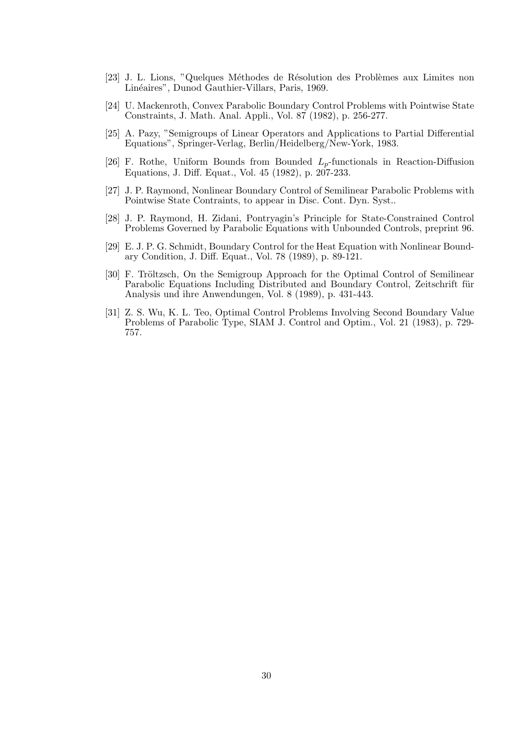[23] J. L. Lions, "Quelques Méthodes de Résolution des Problèmes aux Limites non Linéaires", Dunod Gauthier-Villars, Paris, 1969.

[24] U. Mackenroth, Convex Parabolic Boundary Control Problems with Pointwise State Constraints, J. Math. Anal. Appli., Vol. 87 (1982), p. 256-277.

[25] A. Pazy, "Semigroups of Linear Operators and Applications to Partial Differential Equations", Springer-Verlag, Berlin/Heidelberg/New-York, 1983.

[26] F. Rothe, Uniform Bounds from Bounded $L_p$-functionals in Reaction-Diffusion Equations, J. Diff. Equat., Vol. 45 (1982), p. 207-233.

[27] J. P. Raymond, Nonlinear Boundary Control of Semilinear Parabolic Problems with Pointwise State Contraints, to appear in Disc. Cont. Dyn. Syst..

[28] J. P. Raymond, H. Zidani, Pontryagin's Principle for State-Constrained Control Problems Governed by Parabolic Equations with Unbounded Controls, preprint 96.

[29] E. J. P. G. Schmidt, Boundary Control for the Heat Equation with Nonlinear Boundary Condition, J. Diff. Equat., Vol. 78 (1989), p. 89-121.

[30] F. Tröltzsch, On the Semigroup Approach for the Optimal Control of Semilinear Parabolic Equations Including Distributed and Boundary Control, Zeitschrift für Analysis und ihre Anwendungen, Vol. 8 (1989), p. 431-443.

[31] Z. S. Wu, K. L. Teo, Optimal Control Problems Involving Second Boundary Value Problems of Parabolic Type, SIAM J. Control and Optim., Vol. 21 (1983), p. 729-757.